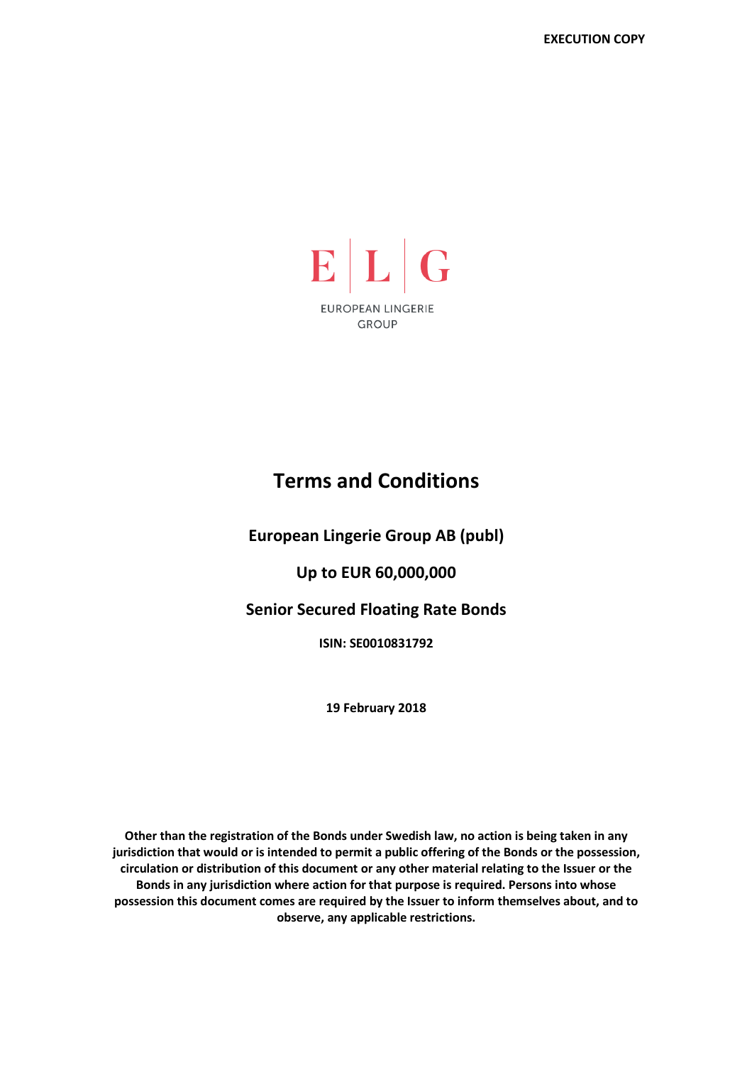**EXECUTION COPY**

E | L | G

EUROPEAN LINGERIE GROUP

# Terms and Conditions

## European Lingerie Group AB (publ)

## Up to EUR 60,000,000

## Senior Secured Floating Rate Bonds

**ISIN: SE0010831792**

**19 February 2018**

**Other than the registration of the Bonds under Swedish law, no action is being taken in any jurisdiction that would or is intended to permit a public offering of the Bonds or the possession, circulation or distribution of this document or any other material relating to the Issuer or the Bonds in any jurisdiction where action for that purpose is required. Persons into whose possession this document comes are required by the Issuer to inform themselves about, and to observe, any applicable restrictions.**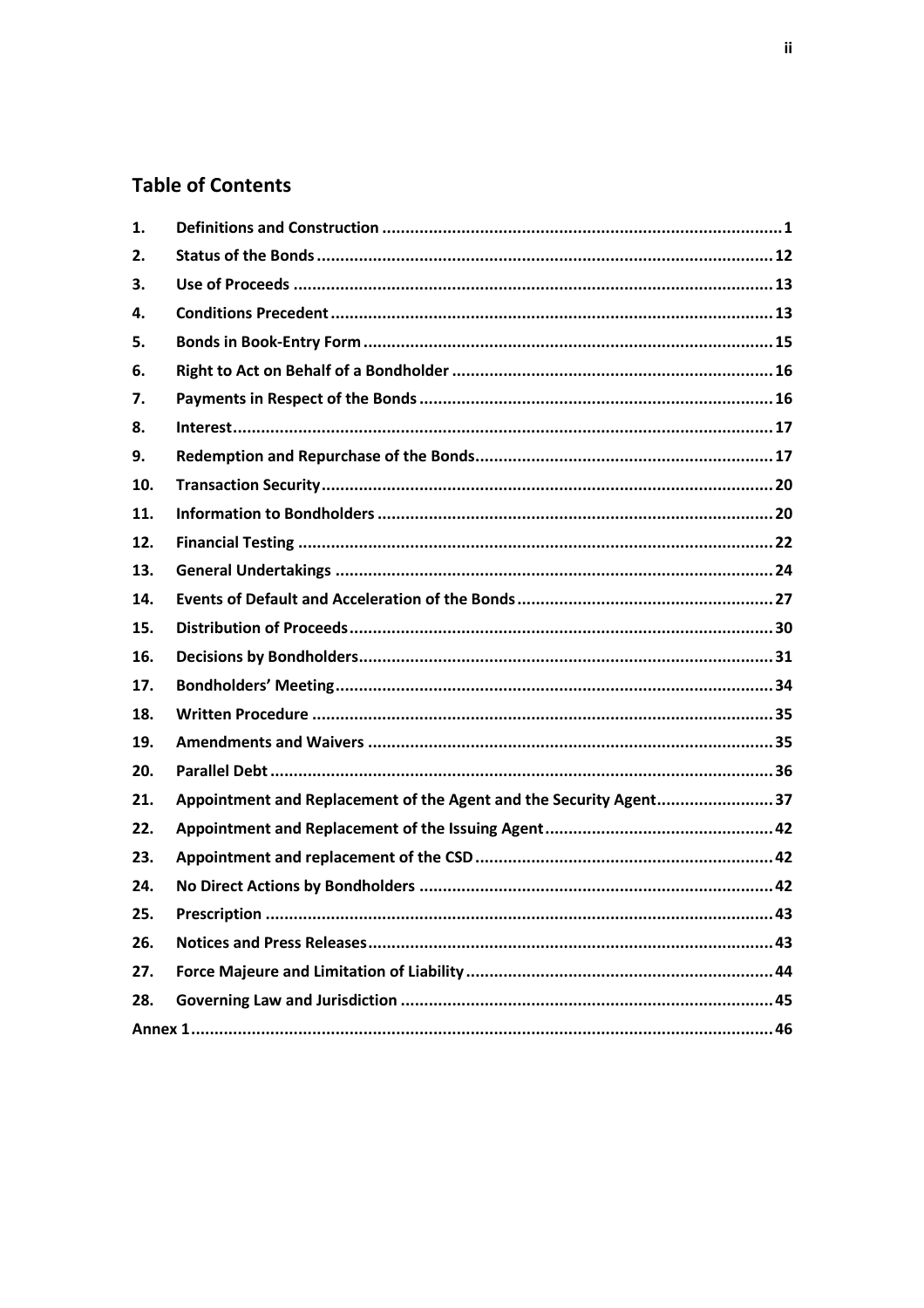## Table of Contents

| | | |
|---|---|---|
| 1. | Definitions and Construction | 1 |
| 2. | Status of the Bonds | 12 |
| 3. | Use of Proceeds | 13 |
| 4. | Conditions Precedent | 13 |
| 5. | Bonds in Book-Entry Form | 15 |
| 6. | Right to Act on Behalf of a Bondholder | 16 |
| 7. | Payments in Respect of the Bonds | 16 |
| 8. | Interest | 17 |
| 9. | Redemption and Repurchase of the Bonds | 17 |
| 10. | Transaction Security | 20 |
| 11. | Information to Bondholders | 20 |
| 12. | Financial Testing | 22 |
| 13. | General Undertakings | 24 |
| 14. | Events of Default and Acceleration of the Bonds | 27 |
| 15. | Distribution of Proceeds | 30 |
| 16. | Decisions by Bondholders | 31 |
| 17. | Bondholders' Meeting | 34 |
| 18. | Written Procedure | 35 |
| 19. | Amendments and Waivers | 35 |
| 20. | Parallel Debt | 36 |
| 21. | Appointment and Replacement of the Agent and the Security Agent | 37 |
| 22. | Appointment and Replacement of the Issuing Agent | 42 |
| 23. | Appointment and replacement of the CSD | 42 |
| 24. | No Direct Actions by Bondholders | 42 |
| 25. | Prescription | 43 |
| 26. | Notices and Press Releases | 43 |
| 27. | Force Majeure and Limitation of Liability | 44 |
| 28. | Governing Law and Jurisdiction | 45 |
| Annex 1 | | 46 |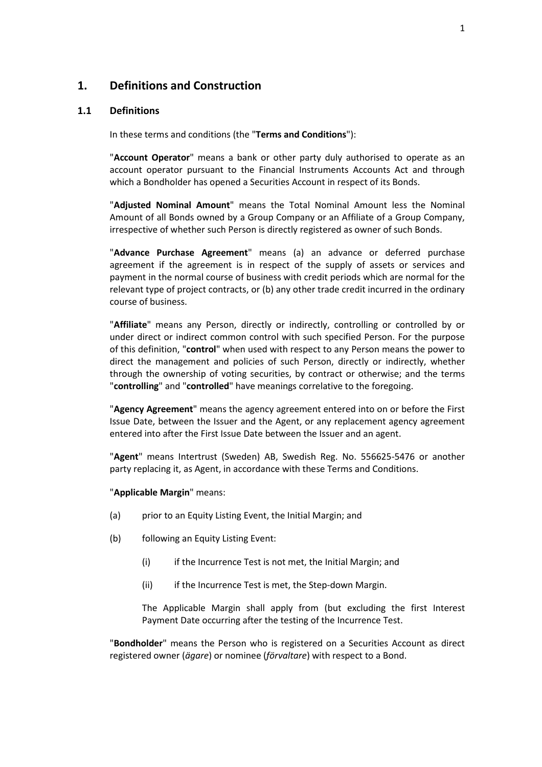# 1. Definitions and Construction

## 1.1 Definitions

In these terms and conditions (the "**Terms and Conditions**"):

"**Account Operator**" means a bank or other party duly authorised to operate as an account operator pursuant to the Financial Instruments Accounts Act and through which a Bondholder has opened a Securities Account in respect of its Bonds.

"**Adjusted Nominal Amount**" means the Total Nominal Amount less the Nominal Amount of all Bonds owned by a Group Company or an Affiliate of a Group Company, irrespective of whether such Person is directly registered as owner of such Bonds.

"**Advance Purchase Agreement**" means (a) an advance or deferred purchase agreement if the agreement is in respect of the supply of assets or services and payment in the normal course of business with credit periods which are normal for the relevant type of project contracts, or (b) any other trade credit incurred in the ordinary course of business.

"**Affiliate**" means any Person, directly or indirectly, controlling or controlled by or under direct or indirect common control with such specified Person. For the purpose of this definition, "**control**" when used with respect to any Person means the power to direct the management and policies of such Person, directly or indirectly, whether through the ownership of voting securities, by contract or otherwise; and the terms "**controlling**" and "**controlled**" have meanings correlative to the foregoing.

"**Agency Agreement**" means the agency agreement entered into on or before the First Issue Date, between the Issuer and the Agent, or any replacement agency agreement entered into after the First Issue Date between the Issuer and an agent.

"**Agent**" means Intertrust (Sweden) AB, Swedish Reg. No. 556625-5476 or another party replacing it, as Agent, in accordance with these Terms and Conditions.

"**Applicable Margin**" means:

(a) prior to an Equity Listing Event, the Initial Margin; and

(b) following an Equity Listing Event:

   (i) if the Incurrence Test is not met, the Initial Margin; and

   (ii) if the Incurrence Test is met, the Step-down Margin.

   The Applicable Margin shall apply from (but excluding the first Interest Payment Date occurring after the testing of the Incurrence Test.

"**Bondholder**" means the Person who is registered on a Securities Account as direct registered owner (*ägare*) or nominee (*förvaltare*) with respect to a Bond.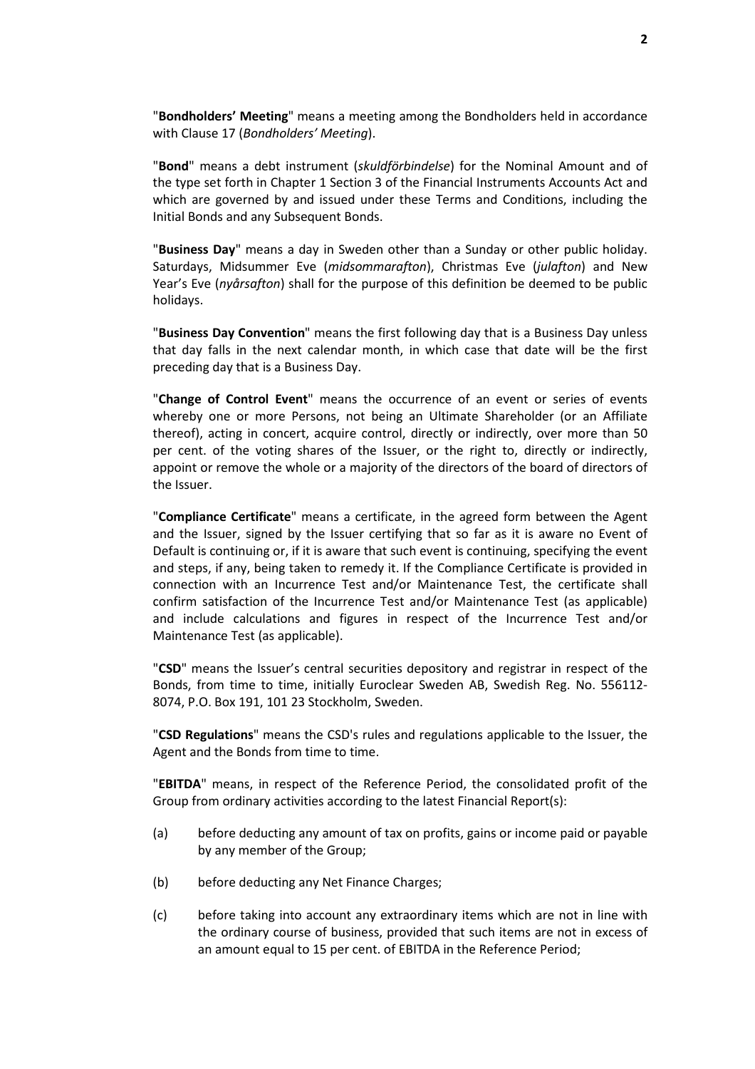"**Bondholders' Meeting**" means a meeting among the Bondholders held in accordance with Clause 17 (*Bondholders' Meeting*).

"**Bond**" means a debt instrument (*skuldförbindelse*) for the Nominal Amount and of the type set forth in Chapter 1 Section 3 of the Financial Instruments Accounts Act and which are governed by and issued under these Terms and Conditions, including the Initial Bonds and any Subsequent Bonds.

"**Business Day**" means a day in Sweden other than a Sunday or other public holiday. Saturdays, Midsummer Eve (*midsommarafton*), Christmas Eve (*julafton*) and New Year's Eve (*nyårsafton*) shall for the purpose of this definition be deemed to be public holidays.

"**Business Day Convention**" means the first following day that is a Business Day unless that day falls in the next calendar month, in which case that date will be the first preceding day that is a Business Day.

"**Change of Control Event**" means the occurrence of an event or series of events whereby one or more Persons, not being an Ultimate Shareholder (or an Affiliate thereof), acting in concert, acquire control, directly or indirectly, over more than 50 per cent. of the voting shares of the Issuer, or the right to, directly or indirectly, appoint or remove the whole or a majority of the directors of the board of directors of the Issuer.

"**Compliance Certificate**" means a certificate, in the agreed form between the Agent and the Issuer, signed by the Issuer certifying that so far as it is aware no Event of Default is continuing or, if it is aware that such event is continuing, specifying the event and steps, if any, being taken to remedy it. If the Compliance Certificate is provided in connection with an Incurrence Test and/or Maintenance Test, the certificate shall confirm satisfaction of the Incurrence Test and/or Maintenance Test (as applicable) and include calculations and figures in respect of the Incurrence Test and/or Maintenance Test (as applicable).

"**CSD**" means the Issuer's central securities depository and registrar in respect of the Bonds, from time to time, initially Euroclear Sweden AB, Swedish Reg. No. 556112-8074, P.O. Box 191, 101 23 Stockholm, Sweden.

"**CSD Regulations**" means the CSD's rules and regulations applicable to the Issuer, the Agent and the Bonds from time to time.

"**EBITDA**" means, in respect of the Reference Period, the consolidated profit of the Group from ordinary activities according to the latest Financial Report(s):

(a) before deducting any amount of tax on profits, gains or income paid or payable by any member of the Group;

(b) before deducting any Net Finance Charges;

(c) before taking into account any extraordinary items which are not in line with the ordinary course of business, provided that such items are not in excess of an amount equal to 15 per cent. of EBITDA in the Reference Period;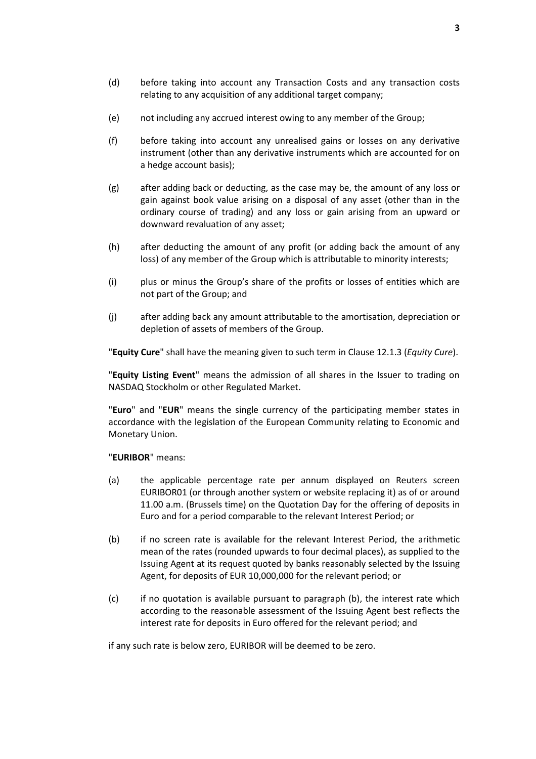(d) before taking into account any Transaction Costs and any transaction costs relating to any acquisition of any additional target company;

(e) not including any accrued interest owing to any member of the Group;

(f) before taking into account any unrealised gains or losses on any derivative instrument (other than any derivative instruments which are accounted for on a hedge account basis);

(g) after adding back or deducting, as the case may be, the amount of any loss or gain against book value arising on a disposal of any asset (other than in the ordinary course of trading) and any loss or gain arising from an upward or downward revaluation of any asset;

(h) after deducting the amount of any profit (or adding back the amount of any loss) of any member of the Group which is attributable to minority interests;

(i) plus or minus the Group's share of the profits or losses of entities which are not part of the Group; and

(j) after adding back any amount attributable to the amortisation, depreciation or depletion of assets of members of the Group.

"**Equity Cure**" shall have the meaning given to such term in Clause 12.1.3 (*Equity Cure*).

"**Equity Listing Event**" means the admission of all shares in the Issuer to trading on NASDAQ Stockholm or other Regulated Market.

"**Euro**" and "**EUR**" means the single currency of the participating member states in accordance with the legislation of the European Community relating to Economic and Monetary Union.

"**EURIBOR**" means:

(a) the applicable percentage rate per annum displayed on Reuters screen EURIBOR01 (or through another system or website replacing it) as of or around 11.00 a.m. (Brussels time) on the Quotation Day for the offering of deposits in Euro and for a period comparable to the relevant Interest Period; or

(b) if no screen rate is available for the relevant Interest Period, the arithmetic mean of the rates (rounded upwards to four decimal places), as supplied to the Issuing Agent at its request quoted by banks reasonably selected by the Issuing Agent, for deposits of EUR 10,000,000 for the relevant period; or

(c) if no quotation is available pursuant to paragraph (b), the interest rate which according to the reasonable assessment of the Issuing Agent best reflects the interest rate for deposits in Euro offered for the relevant period; and

if any such rate is below zero, EURIBOR will be deemed to be zero.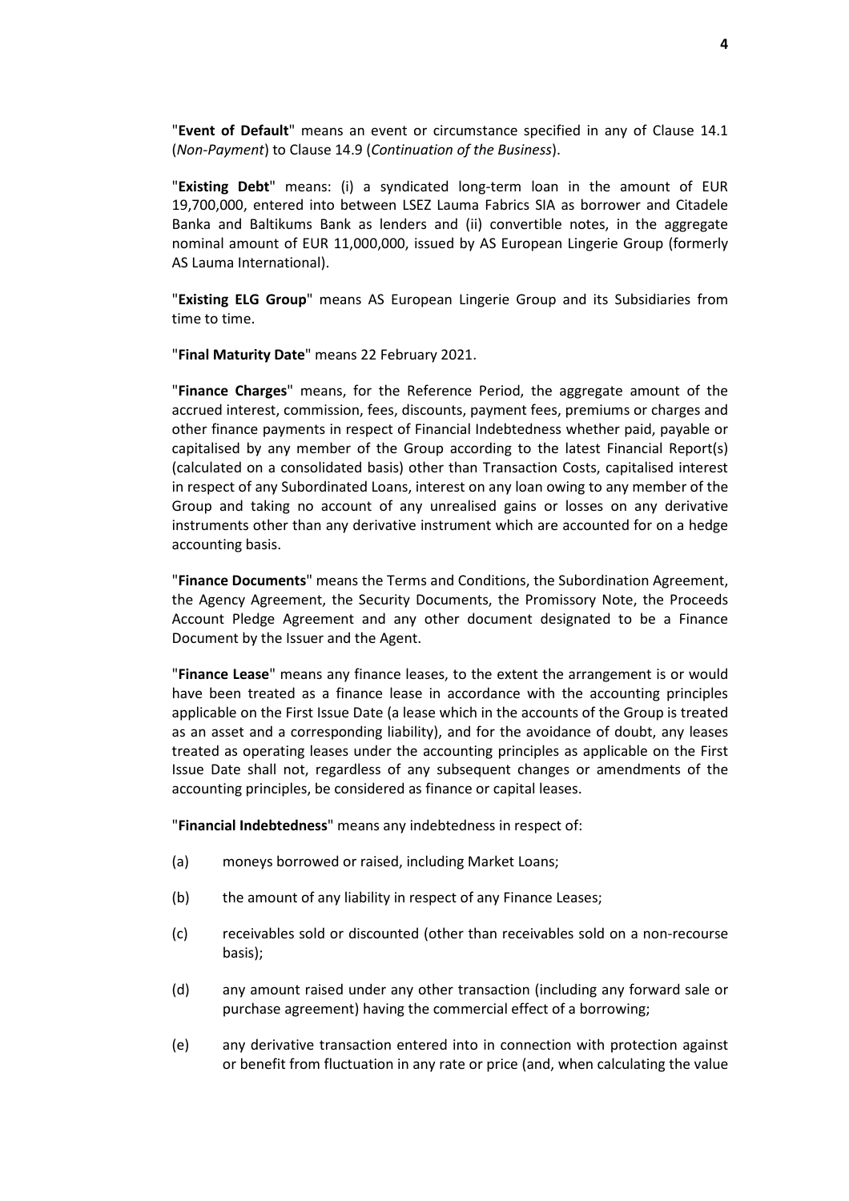"**Event of Default**" means an event or circumstance specified in any of Clause 14.1 (*Non-Payment*) to Clause 14.9 (*Continuation of the Business*).

"**Existing Debt**" means: (i) a syndicated long-term loan in the amount of EUR 19,700,000, entered into between LSEZ Lauma Fabrics SIA as borrower and Citadele Banka and Baltikums Bank as lenders and (ii) convertible notes, in the aggregate nominal amount of EUR 11,000,000, issued by AS European Lingerie Group (formerly AS Lauma International).

"**Existing ELG Group**" means AS European Lingerie Group and its Subsidiaries from time to time.

"**Final Maturity Date**" means 22 February 2021.

"**Finance Charges**" means, for the Reference Period, the aggregate amount of the accrued interest, commission, fees, discounts, payment fees, premiums or charges and other finance payments in respect of Financial Indebtedness whether paid, payable or capitalised by any member of the Group according to the latest Financial Report(s) (calculated on a consolidated basis) other than Transaction Costs, capitalised interest in respect of any Subordinated Loans, interest on any loan owing to any member of the Group and taking no account of any unrealised gains or losses on any derivative instruments other than any derivative instrument which are accounted for on a hedge accounting basis.

"**Finance Documents**" means the Terms and Conditions, the Subordination Agreement, the Agency Agreement, the Security Documents, the Promissory Note, the Proceeds Account Pledge Agreement and any other document designated to be a Finance Document by the Issuer and the Agent.

"**Finance Lease**" means any finance leases, to the extent the arrangement is or would have been treated as a finance lease in accordance with the accounting principles applicable on the First Issue Date (a lease which in the accounts of the Group is treated as an asset and a corresponding liability), and for the avoidance of doubt, any leases treated as operating leases under the accounting principles as applicable on the First Issue Date shall not, regardless of any subsequent changes or amendments of the accounting principles, be considered as finance or capital leases.

"**Financial Indebtedness**" means any indebtedness in respect of:

(a) moneys borrowed or raised, including Market Loans;

(b) the amount of any liability in respect of any Finance Leases;

(c) receivables sold or discounted (other than receivables sold on a non-recourse basis);

(d) any amount raised under any other transaction (including any forward sale or purchase agreement) having the commercial effect of a borrowing;

(e) any derivative transaction entered into in connection with protection against or benefit from fluctuation in any rate or price (and, when calculating the value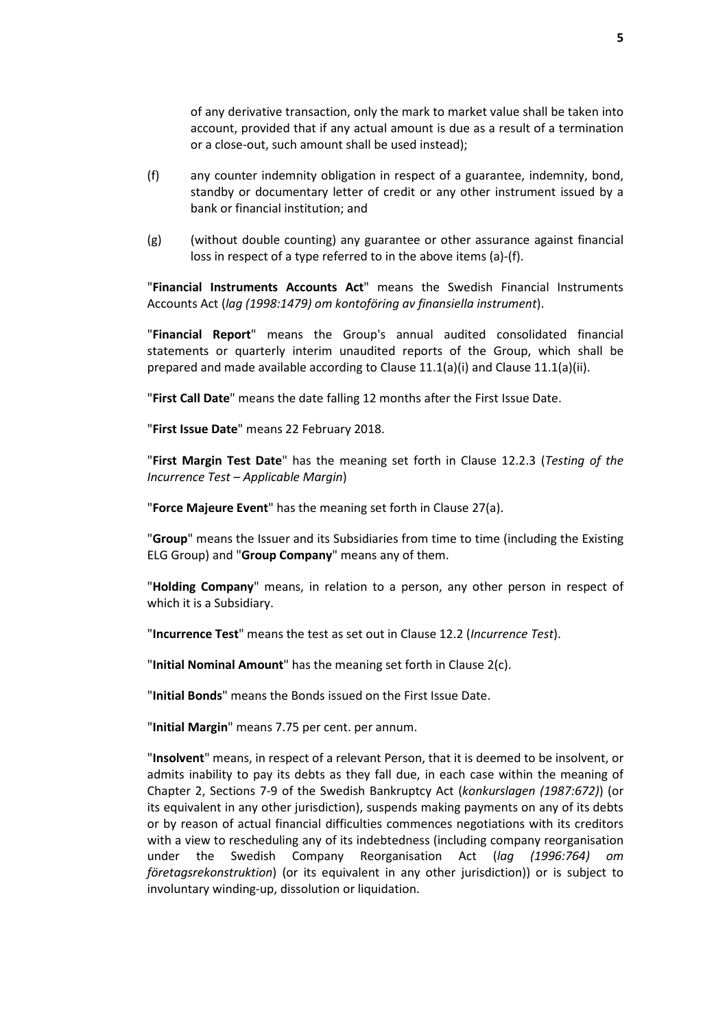of any derivative transaction, only the mark to market value shall be taken into account, provided that if any actual amount is due as a result of a termination or a close-out, such amount shall be used instead);

(f) any counter indemnity obligation in respect of a guarantee, indemnity, bond, standby or documentary letter of credit or any other instrument issued by a bank or financial institution; and

(g) (without double counting) any guarantee or other assurance against financial loss in respect of a type referred to in the above items (a)-(f).

"**Financial Instruments Accounts Act**" means the Swedish Financial Instruments Accounts Act (*lag (1998:1479) om kontoföring av finansiella instrument*).

"**Financial Report**" means the Group's annual audited consolidated financial statements or quarterly interim unaudited reports of the Group, which shall be prepared and made available according to Clause 11.1(a)(i) and Clause 11.1(a)(ii).

"**First Call Date**" means the date falling 12 months after the First Issue Date.

"**First Issue Date**" means 22 February 2018.

"**First Margin Test Date**" has the meaning set forth in Clause 12.2.3 (*Testing of the Incurrence Test – Applicable Margin*)

"**Force Majeure Event**" has the meaning set forth in Clause 27(a).

"**Group**" means the Issuer and its Subsidiaries from time to time (including the Existing ELG Group) and "**Group Company**" means any of them.

"**Holding Company**" means, in relation to a person, any other person in respect of which it is a Subsidiary.

"**Incurrence Test**" means the test as set out in Clause 12.2 (*Incurrence Test*).

"**Initial Nominal Amount**" has the meaning set forth in Clause 2(c).

"**Initial Bonds**" means the Bonds issued on the First Issue Date.

"**Initial Margin**" means 7.75 per cent. per annum.

"**Insolvent**" means, in respect of a relevant Person, that it is deemed to be insolvent, or admits inability to pay its debts as they fall due, in each case within the meaning of Chapter 2, Sections 7-9 of the Swedish Bankruptcy Act (*konkurslagen (1987:672)*) (or its equivalent in any other jurisdiction), suspends making payments on any of its debts or by reason of actual financial difficulties commences negotiations with its creditors with a view to rescheduling any of its indebtedness (including company reorganisation under the Swedish Company Reorganisation Act (*lag (1996:764) om företagsrekonstruktion*) (or its equivalent in any other jurisdiction)) or is subject to involuntary winding-up, dissolution or liquidation.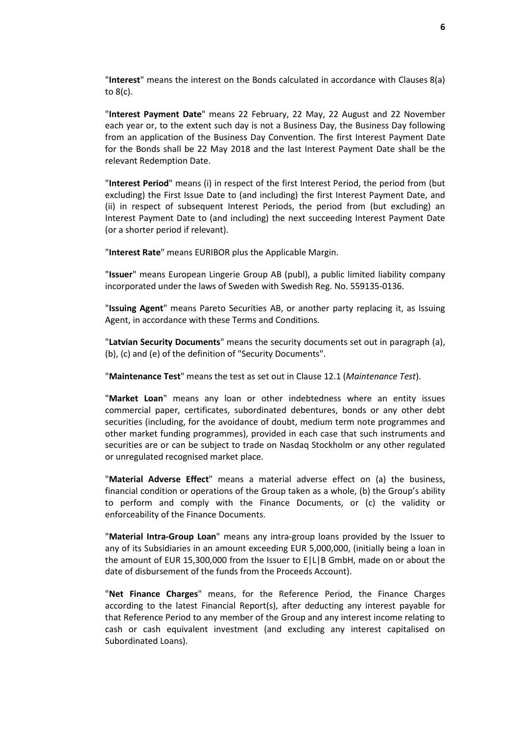"**Interest**" means the interest on the Bonds calculated in accordance with Clauses 8(a) to 8(c).

"**Interest Payment Date**" means 22 February, 22 May, 22 August and 22 November each year or, to the extent such day is not a Business Day, the Business Day following from an application of the Business Day Convention. The first Interest Payment Date for the Bonds shall be 22 May 2018 and the last Interest Payment Date shall be the relevant Redemption Date.

"**Interest Period**" means (i) in respect of the first Interest Period, the period from (but excluding) the First Issue Date to (and including) the first Interest Payment Date, and (ii) in respect of subsequent Interest Periods, the period from (but excluding) an Interest Payment Date to (and including) the next succeeding Interest Payment Date (or a shorter period if relevant).

"**Interest Rate**" means EURIBOR plus the Applicable Margin.

"**Issuer**" means European Lingerie Group AB (publ), a public limited liability company incorporated under the laws of Sweden with Swedish Reg. No. 559135-0136.

"**Issuing Agent**" means Pareto Securities AB, or another party replacing it, as Issuing Agent, in accordance with these Terms and Conditions.

"**Latvian Security Documents**" means the security documents set out in paragraph (a), (b), (c) and (e) of the definition of "Security Documents".

"**Maintenance Test**" means the test as set out in Clause 12.1 (*Maintenance Test*).

"**Market Loan**" means any loan or other indebtedness where an entity issues commercial paper, certificates, subordinated debentures, bonds or any other debt securities (including, for the avoidance of doubt, medium term note programmes and other market funding programmes), provided in each case that such instruments and securities are or can be subject to trade on Nasdaq Stockholm or any other regulated or unregulated recognised market place.

"**Material Adverse Effect**" means a material adverse effect on (a) the business, financial condition or operations of the Group taken as a whole, (b) the Group's ability to perform and comply with the Finance Documents, or (c) the validity or enforceability of the Finance Documents.

"**Material Intra-Group Loan**" means any intra-group loans provided by the Issuer to any of its Subsidiaries in an amount exceeding EUR 5,000,000, (initially being a loan in the amount of EUR 15,300,000 from the Issuer to E|L|B GmbH, made on or about the date of disbursement of the funds from the Proceeds Account).

"**Net Finance Charges**" means, for the Reference Period, the Finance Charges according to the latest Financial Report(s), after deducting any interest payable for that Reference Period to any member of the Group and any interest income relating to cash or cash equivalent investment (and excluding any interest capitalised on Subordinated Loans).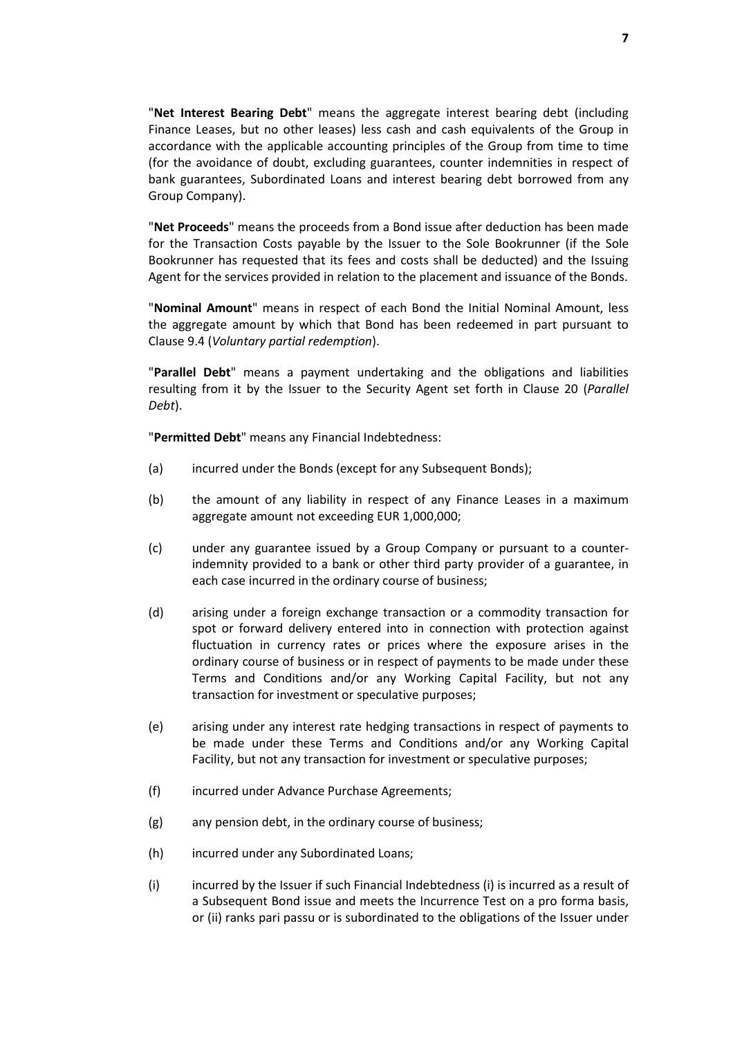"**Net Interest Bearing Debt**" means the aggregate interest bearing debt (including Finance Leases, but no other leases) less cash and cash equivalents of the Group in accordance with the applicable accounting principles of the Group from time to time (for the avoidance of doubt, excluding guarantees, counter indemnities in respect of bank guarantees, Subordinated Loans and interest bearing debt borrowed from any Group Company).

"**Net Proceeds**" means the proceeds from a Bond issue after deduction has been made for the Transaction Costs payable by the Issuer to the Sole Bookrunner (if the Sole Bookrunner has requested that its fees and costs shall be deducted) and the Issuing Agent for the services provided in relation to the placement and issuance of the Bonds.

"**Nominal Amount**" means in respect of each Bond the Initial Nominal Amount, less the aggregate amount by which that Bond has been redeemed in part pursuant to Clause 9.4 (*Voluntary partial redemption*).

"**Parallel Debt**" means a payment undertaking and the obligations and liabilities resulting from it by the Issuer to the Security Agent set forth in Clause 20 (*Parallel Debt*).

"**Permitted Debt**" means any Financial Indebtedness:

(a) incurred under the Bonds (except for any Subsequent Bonds);

(b) the amount of any liability in respect of any Finance Leases in a maximum aggregate amount not exceeding EUR 1,000,000;

(c) under any guarantee issued by a Group Company or pursuant to a counter-indemnity provided to a bank or other third party provider of a guarantee, in each case incurred in the ordinary course of business;

(d) arising under a foreign exchange transaction or a commodity transaction for spot or forward delivery entered into in connection with protection against fluctuation in currency rates or prices where the exposure arises in the ordinary course of business or in respect of payments to be made under these Terms and Conditions and/or any Working Capital Facility, but not any transaction for investment or speculative purposes;

(e) arising under any interest rate hedging transactions in respect of payments to be made under these Terms and Conditions and/or any Working Capital Facility, but not any transaction for investment or speculative purposes;

(f) incurred under Advance Purchase Agreements;

(g) any pension debt, in the ordinary course of business;

(h) incurred under any Subordinated Loans;

(i) incurred by the Issuer if such Financial Indebtedness (i) is incurred as a result of a Subsequent Bond issue and meets the Incurrence Test on a pro forma basis, or (ii) ranks pari passu or is subordinated to the obligations of the Issuer under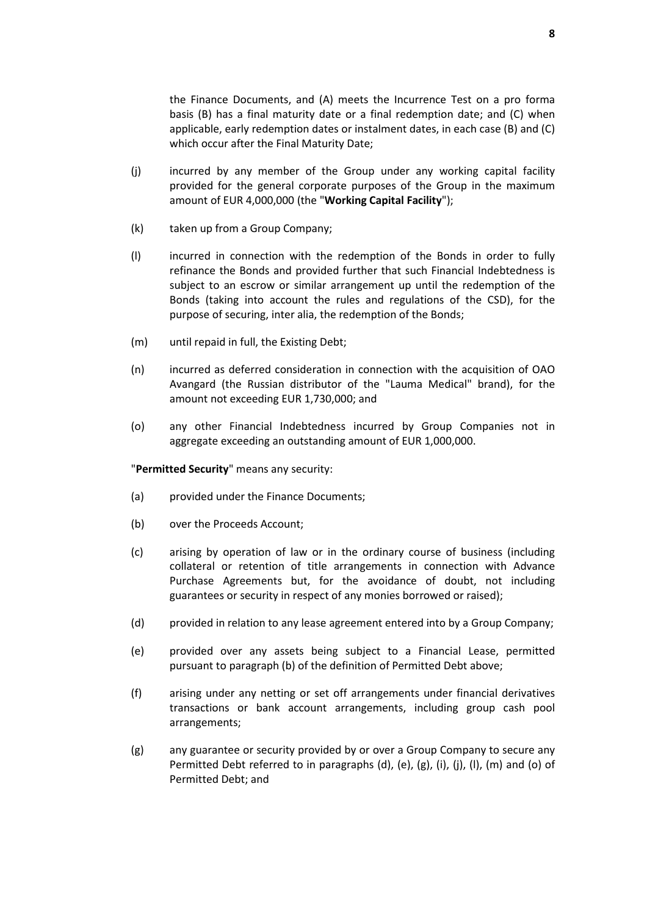the Finance Documents, and (A) meets the Incurrence Test on a pro forma basis (B) has a final maturity date or a final redemption date; and (C) when applicable, early redemption dates or instalment dates, in each case (B) and (C) which occur after the Final Maturity Date;

(j) incurred by any member of the Group under any working capital facility provided for the general corporate purposes of the Group in the maximum amount of EUR 4,000,000 (the "**Working Capital Facility**");

(k) taken up from a Group Company;

(l) incurred in connection with the redemption of the Bonds in order to fully refinance the Bonds and provided further that such Financial Indebtedness is subject to an escrow or similar arrangement up until the redemption of the Bonds (taking into account the rules and regulations of the CSD), for the purpose of securing, inter alia, the redemption of the Bonds;

(m) until repaid in full, the Existing Debt;

(n) incurred as deferred consideration in connection with the acquisition of OAO Avangard (the Russian distributor of the "Lauma Medical" brand), for the amount not exceeding EUR 1,730,000; and

(o) any other Financial Indebtedness incurred by Group Companies not in aggregate exceeding an outstanding amount of EUR 1,000,000.

"**Permitted Security**" means any security:

(a) provided under the Finance Documents;

(b) over the Proceeds Account;

(c) arising by operation of law or in the ordinary course of business (including collateral or retention of title arrangements in connection with Advance Purchase Agreements but, for the avoidance of doubt, not including guarantees or security in respect of any monies borrowed or raised);

(d) provided in relation to any lease agreement entered into by a Group Company;

(e) provided over any assets being subject to a Financial Lease, permitted pursuant to paragraph (b) of the definition of Permitted Debt above;

(f) arising under any netting or set off arrangements under financial derivatives transactions or bank account arrangements, including group cash pool arrangements;

(g) any guarantee or security provided by or over a Group Company to secure any Permitted Debt referred to in paragraphs (d), (e), (g), (i), (j), (l), (m) and (o) of Permitted Debt; and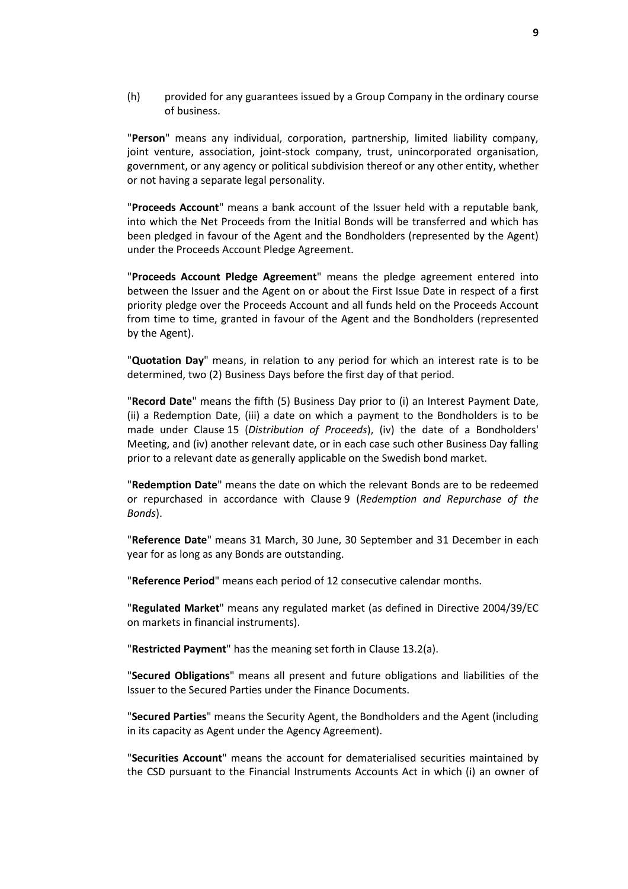(h) provided for any guarantees issued by a Group Company in the ordinary course of business.

"**Person**" means any individual, corporation, partnership, limited liability company, joint venture, association, joint-stock company, trust, unincorporated organisation, government, or any agency or political subdivision thereof or any other entity, whether or not having a separate legal personality.

"**Proceeds Account**" means a bank account of the Issuer held with a reputable bank, into which the Net Proceeds from the Initial Bonds will be transferred and which has been pledged in favour of the Agent and the Bondholders (represented by the Agent) under the Proceeds Account Pledge Agreement.

"**Proceeds Account Pledge Agreement**" means the pledge agreement entered into between the Issuer and the Agent on or about the First Issue Date in respect of a first priority pledge over the Proceeds Account and all funds held on the Proceeds Account from time to time, granted in favour of the Agent and the Bondholders (represented by the Agent).

"**Quotation Day**" means, in relation to any period for which an interest rate is to be determined, two (2) Business Days before the first day of that period.

"**Record Date**" means the fifth (5) Business Day prior to (i) an Interest Payment Date, (ii) a Redemption Date, (iii) a date on which a payment to the Bondholders is to be made under Clause 15 (*Distribution of Proceeds*), (iv) the date of a Bondholders' Meeting, and (iv) another relevant date, or in each case such other Business Day falling prior to a relevant date as generally applicable on the Swedish bond market.

"**Redemption Date**" means the date on which the relevant Bonds are to be redeemed or repurchased in accordance with Clause 9 (*Redemption and Repurchase of the Bonds*).

"**Reference Date**" means 31 March, 30 June, 30 September and 31 December in each year for as long as any Bonds are outstanding.

"**Reference Period**" means each period of 12 consecutive calendar months.

"**Regulated Market**" means any regulated market (as defined in Directive 2004/39/EC on markets in financial instruments).

"**Restricted Payment**" has the meaning set forth in Clause 13.2(a).

"**Secured Obligations**" means all present and future obligations and liabilities of the Issuer to the Secured Parties under the Finance Documents.

"**Secured Parties**" means the Security Agent, the Bondholders and the Agent (including in its capacity as Agent under the Agency Agreement).

"**Securities Account**" means the account for dematerialised securities maintained by the CSD pursuant to the Financial Instruments Accounts Act in which (i) an owner of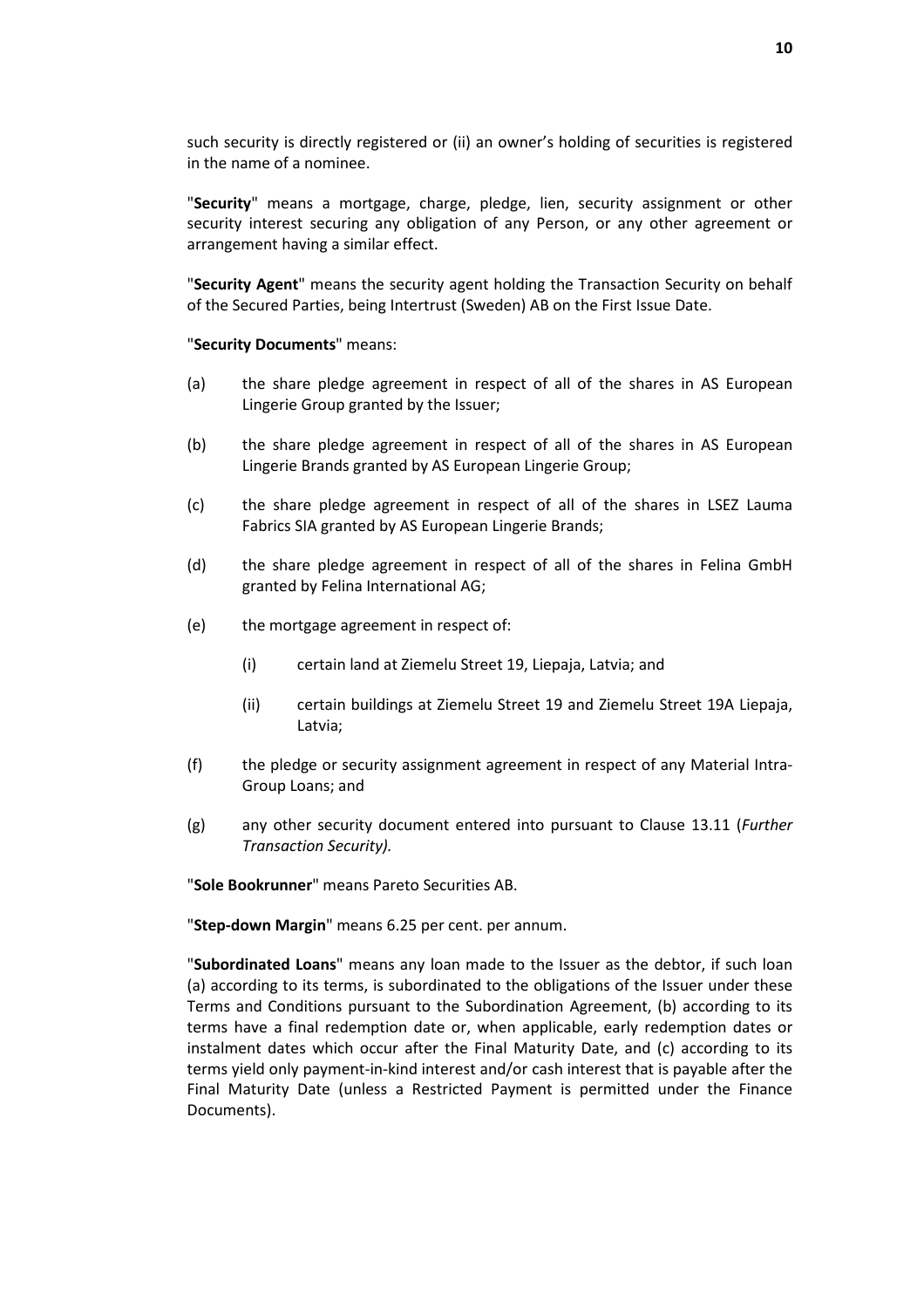such security is directly registered or (ii) an owner's holding of securities is registered in the name of a nominee.

"**Security**" means a mortgage, charge, pledge, lien, security assignment or other security interest securing any obligation of any Person, or any other agreement or arrangement having a similar effect.

"**Security Agent**" means the security agent holding the Transaction Security on behalf of the Secured Parties, being Intertrust (Sweden) AB on the First Issue Date.

"**Security Documents**" means:

(a) the share pledge agreement in respect of all of the shares in AS European Lingerie Group granted by the Issuer;

(b) the share pledge agreement in respect of all of the shares in AS European Lingerie Brands granted by AS European Lingerie Group;

(c) the share pledge agreement in respect of all of the shares in LSEZ Lauma Fabrics SIA granted by AS European Lingerie Brands;

(d) the share pledge agreement in respect of all of the shares in Felina GmbH granted by Felina International AG;

(e) the mortgage agreement in respect of:

   (i) certain land at Ziemelu Street 19, Liepaja, Latvia; and

   (ii) certain buildings at Ziemelu Street 19 and Ziemelu Street 19A Liepaja, Latvia;

(f) the pledge or security assignment agreement in respect of any Material Intra-Group Loans; and

(g) any other security document entered into pursuant to Clause 13.11 (*Further Transaction Security).*

"**Sole Bookrunner**" means Pareto Securities AB.

"**Step-down Margin**" means 6.25 per cent. per annum.

"**Subordinated Loans**" means any loan made to the Issuer as the debtor, if such loan (a) according to its terms, is subordinated to the obligations of the Issuer under these Terms and Conditions pursuant to the Subordination Agreement, (b) according to its terms have a final redemption date or, when applicable, early redemption dates or instalment dates which occur after the Final Maturity Date, and (c) according to its terms yield only payment-in-kind interest and/or cash interest that is payable after the Final Maturity Date (unless a Restricted Payment is permitted under the Finance Documents).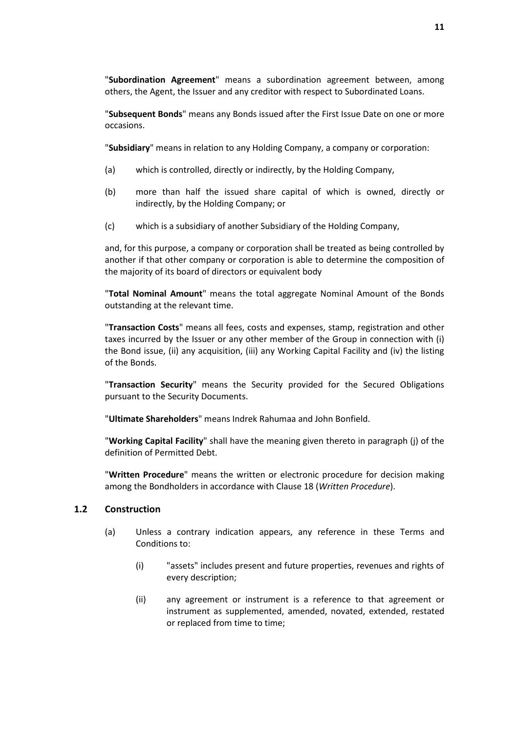"**Subordination Agreement**" means a subordination agreement between, among others, the Agent, the Issuer and any creditor with respect to Subordinated Loans.

"**Subsequent Bonds**" means any Bonds issued after the First Issue Date on one or more occasions.

"**Subsidiary**" means in relation to any Holding Company, a company or corporation:

(a) which is controlled, directly or indirectly, by the Holding Company,

(b) more than half the issued share capital of which is owned, directly or indirectly, by the Holding Company; or

(c) which is a subsidiary of another Subsidiary of the Holding Company,

and, for this purpose, a company or corporation shall be treated as being controlled by another if that other company or corporation is able to determine the composition of the majority of its board of directors or equivalent body

"**Total Nominal Amount**" means the total aggregate Nominal Amount of the Bonds outstanding at the relevant time.

"**Transaction Costs**" means all fees, costs and expenses, stamp, registration and other taxes incurred by the Issuer or any other member of the Group in connection with (i) the Bond issue, (ii) any acquisition, (iii) any Working Capital Facility and (iv) the listing of the Bonds.

"**Transaction Security**" means the Security provided for the Secured Obligations pursuant to the Security Documents.

"**Ultimate Shareholders**" means Indrek Rahumaa and John Bonfield.

"**Working Capital Facility**" shall have the meaning given thereto in paragraph (j) of the definition of Permitted Debt.

"**Written Procedure**" means the written or electronic procedure for decision making among the Bondholders in accordance with Clause 18 (*Written Procedure*).

## 1.2 Construction

(a) Unless a contrary indication appears, any reference in these Terms and Conditions to:

(i) "assets" includes present and future properties, revenues and rights of every description;

(ii) any agreement or instrument is a reference to that agreement or instrument as supplemented, amended, novated, extended, restated or replaced from time to time;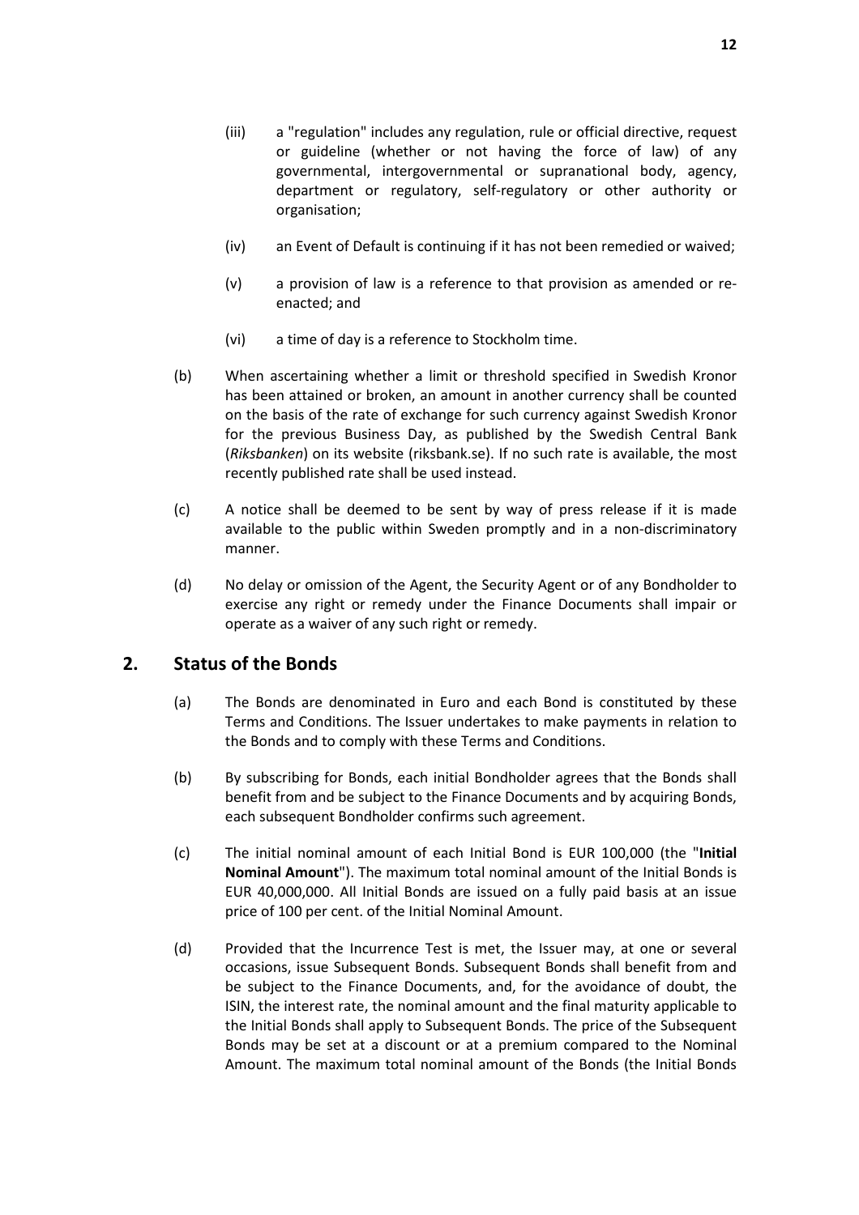(iii) a "regulation" includes any regulation, rule or official directive, request or guideline (whether or not having the force of law) of any governmental, intergovernmental or supranational body, agency, department or regulatory, self-regulatory or other authority or organisation;

(iv) an Event of Default is continuing if it has not been remedied or waived;

(v) a provision of law is a reference to that provision as amended or re-enacted; and

(vi) a time of day is a reference to Stockholm time.

(b) When ascertaining whether a limit or threshold specified in Swedish Kronor has been attained or broken, an amount in another currency shall be counted on the basis of the rate of exchange for such currency against Swedish Kronor for the previous Business Day, as published by the Swedish Central Bank (*Riksbanken*) on its website (riksbank.se). If no such rate is available, the most recently published rate shall be used instead.

(c) A notice shall be deemed to be sent by way of press release if it is made available to the public within Sweden promptly and in a non-discriminatory manner.

(d) No delay or omission of the Agent, the Security Agent or of any Bondholder to exercise any right or remedy under the Finance Documents shall impair or operate as a waiver of any such right or remedy.

## 2. Status of the Bonds

(a) The Bonds are denominated in Euro and each Bond is constituted by these Terms and Conditions. The Issuer undertakes to make payments in relation to the Bonds and to comply with these Terms and Conditions.

(b) By subscribing for Bonds, each initial Bondholder agrees that the Bonds shall benefit from and be subject to the Finance Documents and by acquiring Bonds, each subsequent Bondholder confirms such agreement.

(c) The initial nominal amount of each Initial Bond is EUR 100,000 (the "**Initial Nominal Amount**"). The maximum total nominal amount of the Initial Bonds is EUR 40,000,000. All Initial Bonds are issued on a fully paid basis at an issue price of 100 per cent. of the Initial Nominal Amount.

(d) Provided that the Incurrence Test is met, the Issuer may, at one or several occasions, issue Subsequent Bonds. Subsequent Bonds shall benefit from and be subject to the Finance Documents, and, for the avoidance of doubt, the ISIN, the interest rate, the nominal amount and the final maturity applicable to the Initial Bonds shall apply to Subsequent Bonds. The price of the Subsequent Bonds may be set at a discount or at a premium compared to the Nominal Amount. The maximum total nominal amount of the Bonds (the Initial Bonds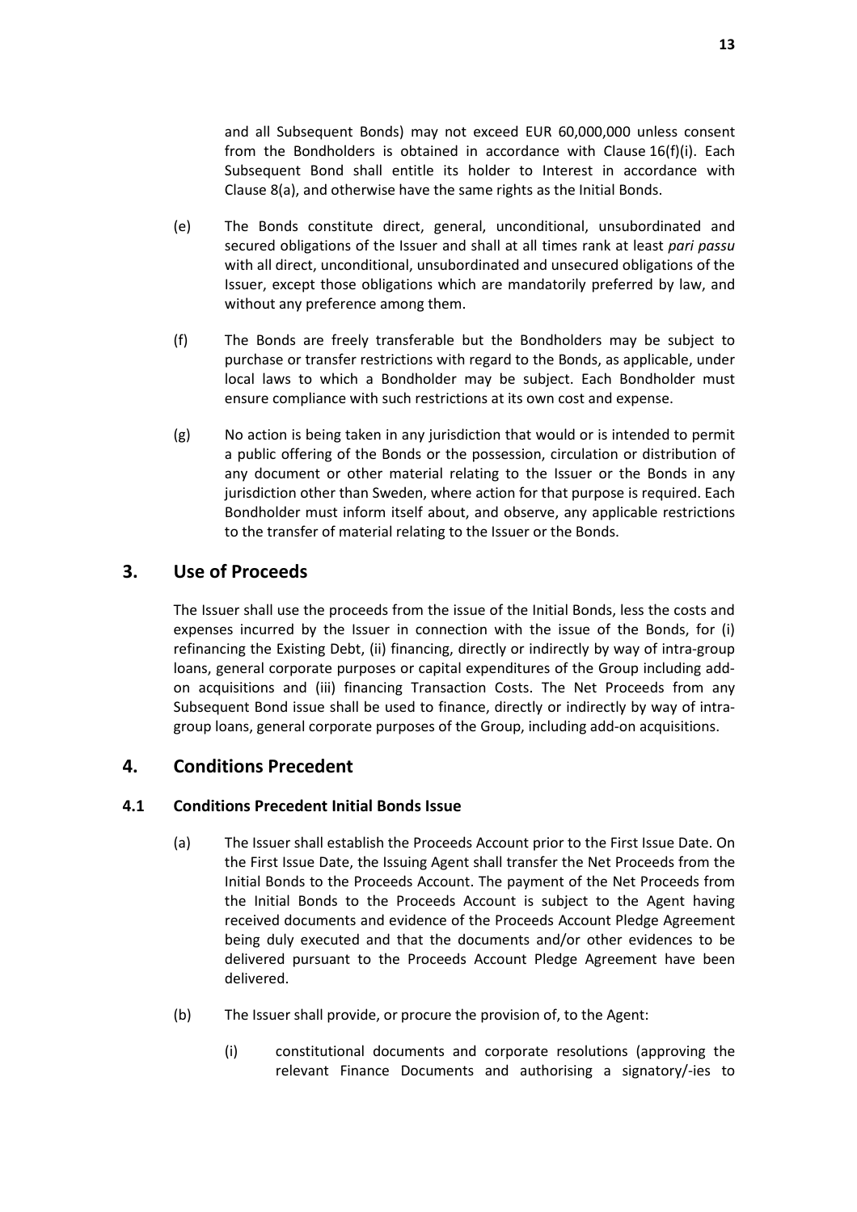and all Subsequent Bonds) may not exceed EUR 60,000,000 unless consent from the Bondholders is obtained in accordance with Clause 16(f)(i). Each Subsequent Bond shall entitle its holder to Interest in accordance with Clause 8(a), and otherwise have the same rights as the Initial Bonds.

(e) The Bonds constitute direct, general, unconditional, unsubordinated and secured obligations of the Issuer and shall at all times rank at least *pari passu* with all direct, unconditional, unsubordinated and unsecured obligations of the Issuer, except those obligations which are mandatorily preferred by law, and without any preference among them.

(f) The Bonds are freely transferable but the Bondholders may be subject to purchase or transfer restrictions with regard to the Bonds, as applicable, under local laws to which a Bondholder may be subject. Each Bondholder must ensure compliance with such restrictions at its own cost and expense.

(g) No action is being taken in any jurisdiction that would or is intended to permit a public offering of the Bonds or the possession, circulation or distribution of any document or other material relating to the Issuer or the Bonds in any jurisdiction other than Sweden, where action for that purpose is required. Each Bondholder must inform itself about, and observe, any applicable restrictions to the transfer of material relating to the Issuer or the Bonds.

## 3. Use of Proceeds

The Issuer shall use the proceeds from the issue of the Initial Bonds, less the costs and expenses incurred by the Issuer in connection with the issue of the Bonds, for (i) refinancing the Existing Debt, (ii) financing, directly or indirectly by way of intra-group loans, general corporate purposes or capital expenditures of the Group including add-on acquisitions and (iii) financing Transaction Costs. The Net Proceeds from any Subsequent Bond issue shall be used to finance, directly or indirectly by way of intra-group loans, general corporate purposes of the Group, including add-on acquisitions.

## 4. Conditions Precedent

### 4.1 Conditions Precedent Initial Bonds Issue

(a) The Issuer shall establish the Proceeds Account prior to the First Issue Date. On the First Issue Date, the Issuing Agent shall transfer the Net Proceeds from the Initial Bonds to the Proceeds Account. The payment of the Net Proceeds from the Initial Bonds to the Proceeds Account is subject to the Agent having received documents and evidence of the Proceeds Account Pledge Agreement being duly executed and that the documents and/or other evidences to be delivered pursuant to the Proceeds Account Pledge Agreement have been delivered.

(b) The Issuer shall provide, or procure the provision of, to the Agent:

(i) constitutional documents and corporate resolutions (approving the relevant Finance Documents and authorising a signatory/-ies to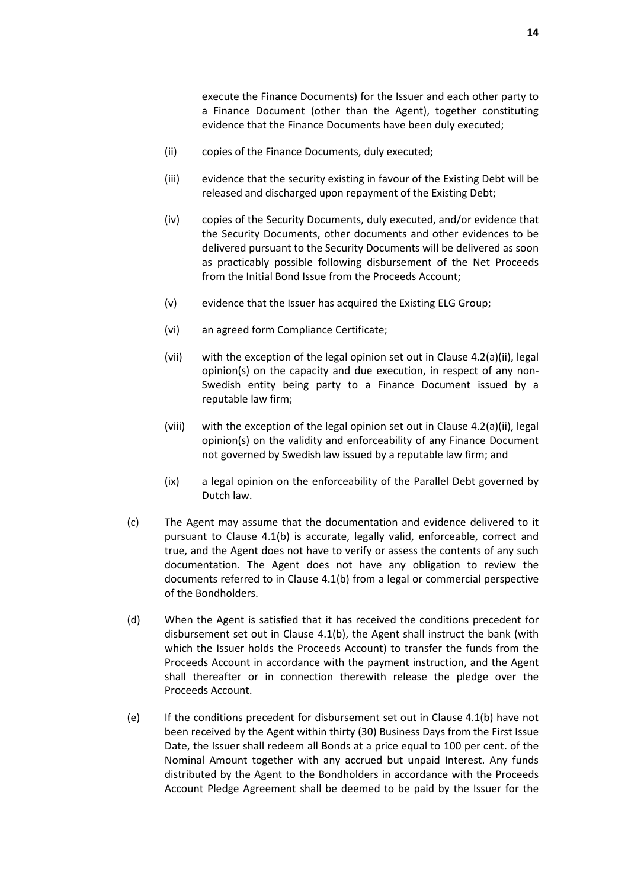execute the Finance Documents) for the Issuer and each other party to a Finance Document (other than the Agent), together constituting evidence that the Finance Documents have been duly executed;

(ii) copies of the Finance Documents, duly executed;

(iii) evidence that the security existing in favour of the Existing Debt will be released and discharged upon repayment of the Existing Debt;

(iv) copies of the Security Documents, duly executed, and/or evidence that the Security Documents, other documents and other evidences to be delivered pursuant to the Security Documents will be delivered as soon as practicably possible following disbursement of the Net Proceeds from the Initial Bond Issue from the Proceeds Account;

(v) evidence that the Issuer has acquired the Existing ELG Group;

(vi) an agreed form Compliance Certificate;

(vii) with the exception of the legal opinion set out in Clause 4.2(a)(ii), legal opinion(s) on the capacity and due execution, in respect of any non-Swedish entity being party to a Finance Document issued by a reputable law firm;

(viii) with the exception of the legal opinion set out in Clause 4.2(a)(ii), legal opinion(s) on the validity and enforceability of any Finance Document not governed by Swedish law issued by a reputable law firm; and

(ix) a legal opinion on the enforceability of the Parallel Debt governed by Dutch law.

(c) The Agent may assume that the documentation and evidence delivered to it pursuant to Clause 4.1(b) is accurate, legally valid, enforceable, correct and true, and the Agent does not have to verify or assess the contents of any such documentation. The Agent does not have any obligation to review the documents referred to in Clause 4.1(b) from a legal or commercial perspective of the Bondholders.

(d) When the Agent is satisfied that it has received the conditions precedent for disbursement set out in Clause 4.1(b), the Agent shall instruct the bank (with which the Issuer holds the Proceeds Account) to transfer the funds from the Proceeds Account in accordance with the payment instruction, and the Agent shall thereafter or in connection therewith release the pledge over the Proceeds Account.

(e) If the conditions precedent for disbursement set out in Clause 4.1(b) have not been received by the Agent within thirty (30) Business Days from the First Issue Date, the Issuer shall redeem all Bonds at a price equal to 100 per cent. of the Nominal Amount together with any accrued but unpaid Interest. Any funds distributed by the Agent to the Bondholders in accordance with the Proceeds Account Pledge Agreement shall be deemed to be paid by the Issuer for the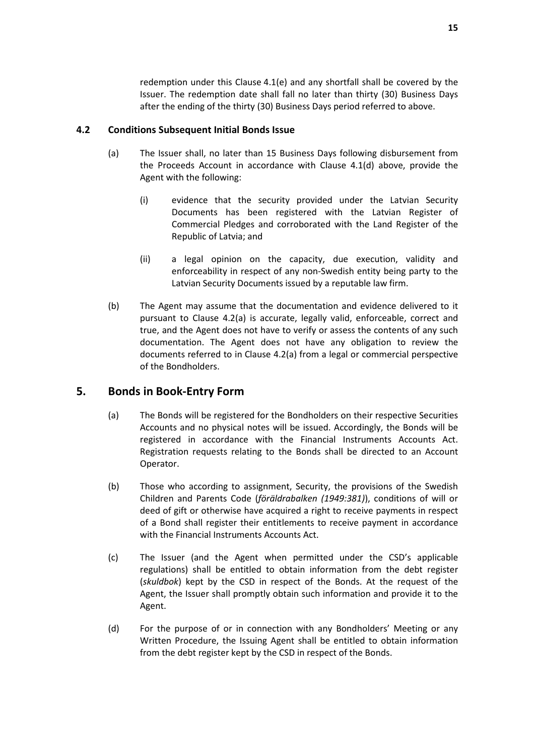redemption under this Clause 4.1(e) and any shortfall shall be covered by the Issuer. The redemption date shall fall no later than thirty (30) Business Days after the ending of the thirty (30) Business Days period referred to above.

### 4.2 Conditions Subsequent Initial Bonds Issue

(a) The Issuer shall, no later than 15 Business Days following disbursement from the Proceeds Account in accordance with Clause 4.1(d) above, provide the Agent with the following:

(i) evidence that the security provided under the Latvian Security Documents has been registered with the Latvian Register of Commercial Pledges and corroborated with the Land Register of the Republic of Latvia; and

(ii) a legal opinion on the capacity, due execution, validity and enforceability in respect of any non-Swedish entity being party to the Latvian Security Documents issued by a reputable law firm.

(b) The Agent may assume that the documentation and evidence delivered to it pursuant to Clause 4.2(a) is accurate, legally valid, enforceable, correct and true, and the Agent does not have to verify or assess the contents of any such documentation. The Agent does not have any obligation to review the documents referred to in Clause 4.2(a) from a legal or commercial perspective of the Bondholders.

## 5. Bonds in Book-Entry Form

(a) The Bonds will be registered for the Bondholders on their respective Securities Accounts and no physical notes will be issued. Accordingly, the Bonds will be registered in accordance with the Financial Instruments Accounts Act. Registration requests relating to the Bonds shall be directed to an Account Operator.

(b) Those who according to assignment, Security, the provisions of the Swedish Children and Parents Code (*föräldrabalken (1949:381)*), conditions of will or deed of gift or otherwise have acquired a right to receive payments in respect of a Bond shall register their entitlements to receive payment in accordance with the Financial Instruments Accounts Act.

(c) The Issuer (and the Agent when permitted under the CSD's applicable regulations) shall be entitled to obtain information from the debt register (*skuldbok*) kept by the CSD in respect of the Bonds. At the request of the Agent, the Issuer shall promptly obtain such information and provide it to the Agent.

(d) For the purpose of or in connection with any Bondholders' Meeting or any Written Procedure, the Issuing Agent shall be entitled to obtain information from the debt register kept by the CSD in respect of the Bonds.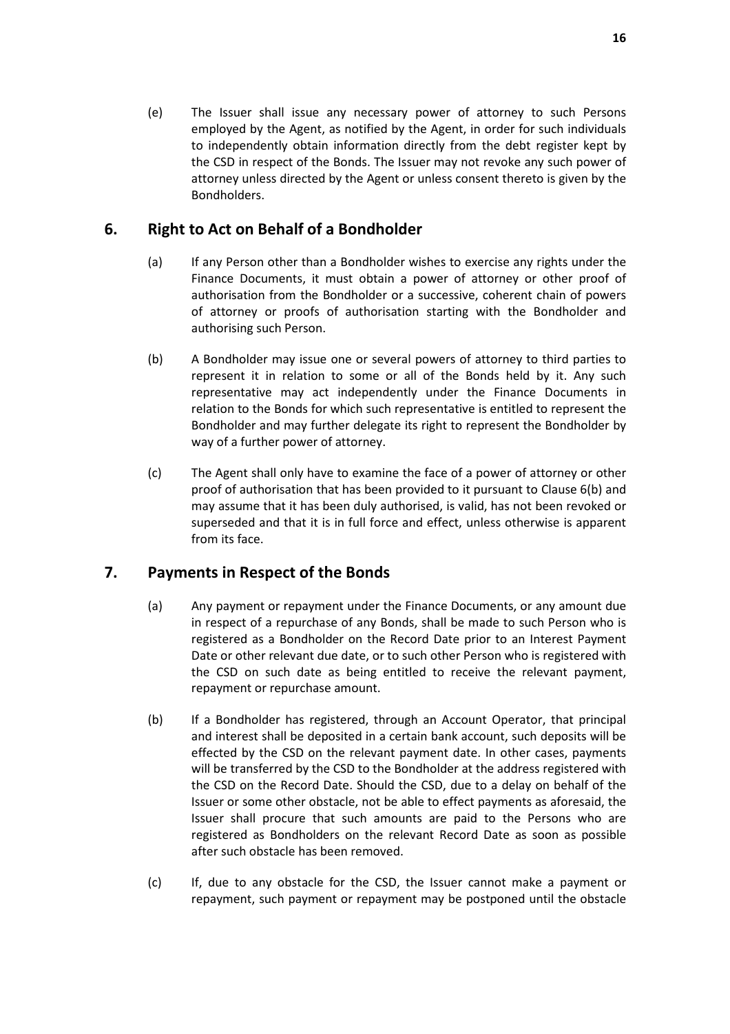(e) The Issuer shall issue any necessary power of attorney to such Persons employed by the Agent, as notified by the Agent, in order for such individuals to independently obtain information directly from the debt register kept by the CSD in respect of the Bonds. The Issuer may not revoke any such power of attorney unless directed by the Agent or unless consent thereto is given by the Bondholders.

## 6. Right to Act on Behalf of a Bondholder

(a) If any Person other than a Bondholder wishes to exercise any rights under the Finance Documents, it must obtain a power of attorney or other proof of authorisation from the Bondholder or a successive, coherent chain of powers of attorney or proofs of authorisation starting with the Bondholder and authorising such Person.

(b) A Bondholder may issue one or several powers of attorney to third parties to represent it in relation to some or all of the Bonds held by it. Any such representative may act independently under the Finance Documents in relation to the Bonds for which such representative is entitled to represent the Bondholder and may further delegate its right to represent the Bondholder by way of a further power of attorney.

(c) The Agent shall only have to examine the face of a power of attorney or other proof of authorisation that has been provided to it pursuant to Clause 6(b) and may assume that it has been duly authorised, is valid, has not been revoked or superseded and that it is in full force and effect, unless otherwise is apparent from its face.

## 7. Payments in Respect of the Bonds

(a) Any payment or repayment under the Finance Documents, or any amount due in respect of a repurchase of any Bonds, shall be made to such Person who is registered as a Bondholder on the Record Date prior to an Interest Payment Date or other relevant due date, or to such other Person who is registered with the CSD on such date as being entitled to receive the relevant payment, repayment or repurchase amount.

(b) If a Bondholder has registered, through an Account Operator, that principal and interest shall be deposited in a certain bank account, such deposits will be effected by the CSD on the relevant payment date. In other cases, payments will be transferred by the CSD to the Bondholder at the address registered with the CSD on the Record Date. Should the CSD, due to a delay on behalf of the Issuer or some other obstacle, not be able to effect payments as aforesaid, the Issuer shall procure that such amounts are paid to the Persons who are registered as Bondholders on the relevant Record Date as soon as possible after such obstacle has been removed.

(c) If, due to any obstacle for the CSD, the Issuer cannot make a payment or repayment, such payment or repayment may be postponed until the obstacle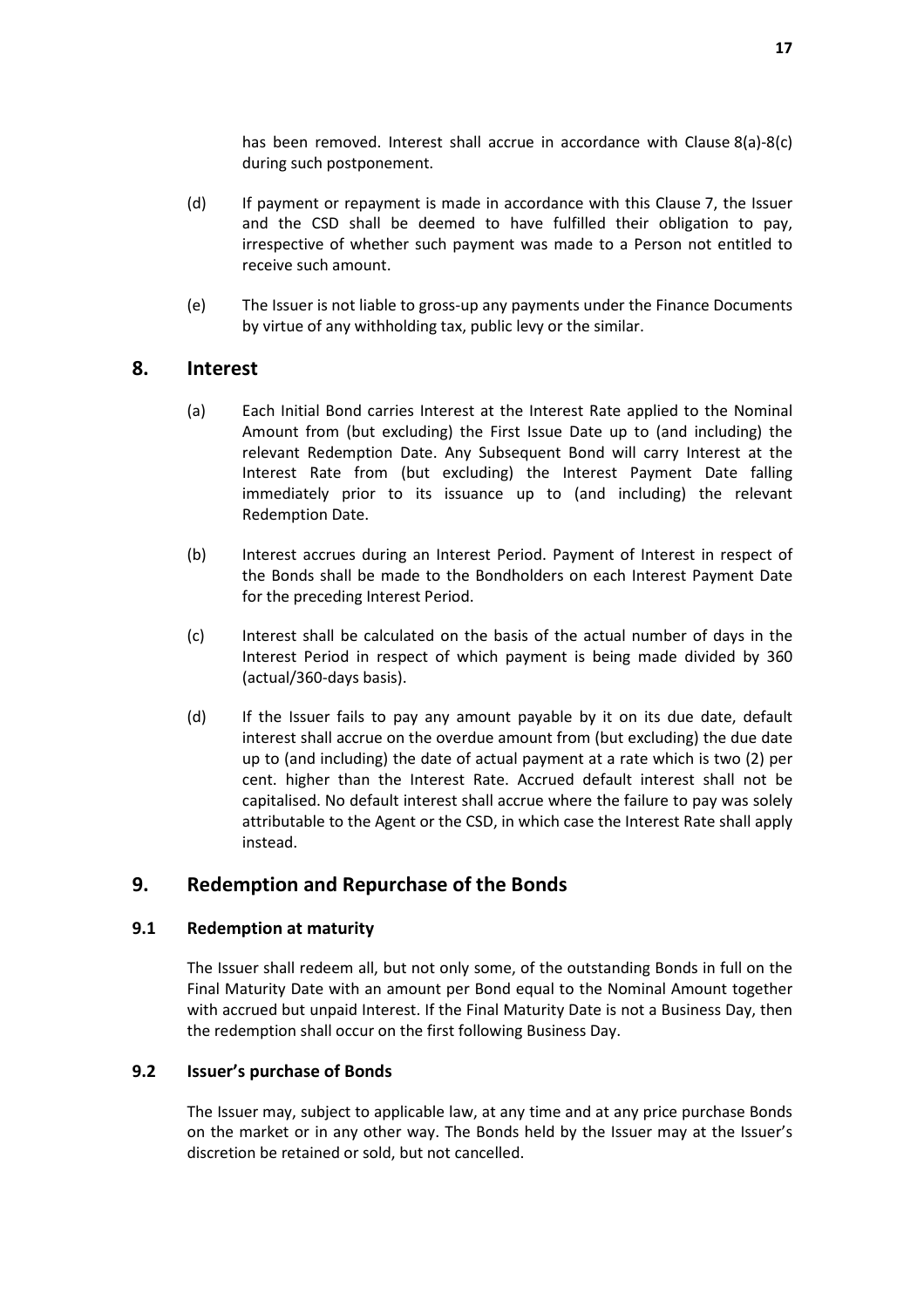has been removed. Interest shall accrue in accordance with Clause 8(a)-8(c) during such postponement.

(d) If payment or repayment is made in accordance with this Clause 7, the Issuer and the CSD shall be deemed to have fulfilled their obligation to pay, irrespective of whether such payment was made to a Person not entitled to receive such amount.

(e) The Issuer is not liable to gross-up any payments under the Finance Documents by virtue of any withholding tax, public levy or the similar.

## 8. Interest

(a) Each Initial Bond carries Interest at the Interest Rate applied to the Nominal Amount from (but excluding) the First Issue Date up to (and including) the relevant Redemption Date. Any Subsequent Bond will carry Interest at the Interest Rate from (but excluding) the Interest Payment Date falling immediately prior to its issuance up to (and including) the relevant Redemption Date.

(b) Interest accrues during an Interest Period. Payment of Interest in respect of the Bonds shall be made to the Bondholders on each Interest Payment Date for the preceding Interest Period.

(c) Interest shall be calculated on the basis of the actual number of days in the Interest Period in respect of which payment is being made divided by 360 (actual/360-days basis).

(d) If the Issuer fails to pay any amount payable by it on its due date, default interest shall accrue on the overdue amount from (but excluding) the due date up to (and including) the date of actual payment at a rate which is two (2) per cent. higher than the Interest Rate. Accrued default interest shall not be capitalised. No default interest shall accrue where the failure to pay was solely attributable to the Agent or the CSD, in which case the Interest Rate shall apply instead.

## 9. Redemption and Repurchase of the Bonds

### 9.1 Redemption at maturity

The Issuer shall redeem all, but not only some, of the outstanding Bonds in full on the Final Maturity Date with an amount per Bond equal to the Nominal Amount together with accrued but unpaid Interest. If the Final Maturity Date is not a Business Day, then the redemption shall occur on the first following Business Day.

### 9.2 Issuer's purchase of Bonds

The Issuer may, subject to applicable law, at any time and at any price purchase Bonds on the market or in any other way. The Bonds held by the Issuer may at the Issuer's discretion be retained or sold, but not cancelled.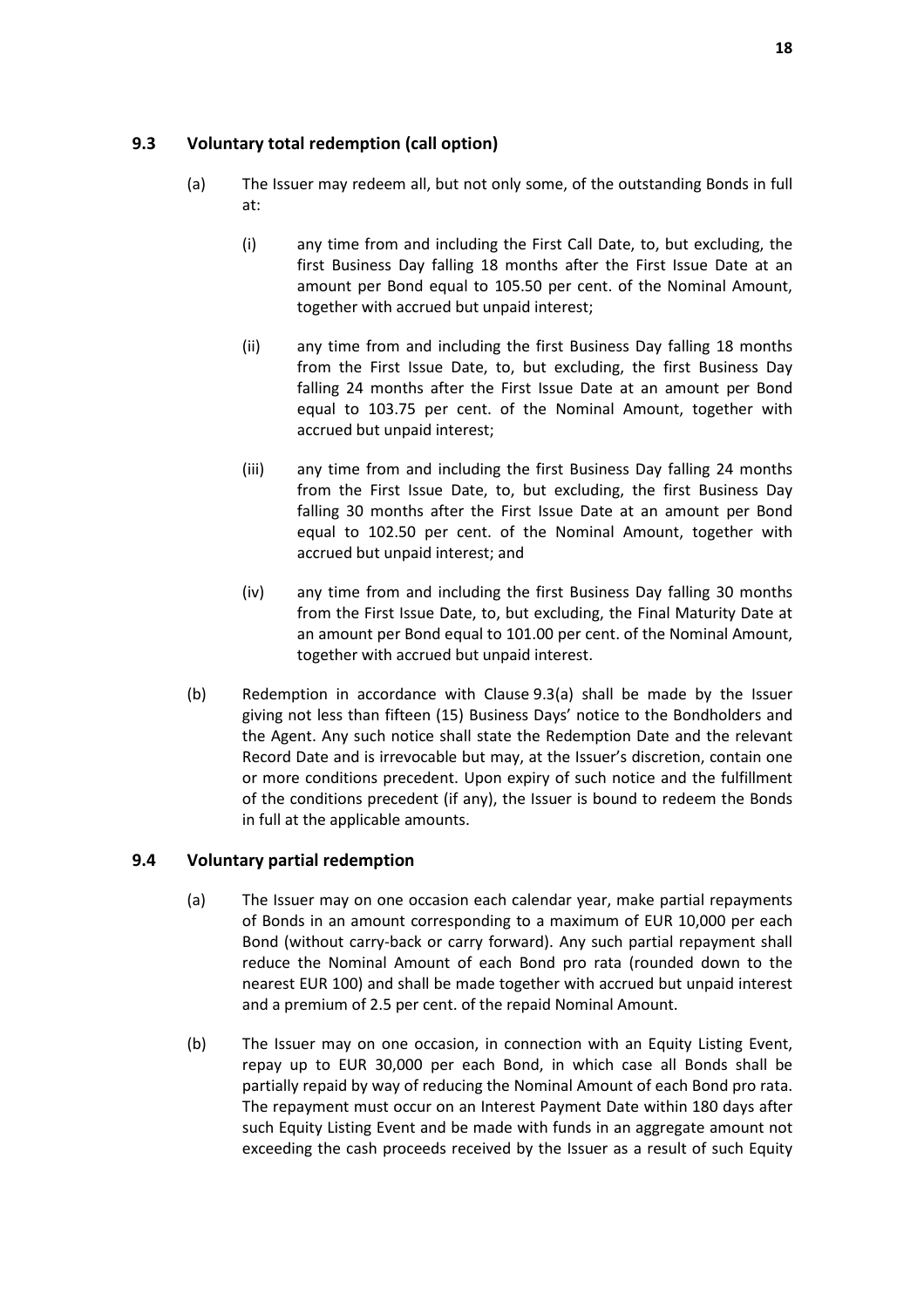### 9.3 Voluntary total redemption (call option)

(a) The Issuer may redeem all, but not only some, of the outstanding Bonds in full at:

(i) any time from and including the First Call Date, to, but excluding, the first Business Day falling 18 months after the First Issue Date at an amount per Bond equal to 105.50 per cent. of the Nominal Amount, together with accrued but unpaid interest;

(ii) any time from and including the first Business Day falling 18 months from the First Issue Date, to, but excluding, the first Business Day falling 24 months after the First Issue Date at an amount per Bond equal to 103.75 per cent. of the Nominal Amount, together with accrued but unpaid interest;

(iii) any time from and including the first Business Day falling 24 months from the First Issue Date, to, but excluding, the first Business Day falling 30 months after the First Issue Date at an amount per Bond equal to 102.50 per cent. of the Nominal Amount, together with accrued but unpaid interest; and

(iv) any time from and including the first Business Day falling 30 months from the First Issue Date, to, but excluding, the Final Maturity Date at an amount per Bond equal to 101.00 per cent. of the Nominal Amount, together with accrued but unpaid interest.

(b) Redemption in accordance with Clause 9.3(a) shall be made by the Issuer giving not less than fifteen (15) Business Days' notice to the Bondholders and the Agent. Any such notice shall state the Redemption Date and the relevant Record Date and is irrevocable but may, at the Issuer's discretion, contain one or more conditions precedent. Upon expiry of such notice and the fulfillment of the conditions precedent (if any), the Issuer is bound to redeem the Bonds in full at the applicable amounts.

### 9.4 Voluntary partial redemption

(a) The Issuer may on one occasion each calendar year, make partial repayments of Bonds in an amount corresponding to a maximum of EUR 10,000 per each Bond (without carry-back or carry forward). Any such partial repayment shall reduce the Nominal Amount of each Bond pro rata (rounded down to the nearest EUR 100) and shall be made together with accrued but unpaid interest and a premium of 2.5 per cent. of the repaid Nominal Amount.

(b) The Issuer may on one occasion, in connection with an Equity Listing Event, repay up to EUR 30,000 per each Bond, in which case all Bonds shall be partially repaid by way of reducing the Nominal Amount of each Bond pro rata. The repayment must occur on an Interest Payment Date within 180 days after such Equity Listing Event and be made with funds in an aggregate amount not exceeding the cash proceeds received by the Issuer as a result of such Equity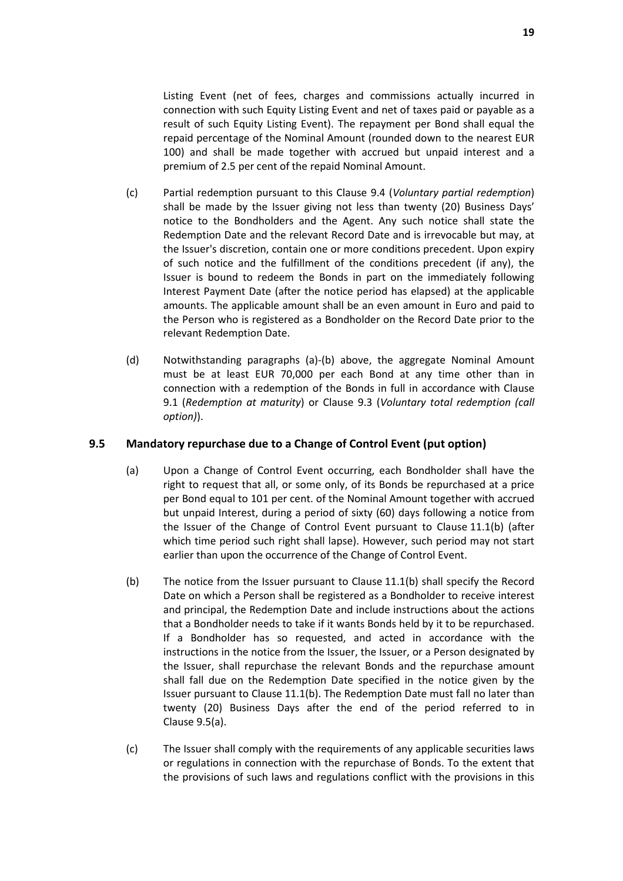Listing Event (net of fees, charges and commissions actually incurred in connection with such Equity Listing Event and net of taxes paid or payable as a result of such Equity Listing Event). The repayment per Bond shall equal the repaid percentage of the Nominal Amount (rounded down to the nearest EUR 100) and shall be made together with accrued but unpaid interest and a premium of 2.5 per cent of the repaid Nominal Amount.

(c) Partial redemption pursuant to this Clause 9.4 (*Voluntary partial redemption*) shall be made by the Issuer giving not less than twenty (20) Business Days' notice to the Bondholders and the Agent. Any such notice shall state the Redemption Date and the relevant Record Date and is irrevocable but may, at the Issuer's discretion, contain one or more conditions precedent. Upon expiry of such notice and the fulfillment of the conditions precedent (if any), the Issuer is bound to redeem the Bonds in part on the immediately following Interest Payment Date (after the notice period has elapsed) at the applicable amounts. The applicable amount shall be an even amount in Euro and paid to the Person who is registered as a Bondholder on the Record Date prior to the relevant Redemption Date.

(d) Notwithstanding paragraphs (a)-(b) above, the aggregate Nominal Amount must be at least EUR 70,000 per each Bond at any time other than in connection with a redemption of the Bonds in full in accordance with Clause 9.1 (*Redemption at maturity*) or Clause 9.3 (*Voluntary total redemption (call option)*).

### 9.5 Mandatory repurchase due to a Change of Control Event (put option)

(a) Upon a Change of Control Event occurring, each Bondholder shall have the right to request that all, or some only, of its Bonds be repurchased at a price per Bond equal to 101 per cent. of the Nominal Amount together with accrued but unpaid Interest, during a period of sixty (60) days following a notice from the Issuer of the Change of Control Event pursuant to Clause 11.1(b) (after which time period such right shall lapse). However, such period may not start earlier than upon the occurrence of the Change of Control Event.

(b) The notice from the Issuer pursuant to Clause 11.1(b) shall specify the Record Date on which a Person shall be registered as a Bondholder to receive interest and principal, the Redemption Date and include instructions about the actions that a Bondholder needs to take if it wants Bonds held by it to be repurchased. If a Bondholder has so requested, and acted in accordance with the instructions in the notice from the Issuer, the Issuer, or a Person designated by the Issuer, shall repurchase the relevant Bonds and the repurchase amount shall fall due on the Redemption Date specified in the notice given by the Issuer pursuant to Clause 11.1(b). The Redemption Date must fall no later than twenty (20) Business Days after the end of the period referred to in Clause 9.5(a).

(c) The Issuer shall comply with the requirements of any applicable securities laws or regulations in connection with the repurchase of Bonds. To the extent that the provisions of such laws and regulations conflict with the provisions in this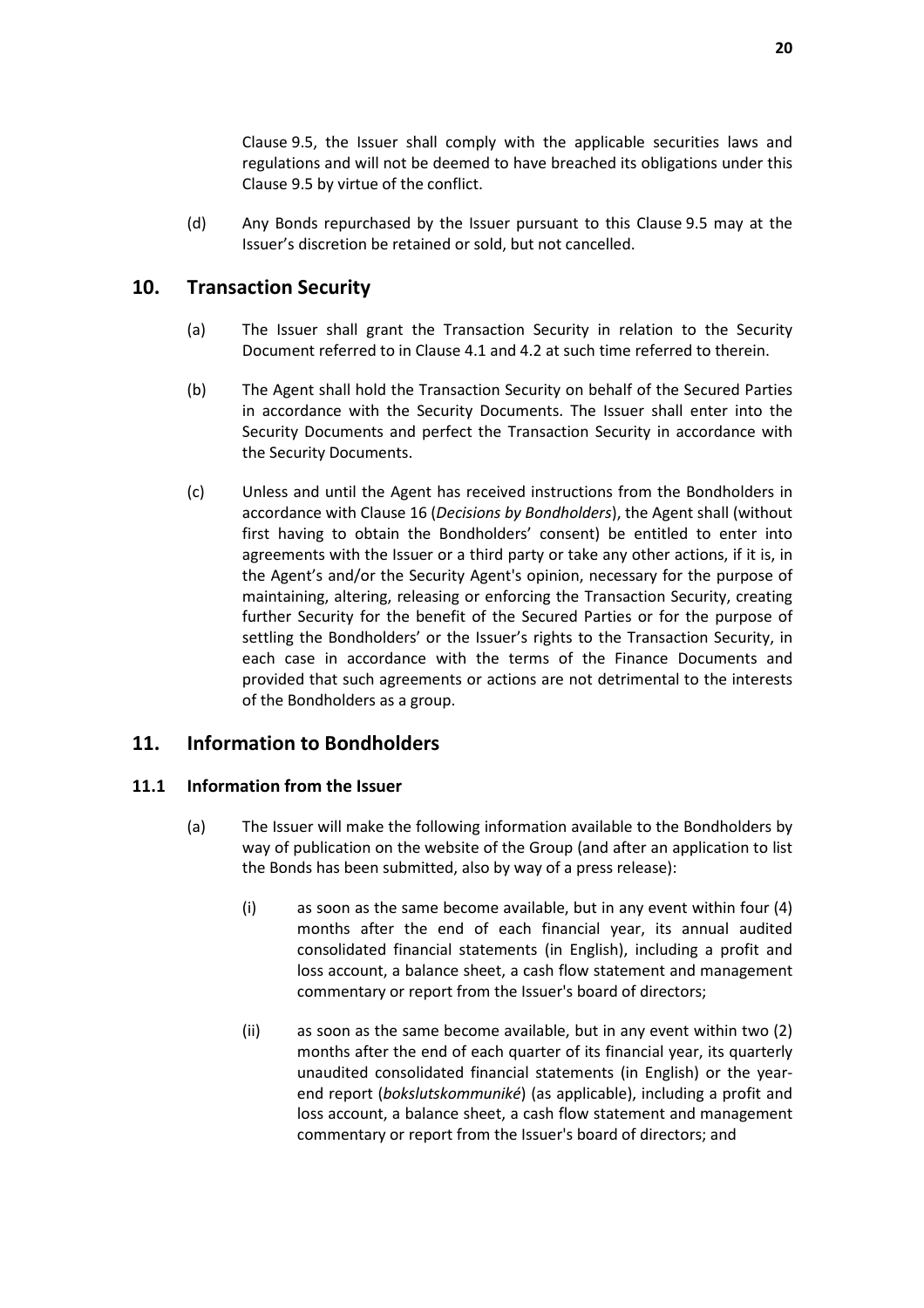Clause 9.5, the Issuer shall comply with the applicable securities laws and regulations and will not be deemed to have breached its obligations under this Clause 9.5 by virtue of the conflict.

(d) Any Bonds repurchased by the Issuer pursuant to this Clause 9.5 may at the Issuer's discretion be retained or sold, but not cancelled.

## 10. Transaction Security

(a) The Issuer shall grant the Transaction Security in relation to the Security Document referred to in Clause 4.1 and 4.2 at such time referred to therein.

(b) The Agent shall hold the Transaction Security on behalf of the Secured Parties in accordance with the Security Documents. The Issuer shall enter into the Security Documents and perfect the Transaction Security in accordance with the Security Documents.

(c) Unless and until the Agent has received instructions from the Bondholders in accordance with Clause 16 (*Decisions by Bondholders*), the Agent shall (without first having to obtain the Bondholders' consent) be entitled to enter into agreements with the Issuer or a third party or take any other actions, if it is, in the Agent's and/or the Security Agent's opinion, necessary for the purpose of maintaining, altering, releasing or enforcing the Transaction Security, creating further Security for the benefit of the Secured Parties or for the purpose of settling the Bondholders' or the Issuer's rights to the Transaction Security, in each case in accordance with the terms of the Finance Documents and provided that such agreements or actions are not detrimental to the interests of the Bondholders as a group.

## 11. Information to Bondholders

### 11.1 Information from the Issuer

(a) The Issuer will make the following information available to the Bondholders by way of publication on the website of the Group (and after an application to list the Bonds has been submitted, also by way of a press release):

(i) as soon as the same become available, but in any event within four (4) months after the end of each financial year, its annual audited consolidated financial statements (in English), including a profit and loss account, a balance sheet, a cash flow statement and management commentary or report from the Issuer's board of directors;

(ii) as soon as the same become available, but in any event within two (2) months after the end of each quarter of its financial year, its quarterly unaudited consolidated financial statements (in English) or the year-end report (*bokslutskommuniké*) (as applicable), including a profit and loss account, a balance sheet, a cash flow statement and management commentary or report from the Issuer's board of directors; and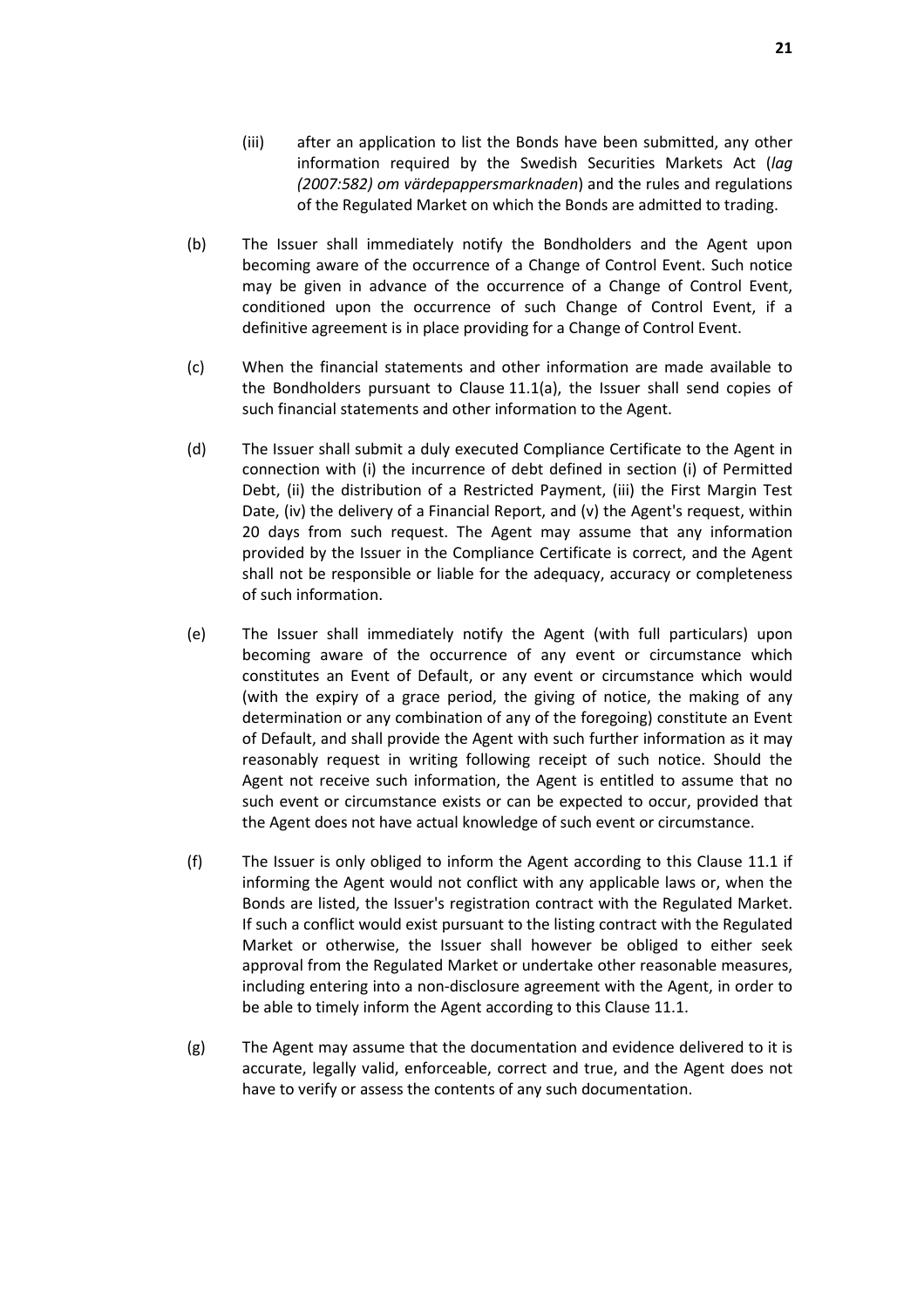(iii) after an application to list the Bonds have been submitted, any other information required by the Swedish Securities Markets Act (*lag (2007:582) om värdepappersmarknaden*) and the rules and regulations of the Regulated Market on which the Bonds are admitted to trading.

(b) The Issuer shall immediately notify the Bondholders and the Agent upon becoming aware of the occurrence of a Change of Control Event. Such notice may be given in advance of the occurrence of a Change of Control Event, conditioned upon the occurrence of such Change of Control Event, if a definitive agreement is in place providing for a Change of Control Event.

(c) When the financial statements and other information are made available to the Bondholders pursuant to Clause 11.1(a), the Issuer shall send copies of such financial statements and other information to the Agent.

(d) The Issuer shall submit a duly executed Compliance Certificate to the Agent in connection with (i) the incurrence of debt defined in section (i) of Permitted Debt, (ii) the distribution of a Restricted Payment, (iii) the First Margin Test Date, (iv) the delivery of a Financial Report, and (v) the Agent's request, within 20 days from such request. The Agent may assume that any information provided by the Issuer in the Compliance Certificate is correct, and the Agent shall not be responsible or liable for the adequacy, accuracy or completeness of such information.

(e) The Issuer shall immediately notify the Agent (with full particulars) upon becoming aware of the occurrence of any event or circumstance which constitutes an Event of Default, or any event or circumstance which would (with the expiry of a grace period, the giving of notice, the making of any determination or any combination of any of the foregoing) constitute an Event of Default, and shall provide the Agent with such further information as it may reasonably request in writing following receipt of such notice. Should the Agent not receive such information, the Agent is entitled to assume that no such event or circumstance exists or can be expected to occur, provided that the Agent does not have actual knowledge of such event or circumstance.

(f) The Issuer is only obliged to inform the Agent according to this Clause 11.1 if informing the Agent would not conflict with any applicable laws or, when the Bonds are listed, the Issuer's registration contract with the Regulated Market. If such a conflict would exist pursuant to the listing contract with the Regulated Market or otherwise, the Issuer shall however be obliged to either seek approval from the Regulated Market or undertake other reasonable measures, including entering into a non-disclosure agreement with the Agent, in order to be able to timely inform the Agent according to this Clause 11.1.

(g) The Agent may assume that the documentation and evidence delivered to it is accurate, legally valid, enforceable, correct and true, and the Agent does not have to verify or assess the contents of any such documentation.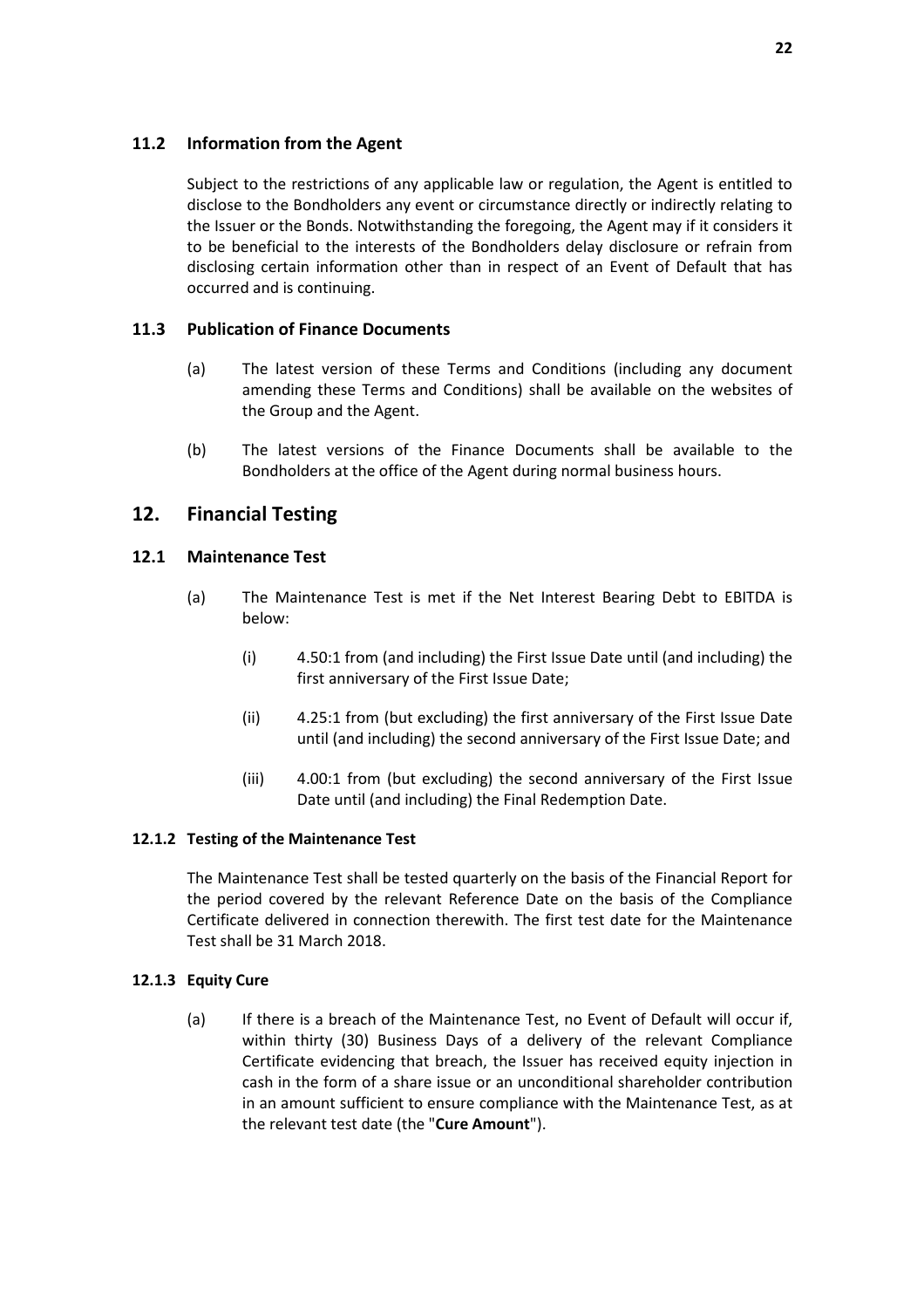### 11.2 Information from the Agent

Subject to the restrictions of any applicable law or regulation, the Agent is entitled to disclose to the Bondholders any event or circumstance directly or indirectly relating to the Issuer or the Bonds. Notwithstanding the foregoing, the Agent may if it considers it to be beneficial to the interests of the Bondholders delay disclosure or refrain from disclosing certain information other than in respect of an Event of Default that has occurred and is continuing.

### 11.3 Publication of Finance Documents

(a) The latest version of these Terms and Conditions (including any document amending these Terms and Conditions) shall be available on the websites of the Group and the Agent.

(b) The latest versions of the Finance Documents shall be available to the Bondholders at the office of the Agent during normal business hours.

## 12. Financial Testing

### 12.1 Maintenance Test

(a) The Maintenance Test is met if the Net Interest Bearing Debt to EBITDA is below:

(i) 4.50:1 from (and including) the First Issue Date until (and including) the first anniversary of the First Issue Date;

(ii) 4.25:1 from (but excluding) the first anniversary of the First Issue Date until (and including) the second anniversary of the First Issue Date; and

(iii) 4.00:1 from (but excluding) the second anniversary of the First Issue Date until (and including) the Final Redemption Date.

#### 12.1.2 Testing of the Maintenance Test

The Maintenance Test shall be tested quarterly on the basis of the Financial Report for the period covered by the relevant Reference Date on the basis of the Compliance Certificate delivered in connection therewith. The first test date for the Maintenance Test shall be 31 March 2018.

#### 12.1.3 Equity Cure

(a) If there is a breach of the Maintenance Test, no Event of Default will occur if, within thirty (30) Business Days of a delivery of the relevant Compliance Certificate evidencing that breach, the Issuer has received equity injection in cash in the form of a share issue or an unconditional shareholder contribution in an amount sufficient to ensure compliance with the Maintenance Test, as at the relevant test date (the "**Cure Amount**").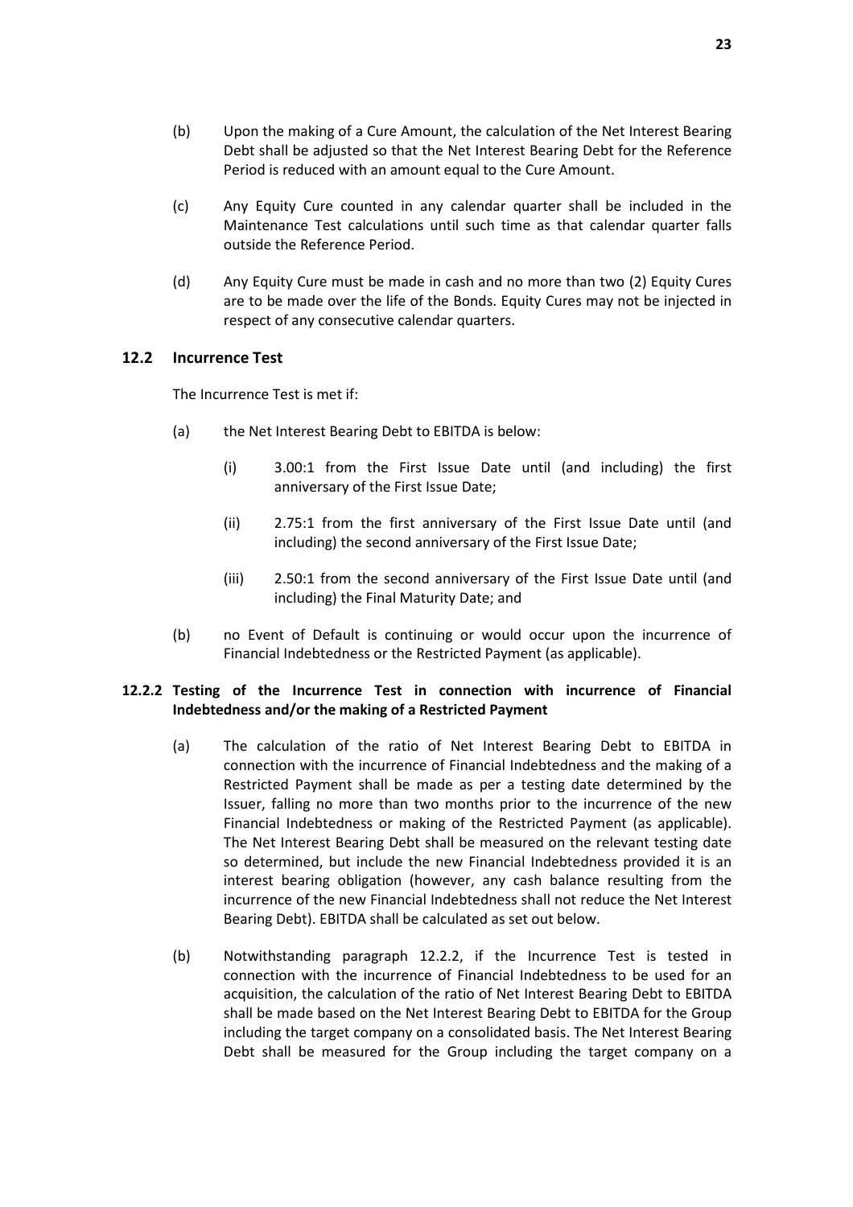(b) Upon the making of a Cure Amount, the calculation of the Net Interest Bearing Debt shall be adjusted so that the Net Interest Bearing Debt for the Reference Period is reduced with an amount equal to the Cure Amount.

(c) Any Equity Cure counted in any calendar quarter shall be included in the Maintenance Test calculations until such time as that calendar quarter falls outside the Reference Period.

(d) Any Equity Cure must be made in cash and no more than two (2) Equity Cures are to be made over the life of the Bonds. Equity Cures may not be injected in respect of any consecutive calendar quarters.

### 12.2 Incurrence Test

The Incurrence Test is met if:

(a) the Net Interest Bearing Debt to EBITDA is below:

  (i) 3.00:1 from the First Issue Date until (and including) the first anniversary of the First Issue Date;

  (ii) 2.75:1 from the first anniversary of the First Issue Date until (and including) the second anniversary of the First Issue Date;

  (iii) 2.50:1 from the second anniversary of the First Issue Date until (and including) the Final Maturity Date; and

(b) no Event of Default is continuing or would occur upon the incurrence of Financial Indebtedness or the Restricted Payment (as applicable).

### 12.2.2 Testing of the Incurrence Test in connection with incurrence of Financial Indebtedness and/or the making of a Restricted Payment

(a) The calculation of the ratio of Net Interest Bearing Debt to EBITDA in connection with the incurrence of Financial Indebtedness and the making of a Restricted Payment shall be made as per a testing date determined by the Issuer, falling no more than two months prior to the incurrence of the new Financial Indebtedness or making of the Restricted Payment (as applicable). The Net Interest Bearing Debt shall be measured on the relevant testing date so determined, but include the new Financial Indebtedness provided it is an interest bearing obligation (however, any cash balance resulting from the incurrence of the new Financial Indebtedness shall not reduce the Net Interest Bearing Debt). EBITDA shall be calculated as set out below.

(b) Notwithstanding paragraph 12.2.2, if the Incurrence Test is tested in connection with the incurrence of Financial Indebtedness to be used for an acquisition, the calculation of the ratio of Net Interest Bearing Debt to EBITDA shall be made based on the Net Interest Bearing Debt to EBITDA for the Group including the target company on a consolidated basis. The Net Interest Bearing Debt shall be measured for the Group including the target company on a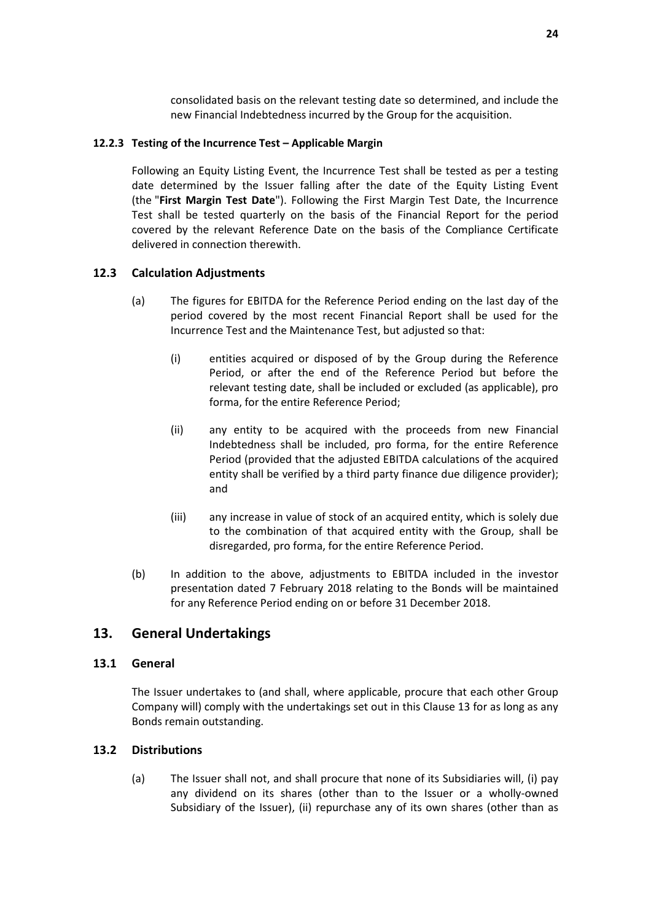consolidated basis on the relevant testing date so determined, and include the new Financial Indebtedness incurred by the Group for the acquisition.

#### 12.2.3 Testing of the Incurrence Test – Applicable Margin

Following an Equity Listing Event, the Incurrence Test shall be tested as per a testing date determined by the Issuer falling after the date of the Equity Listing Event (the "**First Margin Test Date**"). Following the First Margin Test Date, the Incurrence Test shall be tested quarterly on the basis of the Financial Report for the period covered by the relevant Reference Date on the basis of the Compliance Certificate delivered in connection therewith.

### 12.3 Calculation Adjustments

(a) The figures for EBITDA for the Reference Period ending on the last day of the period covered by the most recent Financial Report shall be used for the Incurrence Test and the Maintenance Test, but adjusted so that:

   (i) entities acquired or disposed of by the Group during the Reference Period, or after the end of the Reference Period but before the relevant testing date, shall be included or excluded (as applicable), pro forma, for the entire Reference Period;

   (ii) any entity to be acquired with the proceeds from new Financial Indebtedness shall be included, pro forma, for the entire Reference Period (provided that the adjusted EBITDA calculations of the acquired entity shall be verified by a third party finance due diligence provider); and

   (iii) any increase in value of stock of an acquired entity, which is solely due to the combination of that acquired entity with the Group, shall be disregarded, pro forma, for the entire Reference Period.

(b) In addition to the above, adjustments to EBITDA included in the investor presentation dated 7 February 2018 relating to the Bonds will be maintained for any Reference Period ending on or before 31 December 2018.

## 13. General Undertakings

### 13.1 General

The Issuer undertakes to (and shall, where applicable, procure that each other Group Company will) comply with the undertakings set out in this Clause 13 for as long as any Bonds remain outstanding.

### 13.2 Distributions

(a) The Issuer shall not, and shall procure that none of its Subsidiaries will, (i) pay any dividend on its shares (other than to the Issuer or a wholly-owned Subsidiary of the Issuer), (ii) repurchase any of its own shares (other than as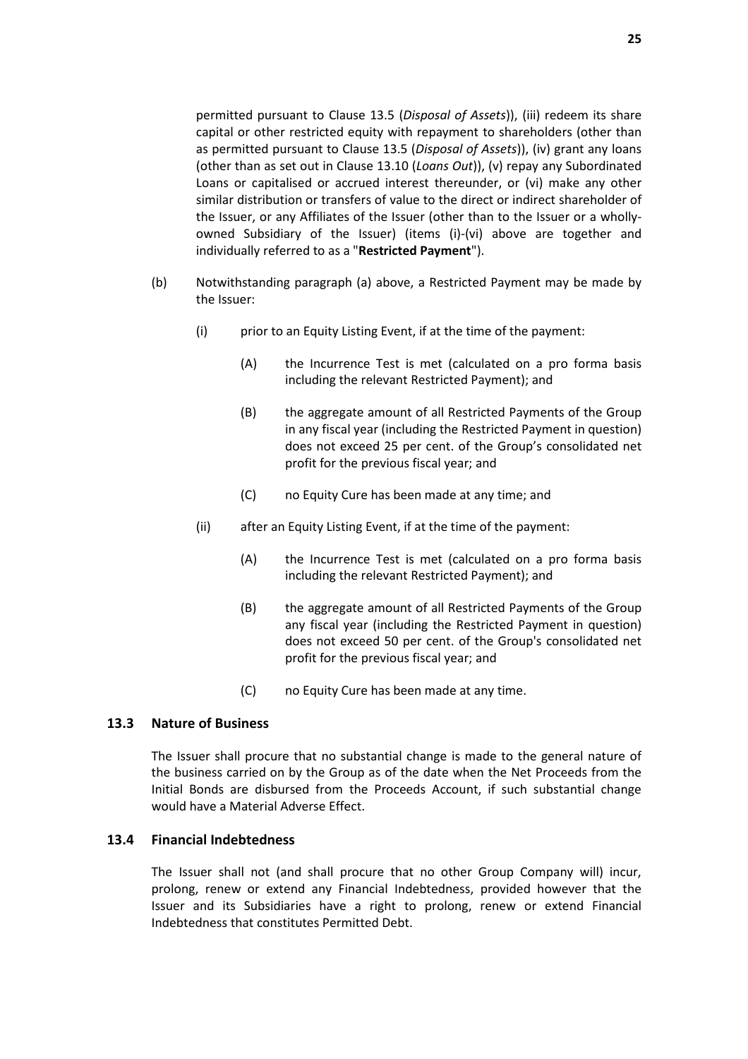permitted pursuant to Clause 13.5 (*Disposal of Assets*)), (iii) redeem its share capital or other restricted equity with repayment to shareholders (other than as permitted pursuant to Clause 13.5 (*Disposal of Assets*)), (iv) grant any loans (other than as set out in Clause 13.10 (*Loans Out*)), (v) repay any Subordinated Loans or capitalised or accrued interest thereunder, or (vi) make any other similar distribution or transfers of value to the direct or indirect shareholder of the Issuer, or any Affiliates of the Issuer (other than to the Issuer or a wholly-owned Subsidiary of the Issuer) (items (i)-(vi) above are together and individually referred to as a "**Restricted Payment**").

(b) Notwithstanding paragraph (a) above, a Restricted Payment may be made by the Issuer:

(i) prior to an Equity Listing Event, if at the time of the payment:

(A) the Incurrence Test is met (calculated on a pro forma basis including the relevant Restricted Payment); and

(B) the aggregate amount of all Restricted Payments of the Group in any fiscal year (including the Restricted Payment in question) does not exceed 25 per cent. of the Group's consolidated net profit for the previous fiscal year; and

(C) no Equity Cure has been made at any time; and

(ii) after an Equity Listing Event, if at the time of the payment:

(A) the Incurrence Test is met (calculated on a pro forma basis including the relevant Restricted Payment); and

(B) the aggregate amount of all Restricted Payments of the Group any fiscal year (including the Restricted Payment in question) does not exceed 50 per cent. of the Group's consolidated net profit for the previous fiscal year; and

(C) no Equity Cure has been made at any time.

### 13.3 Nature of Business

The Issuer shall procure that no substantial change is made to the general nature of the business carried on by the Group as of the date when the Net Proceeds from the Initial Bonds are disbursed from the Proceeds Account, if such substantial change would have a Material Adverse Effect.

### 13.4 Financial Indebtedness

The Issuer shall not (and shall procure that no other Group Company will) incur, prolong, renew or extend any Financial Indebtedness, provided however that the Issuer and its Subsidiaries have a right to prolong, renew or extend Financial Indebtedness that constitutes Permitted Debt.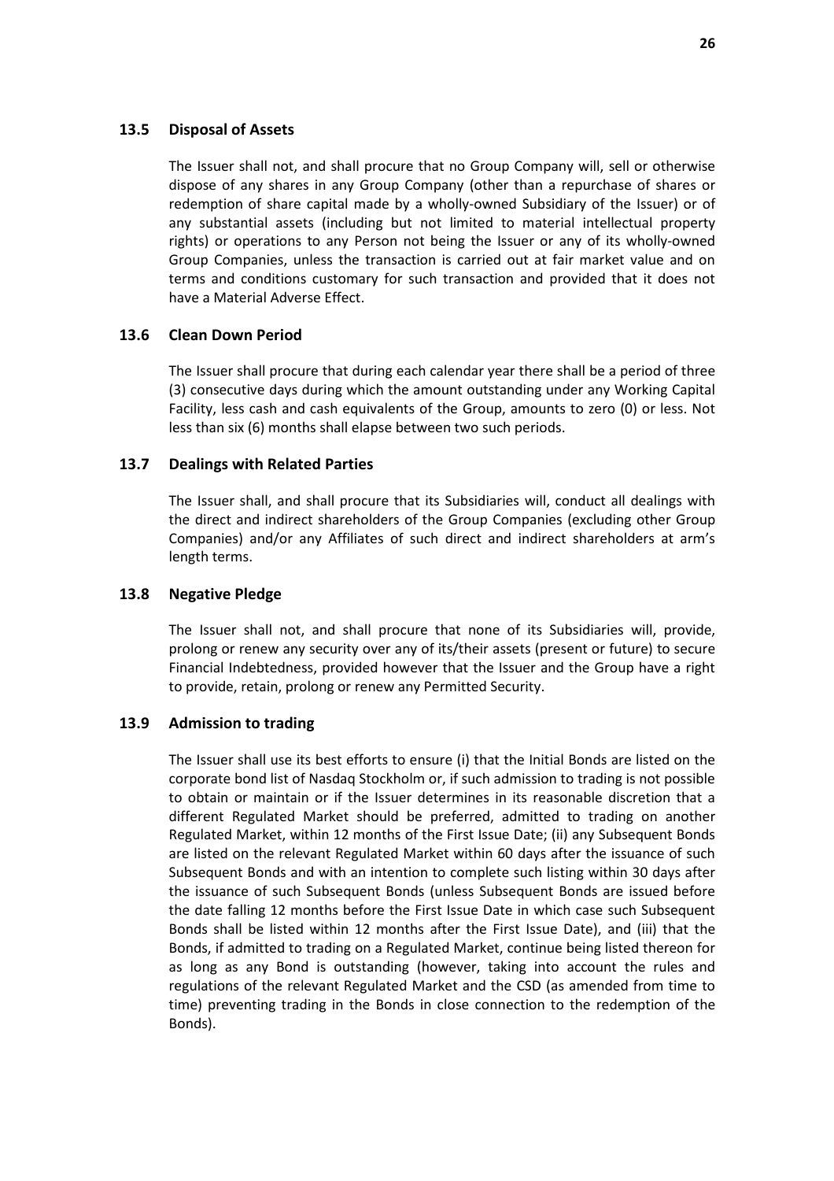### 13.5 Disposal of Assets

The Issuer shall not, and shall procure that no Group Company will, sell or otherwise dispose of any shares in any Group Company (other than a repurchase of shares or redemption of share capital made by a wholly-owned Subsidiary of the Issuer) or of any substantial assets (including but not limited to material intellectual property rights) or operations to any Person not being the Issuer or any of its wholly-owned Group Companies, unless the transaction is carried out at fair market value and on terms and conditions customary for such transaction and provided that it does not have a Material Adverse Effect.

### 13.6 Clean Down Period

The Issuer shall procure that during each calendar year there shall be a period of three (3) consecutive days during which the amount outstanding under any Working Capital Facility, less cash and cash equivalents of the Group, amounts to zero (0) or less. Not less than six (6) months shall elapse between two such periods.

### 13.7 Dealings with Related Parties

The Issuer shall, and shall procure that its Subsidiaries will, conduct all dealings with the direct and indirect shareholders of the Group Companies (excluding other Group Companies) and/or any Affiliates of such direct and indirect shareholders at arm's length terms.

### 13.8 Negative Pledge

The Issuer shall not, and shall procure that none of its Subsidiaries will, provide, prolong or renew any security over any of its/their assets (present or future) to secure Financial Indebtedness, provided however that the Issuer and the Group have a right to provide, retain, prolong or renew any Permitted Security.

### 13.9 Admission to trading

The Issuer shall use its best efforts to ensure (i) that the Initial Bonds are listed on the corporate bond list of Nasdaq Stockholm or, if such admission to trading is not possible to obtain or maintain or if the Issuer determines in its reasonable discretion that a different Regulated Market should be preferred, admitted to trading on another Regulated Market, within 12 months of the First Issue Date; (ii) any Subsequent Bonds are listed on the relevant Regulated Market within 60 days after the issuance of such Subsequent Bonds and with an intention to complete such listing within 30 days after the issuance of such Subsequent Bonds (unless Subsequent Bonds are issued before the date falling 12 months before the First Issue Date in which case such Subsequent Bonds shall be listed within 12 months after the First Issue Date), and (iii) that the Bonds, if admitted to trading on a Regulated Market, continue being listed thereon for as long as any Bond is outstanding (however, taking into account the rules and regulations of the relevant Regulated Market and the CSD (as amended from time to time) preventing trading in the Bonds in close connection to the redemption of the Bonds).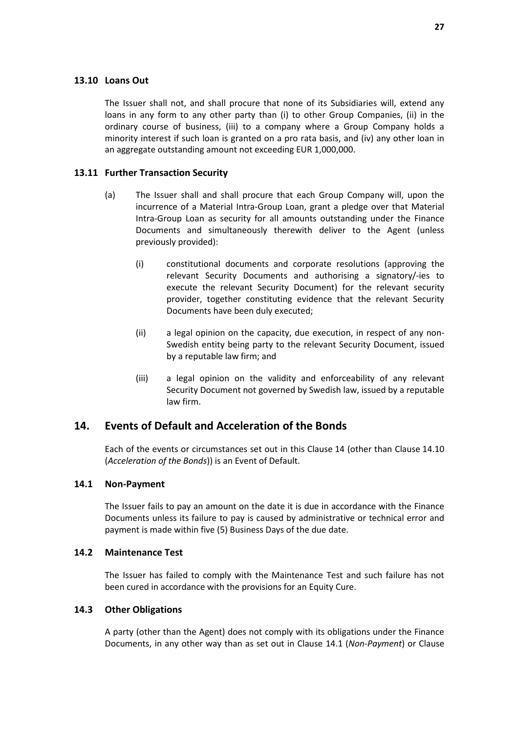### 13.10 Loans Out

The Issuer shall not, and shall procure that none of its Subsidiaries will, extend any loans in any form to any other party than (i) to other Group Companies, (ii) in the ordinary course of business, (iii) to a company where a Group Company holds a minority interest if such loan is granted on a pro rata basis, and (iv) any other loan in an aggregate outstanding amount not exceeding EUR 1,000,000.

### 13.11 Further Transaction Security

(a) The Issuer shall and shall procure that each Group Company will, upon the incurrence of a Material Intra-Group Loan, grant a pledge over that Material Intra-Group Loan as security for all amounts outstanding under the Finance Documents and simultaneously therewith deliver to the Agent (unless previously provided):

(i) constitutional documents and corporate resolutions (approving the relevant Security Documents and authorising a signatory/-ies to execute the relevant Security Document) for the relevant security provider, together constituting evidence that the relevant Security Documents have been duly executed;

(ii) a legal opinion on the capacity, due execution, in respect of any non-Swedish entity being party to the relevant Security Document, issued by a reputable law firm; and

(iii) a legal opinion on the validity and enforceability of any relevant Security Document not governed by Swedish law, issued by a reputable law firm.

## 14. Events of Default and Acceleration of the Bonds

Each of the events or circumstances set out in this Clause 14 (other than Clause 14.10 (*Acceleration of the Bonds*)) is an Event of Default.

### 14.1 Non-Payment

The Issuer fails to pay an amount on the date it is due in accordance with the Finance Documents unless its failure to pay is caused by administrative or technical error and payment is made within five (5) Business Days of the due date.

### 14.2 Maintenance Test

The Issuer has failed to comply with the Maintenance Test and such failure has not been cured in accordance with the provisions for an Equity Cure.

### 14.3 Other Obligations

A party (other than the Agent) does not comply with its obligations under the Finance Documents, in any other way than as set out in Clause 14.1 (*Non-Payment*) or Clause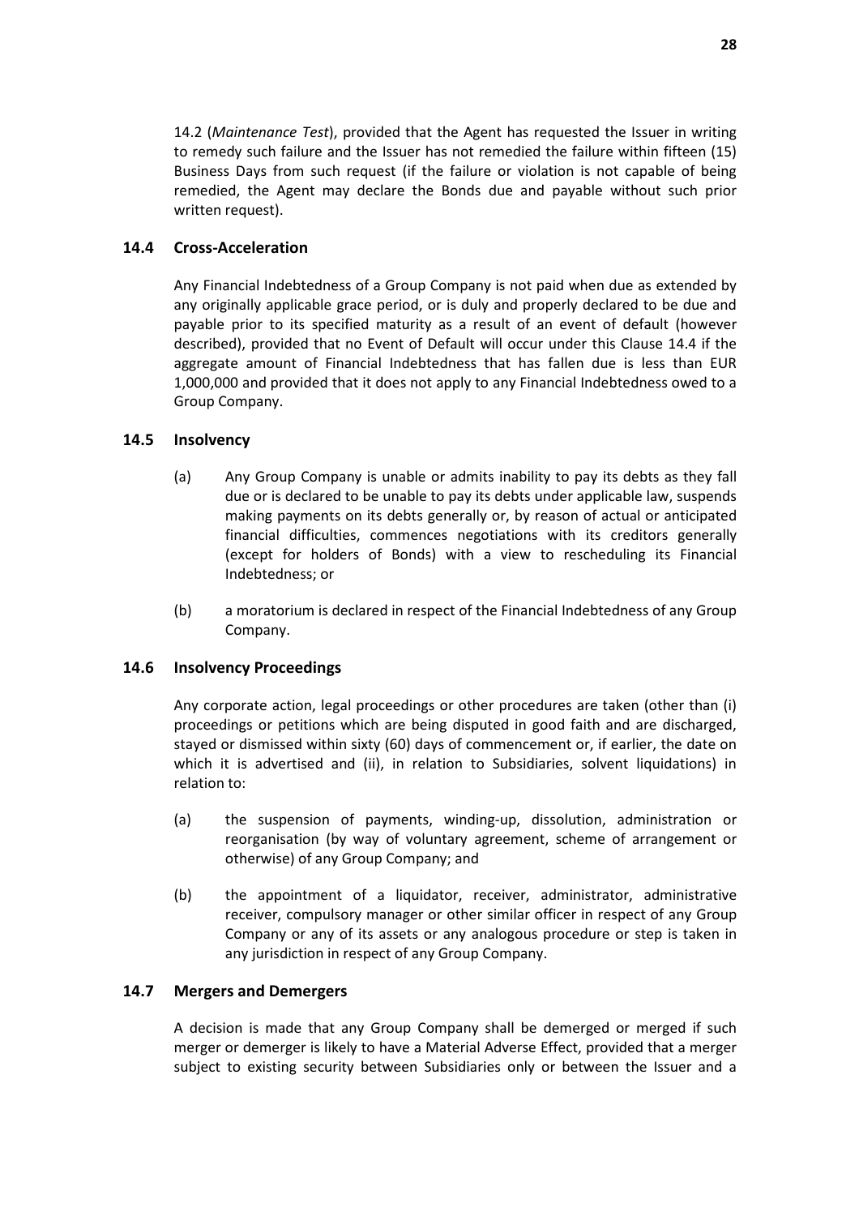14.2 (*Maintenance Test*), provided that the Agent has requested the Issuer in writing to remedy such failure and the Issuer has not remedied the failure within fifteen (15) Business Days from such request (if the failure or violation is not capable of being remedied, the Agent may declare the Bonds due and payable without such prior written request).

### 14.4 Cross-Acceleration

Any Financial Indebtedness of a Group Company is not paid when due as extended by any originally applicable grace period, or is duly and properly declared to be due and payable prior to its specified maturity as a result of an event of default (however described), provided that no Event of Default will occur under this Clause 14.4 if the aggregate amount of Financial Indebtedness that has fallen due is less than EUR 1,000,000 and provided that it does not apply to any Financial Indebtedness owed to a Group Company.

### 14.5 Insolvency

(a) Any Group Company is unable or admits inability to pay its debts as they fall due or is declared to be unable to pay its debts under applicable law, suspends making payments on its debts generally or, by reason of actual or anticipated financial difficulties, commences negotiations with its creditors generally (except for holders of Bonds) with a view to rescheduling its Financial Indebtedness; or

(b) a moratorium is declared in respect of the Financial Indebtedness of any Group Company.

### 14.6 Insolvency Proceedings

Any corporate action, legal proceedings or other procedures are taken (other than (i) proceedings or petitions which are being disputed in good faith and are discharged, stayed or dismissed within sixty (60) days of commencement or, if earlier, the date on which it is advertised and (ii), in relation to Subsidiaries, solvent liquidations) in relation to:

(a) the suspension of payments, winding-up, dissolution, administration or reorganisation (by way of voluntary agreement, scheme of arrangement or otherwise) of any Group Company; and

(b) the appointment of a liquidator, receiver, administrator, administrative receiver, compulsory manager or other similar officer in respect of any Group Company or any of its assets or any analogous procedure or step is taken in any jurisdiction in respect of any Group Company.

### 14.7 Mergers and Demergers

A decision is made that any Group Company shall be demerged or merged if such merger or demerger is likely to have a Material Adverse Effect, provided that a merger subject to existing security between Subsidiaries only or between the Issuer and a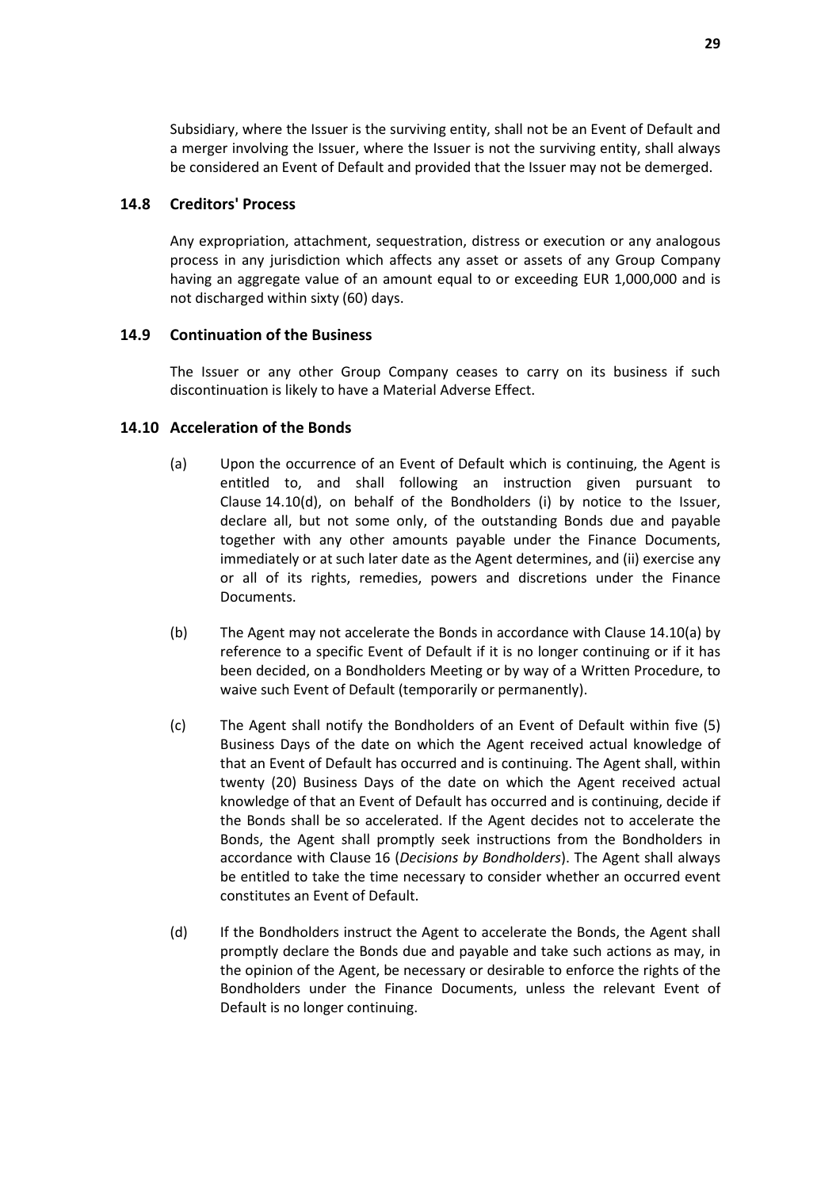Subsidiary, where the Issuer is the surviving entity, shall not be an Event of Default and a merger involving the Issuer, where the Issuer is not the surviving entity, shall always be considered an Event of Default and provided that the Issuer may not be demerged.

### 14.8 Creditors' Process

Any expropriation, attachment, sequestration, distress or execution or any analogous process in any jurisdiction which affects any asset or assets of any Group Company having an aggregate value of an amount equal to or exceeding EUR 1,000,000 and is not discharged within sixty (60) days.

### 14.9 Continuation of the Business

The Issuer or any other Group Company ceases to carry on its business if such discontinuation is likely to have a Material Adverse Effect.

### 14.10 Acceleration of the Bonds

(a) Upon the occurrence of an Event of Default which is continuing, the Agent is entitled to, and shall following an instruction given pursuant to Clause 14.10(d), on behalf of the Bondholders (i) by notice to the Issuer, declare all, but not some only, of the outstanding Bonds due and payable together with any other amounts payable under the Finance Documents, immediately or at such later date as the Agent determines, and (ii) exercise any or all of its rights, remedies, powers and discretions under the Finance Documents.

(b) The Agent may not accelerate the Bonds in accordance with Clause 14.10(a) by reference to a specific Event of Default if it is no longer continuing or if it has been decided, on a Bondholders Meeting or by way of a Written Procedure, to waive such Event of Default (temporarily or permanently).

(c) The Agent shall notify the Bondholders of an Event of Default within five (5) Business Days of the date on which the Agent received actual knowledge of that an Event of Default has occurred and is continuing. The Agent shall, within twenty (20) Business Days of the date on which the Agent received actual knowledge of that an Event of Default has occurred and is continuing, decide if the Bonds shall be so accelerated. If the Agent decides not to accelerate the Bonds, the Agent shall promptly seek instructions from the Bondholders in accordance with Clause 16 (*Decisions by Bondholders*). The Agent shall always be entitled to take the time necessary to consider whether an occurred event constitutes an Event of Default.

(d) If the Bondholders instruct the Agent to accelerate the Bonds, the Agent shall promptly declare the Bonds due and payable and take such actions as may, in the opinion of the Agent, be necessary or desirable to enforce the rights of the Bondholders under the Finance Documents, unless the relevant Event of Default is no longer continuing.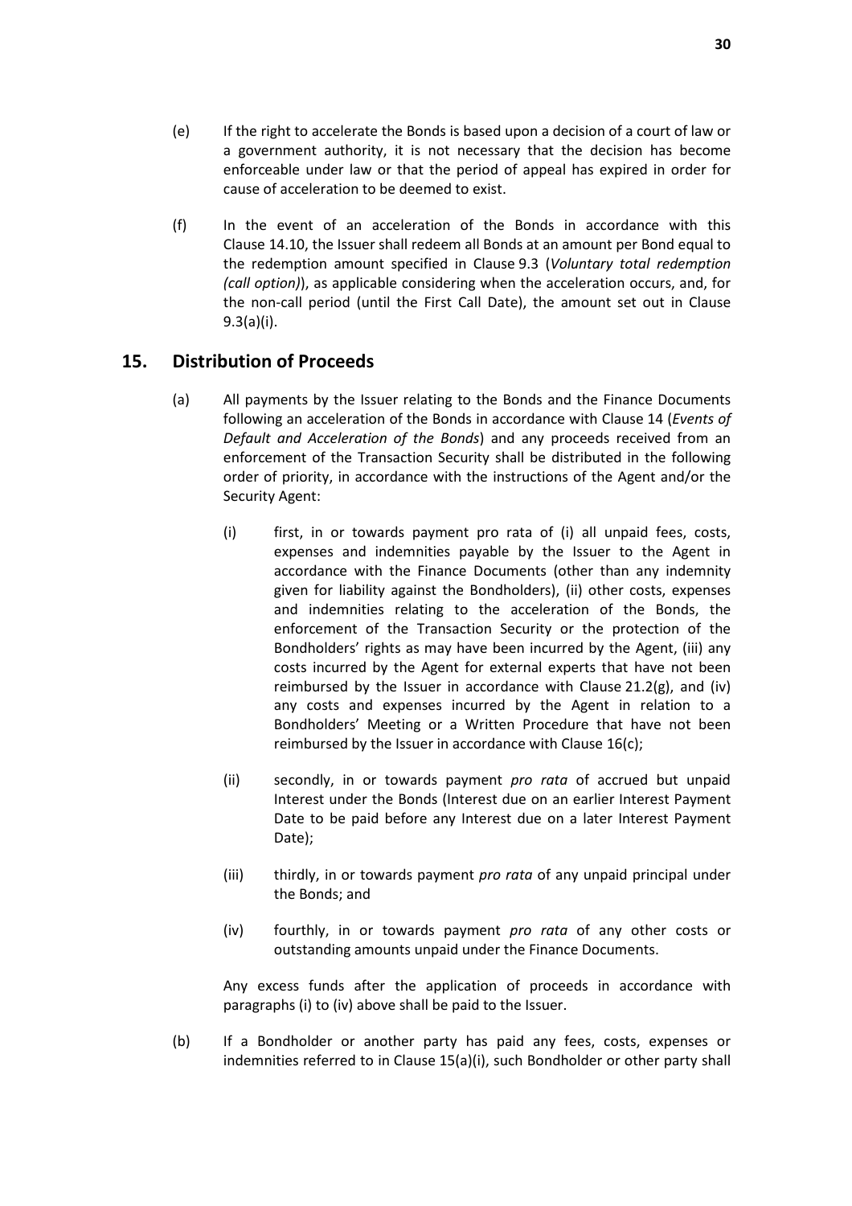(e) If the right to accelerate the Bonds is based upon a decision of a court of law or a government authority, it is not necessary that the decision has become enforceable under law or that the period of appeal has expired in order for cause of acceleration to be deemed to exist.

(f) In the event of an acceleration of the Bonds in accordance with this Clause 14.10, the Issuer shall redeem all Bonds at an amount per Bond equal to the redemption amount specified in Clause 9.3 (*Voluntary total redemption (call option)*), as applicable considering when the acceleration occurs, and, for the non-call period (until the First Call Date), the amount set out in Clause 9.3(a)(i).

## 15. Distribution of Proceeds

(a) All payments by the Issuer relating to the Bonds and the Finance Documents following an acceleration of the Bonds in accordance with Clause 14 (*Events of Default and Acceleration of the Bonds*) and any proceeds received from an enforcement of the Transaction Security shall be distributed in the following order of priority, in accordance with the instructions of the Agent and/or the Security Agent:

(i) first, in or towards payment pro rata of (i) all unpaid fees, costs, expenses and indemnities payable by the Issuer to the Agent in accordance with the Finance Documents (other than any indemnity given for liability against the Bondholders), (ii) other costs, expenses and indemnities relating to the acceleration of the Bonds, the enforcement of the Transaction Security or the protection of the Bondholders' rights as may have been incurred by the Agent, (iii) any costs incurred by the Agent for external experts that have not been reimbursed by the Issuer in accordance with Clause 21.2(g), and (iv) any costs and expenses incurred by the Agent in relation to a Bondholders' Meeting or a Written Procedure that have not been reimbursed by the Issuer in accordance with Clause 16(c);

(ii) secondly, in or towards payment *pro rata* of accrued but unpaid Interest under the Bonds (Interest due on an earlier Interest Payment Date to be paid before any Interest due on a later Interest Payment Date);

(iii) thirdly, in or towards payment *pro rata* of any unpaid principal under the Bonds; and

(iv) fourthly, in or towards payment *pro rata* of any other costs or outstanding amounts unpaid under the Finance Documents.

Any excess funds after the application of proceeds in accordance with paragraphs (i) to (iv) above shall be paid to the Issuer.

(b) If a Bondholder or another party has paid any fees, costs, expenses or indemnities referred to in Clause 15(a)(i), such Bondholder or other party shall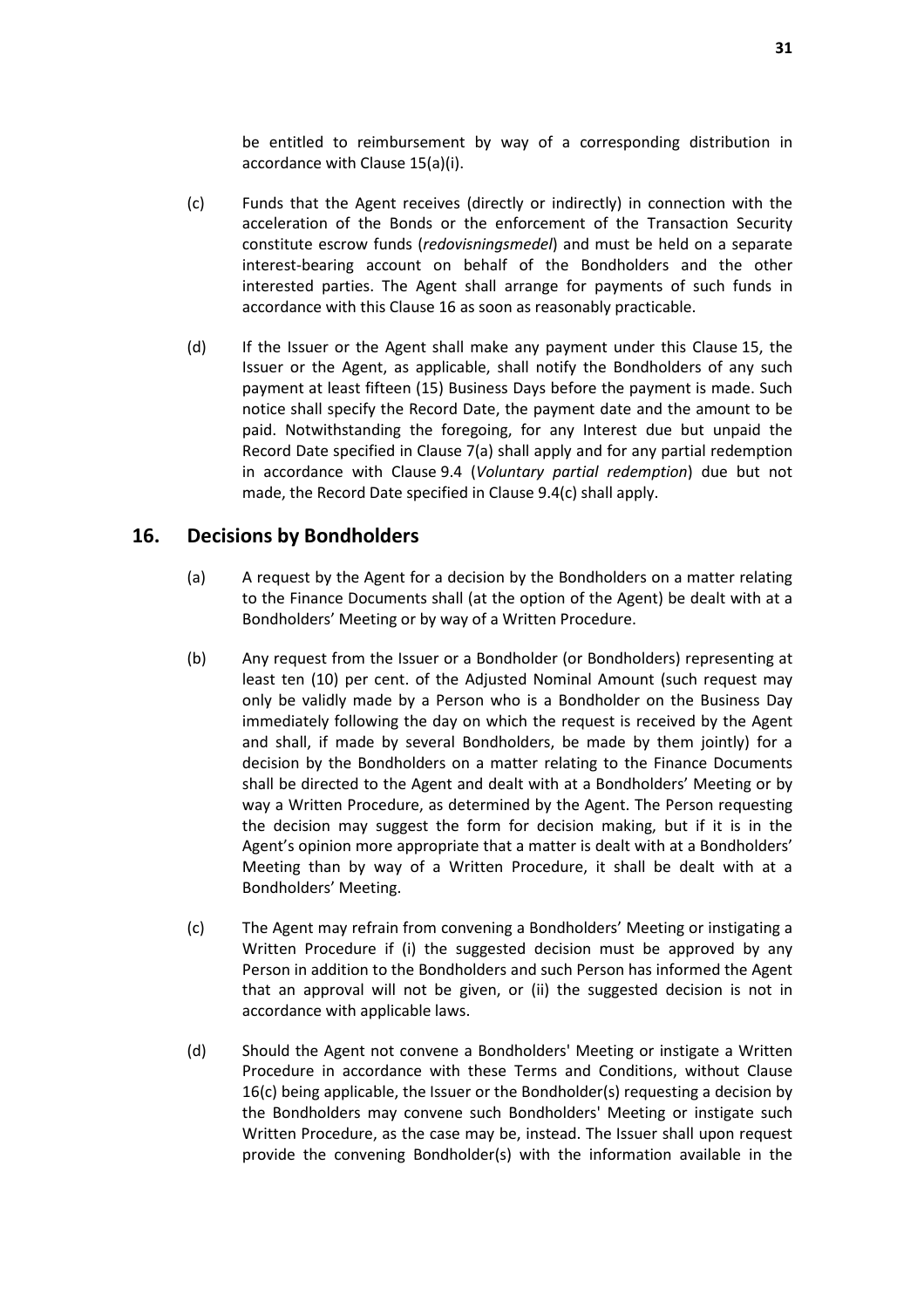be entitled to reimbursement by way of a corresponding distribution in accordance with Clause 15(a)(i).

(c) Funds that the Agent receives (directly or indirectly) in connection with the acceleration of the Bonds or the enforcement of the Transaction Security constitute escrow funds (*redovisningsmedel*) and must be held on a separate interest-bearing account on behalf of the Bondholders and the other interested parties. The Agent shall arrange for payments of such funds in accordance with this Clause 16 as soon as reasonably practicable.

(d) If the Issuer or the Agent shall make any payment under this Clause 15, the Issuer or the Agent, as applicable, shall notify the Bondholders of any such payment at least fifteen (15) Business Days before the payment is made. Such notice shall specify the Record Date, the payment date and the amount to be paid. Notwithstanding the foregoing, for any Interest due but unpaid the Record Date specified in Clause 7(a) shall apply and for any partial redemption in accordance with Clause 9.4 (*Voluntary partial redemption*) due but not made, the Record Date specified in Clause 9.4(c) shall apply.

## 16. Decisions by Bondholders

(a) A request by the Agent for a decision by the Bondholders on a matter relating to the Finance Documents shall (at the option of the Agent) be dealt with at a Bondholders' Meeting or by way of a Written Procedure.

(b) Any request from the Issuer or a Bondholder (or Bondholders) representing at least ten (10) per cent. of the Adjusted Nominal Amount (such request may only be validly made by a Person who is a Bondholder on the Business Day immediately following the day on which the request is received by the Agent and shall, if made by several Bondholders, be made by them jointly) for a decision by the Bondholders on a matter relating to the Finance Documents shall be directed to the Agent and dealt with at a Bondholders' Meeting or by way a Written Procedure, as determined by the Agent. The Person requesting the decision may suggest the form for decision making, but if it is in the Agent's opinion more appropriate that a matter is dealt with at a Bondholders' Meeting than by way of a Written Procedure, it shall be dealt with at a Bondholders' Meeting.

(c) The Agent may refrain from convening a Bondholders' Meeting or instigating a Written Procedure if (i) the suggested decision must be approved by any Person in addition to the Bondholders and such Person has informed the Agent that an approval will not be given, or (ii) the suggested decision is not in accordance with applicable laws.

(d) Should the Agent not convene a Bondholders' Meeting or instigate a Written Procedure in accordance with these Terms and Conditions, without Clause 16(c) being applicable, the Issuer or the Bondholder(s) requesting a decision by the Bondholders may convene such Bondholders' Meeting or instigate such Written Procedure, as the case may be, instead. The Issuer shall upon request provide the convening Bondholder(s) with the information available in the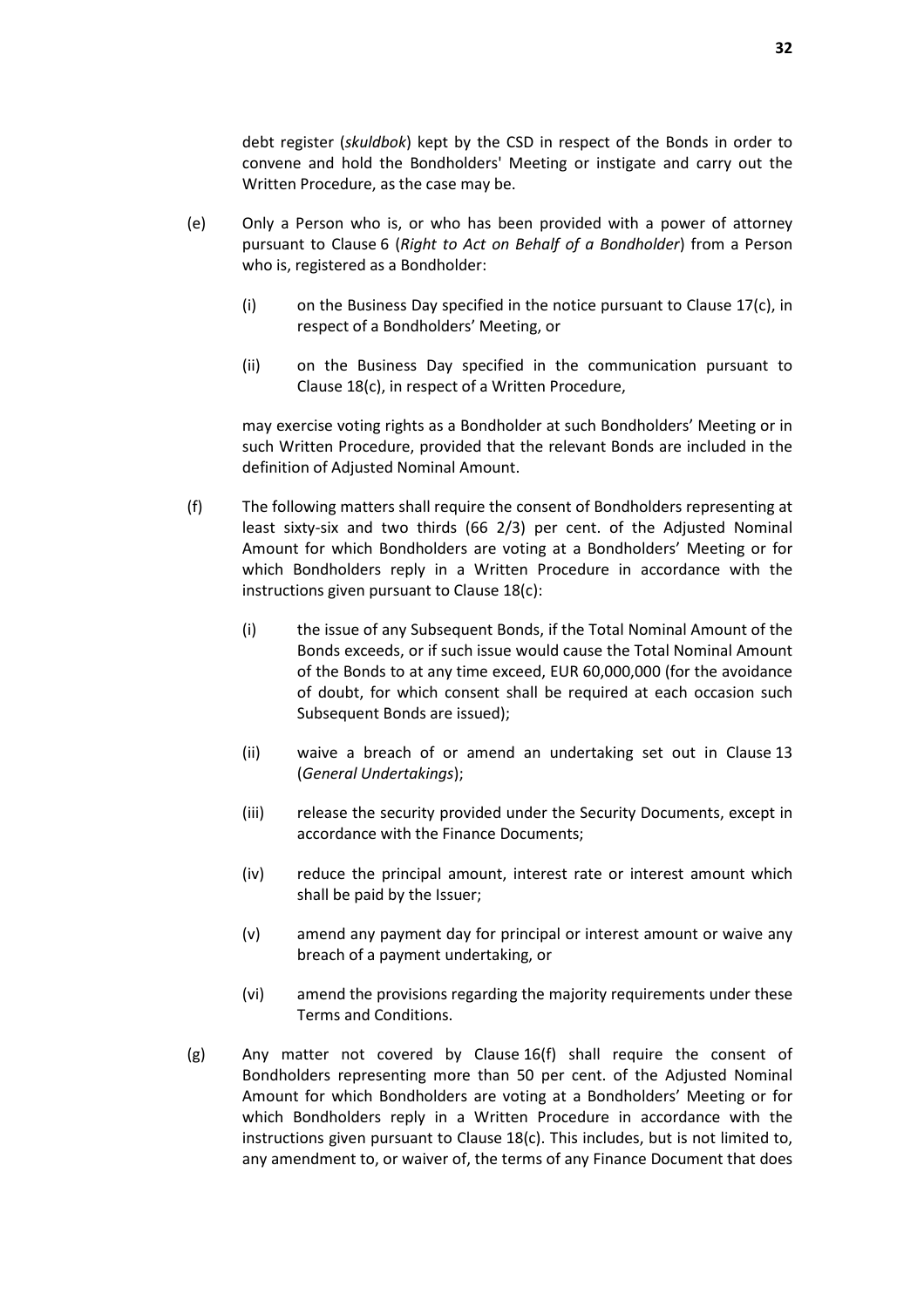debt register (*skuldbok*) kept by the CSD in respect of the Bonds in order to convene and hold the Bondholders' Meeting or instigate and carry out the Written Procedure, as the case may be.

(e) Only a Person who is, or who has been provided with a power of attorney pursuant to Clause 6 (*Right to Act on Behalf of a Bondholder*) from a Person who is, registered as a Bondholder:

(i) on the Business Day specified in the notice pursuant to Clause 17(c), in respect of a Bondholders' Meeting, or

(ii) on the Business Day specified in the communication pursuant to Clause 18(c), in respect of a Written Procedure,

may exercise voting rights as a Bondholder at such Bondholders' Meeting or in such Written Procedure, provided that the relevant Bonds are included in the definition of Adjusted Nominal Amount.

(f) The following matters shall require the consent of Bondholders representing at least sixty-six and two thirds (66 2/3) per cent. of the Adjusted Nominal Amount for which Bondholders are voting at a Bondholders' Meeting or for which Bondholders reply in a Written Procedure in accordance with the instructions given pursuant to Clause 18(c):

(i) the issue of any Subsequent Bonds, if the Total Nominal Amount of the Bonds exceeds, or if such issue would cause the Total Nominal Amount of the Bonds to at any time exceed, EUR 60,000,000 (for the avoidance of doubt, for which consent shall be required at each occasion such Subsequent Bonds are issued);

(ii) waive a breach of or amend an undertaking set out in Clause 13 (*General Undertakings*);

(iii) release the security provided under the Security Documents, except in accordance with the Finance Documents;

(iv) reduce the principal amount, interest rate or interest amount which shall be paid by the Issuer;

(v) amend any payment day for principal or interest amount or waive any breach of a payment undertaking, or

(vi) amend the provisions regarding the majority requirements under these Terms and Conditions.

(g) Any matter not covered by Clause 16(f) shall require the consent of Bondholders representing more than 50 per cent. of the Adjusted Nominal Amount for which Bondholders are voting at a Bondholders' Meeting or for which Bondholders reply in a Written Procedure in accordance with the instructions given pursuant to Clause 18(c). This includes, but is not limited to, any amendment to, or waiver of, the terms of any Finance Document that does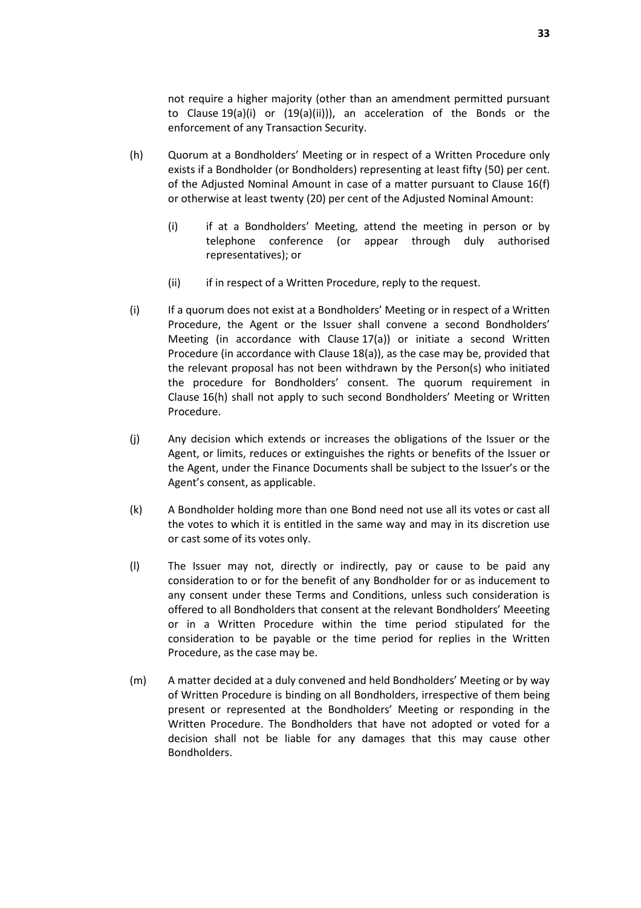not require a higher majority (other than an amendment permitted pursuant to Clause 19(a)(i) or (19(a)(ii))), an acceleration of the Bonds or the enforcement of any Transaction Security.

(h) Quorum at a Bondholders' Meeting or in respect of a Written Procedure only exists if a Bondholder (or Bondholders) representing at least fifty (50) per cent. of the Adjusted Nominal Amount in case of a matter pursuant to Clause 16(f) or otherwise at least twenty (20) per cent of the Adjusted Nominal Amount:

   (i) if at a Bondholders' Meeting, attend the meeting in person or by telephone conference (or appear through duly authorised representatives); or

   (ii) if in respect of a Written Procedure, reply to the request.

(i) If a quorum does not exist at a Bondholders' Meeting or in respect of a Written Procedure, the Agent or the Issuer shall convene a second Bondholders' Meeting (in accordance with Clause 17(a)) or initiate a second Written Procedure (in accordance with Clause 18(a)), as the case may be, provided that the relevant proposal has not been withdrawn by the Person(s) who initiated the procedure for Bondholders' consent. The quorum requirement in Clause 16(h) shall not apply to such second Bondholders' Meeting or Written Procedure.

(j) Any decision which extends or increases the obligations of the Issuer or the Agent, or limits, reduces or extinguishes the rights or benefits of the Issuer or the Agent, under the Finance Documents shall be subject to the Issuer's or the Agent's consent, as applicable.

(k) A Bondholder holding more than one Bond need not use all its votes or cast all the votes to which it is entitled in the same way and may in its discretion use or cast some of its votes only.

(l) The Issuer may not, directly or indirectly, pay or cause to be paid any consideration to or for the benefit of any Bondholder for or as inducement to any consent under these Terms and Conditions, unless such consideration is offered to all Bondholders that consent at the relevant Bondholders' Meeeting or in a Written Procedure within the time period stipulated for the consideration to be payable or the time period for replies in the Written Procedure, as the case may be.

(m) A matter decided at a duly convened and held Bondholders' Meeting or by way of Written Procedure is binding on all Bondholders, irrespective of them being present or represented at the Bondholders' Meeting or responding in the Written Procedure. The Bondholders that have not adopted or voted for a decision shall not be liable for any damages that this may cause other Bondholders.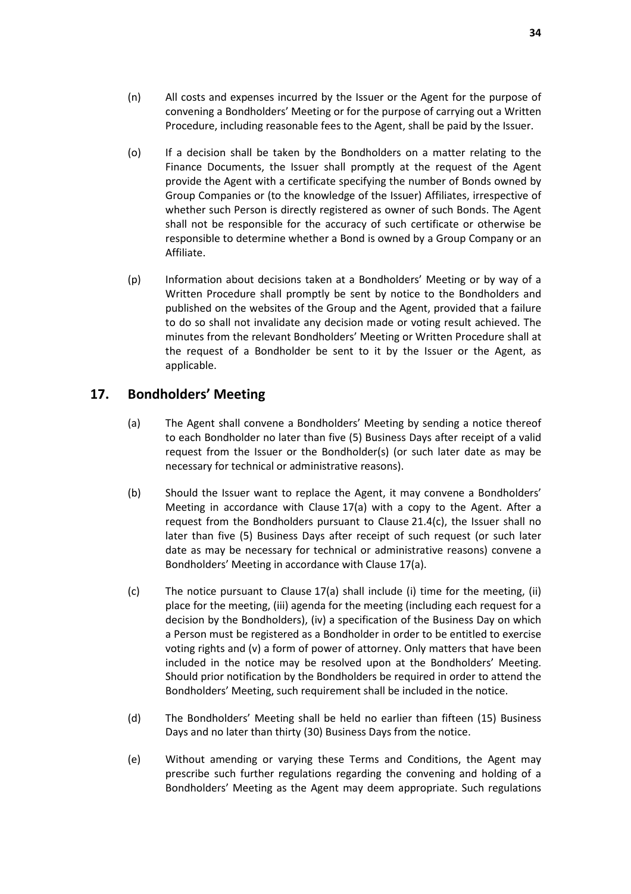(n) All costs and expenses incurred by the Issuer or the Agent for the purpose of convening a Bondholders' Meeting or for the purpose of carrying out a Written Procedure, including reasonable fees to the Agent, shall be paid by the Issuer.

(o) If a decision shall be taken by the Bondholders on a matter relating to the Finance Documents, the Issuer shall promptly at the request of the Agent provide the Agent with a certificate specifying the number of Bonds owned by Group Companies or (to the knowledge of the Issuer) Affiliates, irrespective of whether such Person is directly registered as owner of such Bonds. The Agent shall not be responsible for the accuracy of such certificate or otherwise be responsible to determine whether a Bond is owned by a Group Company or an Affiliate.

(p) Information about decisions taken at a Bondholders' Meeting or by way of a Written Procedure shall promptly be sent by notice to the Bondholders and published on the websites of the Group and the Agent, provided that a failure to do so shall not invalidate any decision made or voting result achieved. The minutes from the relevant Bondholders' Meeting or Written Procedure shall at the request of a Bondholder be sent to it by the Issuer or the Agent, as applicable.

## 17. Bondholders' Meeting

(a) The Agent shall convene a Bondholders' Meeting by sending a notice thereof to each Bondholder no later than five (5) Business Days after receipt of a valid request from the Issuer or the Bondholder(s) (or such later date as may be necessary for technical or administrative reasons).

(b) Should the Issuer want to replace the Agent, it may convene a Bondholders' Meeting in accordance with Clause 17(a) with a copy to the Agent. After a request from the Bondholders pursuant to Clause 21.4(c), the Issuer shall no later than five (5) Business Days after receipt of such request (or such later date as may be necessary for technical or administrative reasons) convene a Bondholders' Meeting in accordance with Clause 17(a).

(c) The notice pursuant to Clause 17(a) shall include (i) time for the meeting, (ii) place for the meeting, (iii) agenda for the meeting (including each request for a decision by the Bondholders), (iv) a specification of the Business Day on which a Person must be registered as a Bondholder in order to be entitled to exercise voting rights and (v) a form of power of attorney. Only matters that have been included in the notice may be resolved upon at the Bondholders' Meeting. Should prior notification by the Bondholders be required in order to attend the Bondholders' Meeting, such requirement shall be included in the notice.

(d) The Bondholders' Meeting shall be held no earlier than fifteen (15) Business Days and no later than thirty (30) Business Days from the notice.

(e) Without amending or varying these Terms and Conditions, the Agent may prescribe such further regulations regarding the convening and holding of a Bondholders' Meeting as the Agent may deem appropriate. Such regulations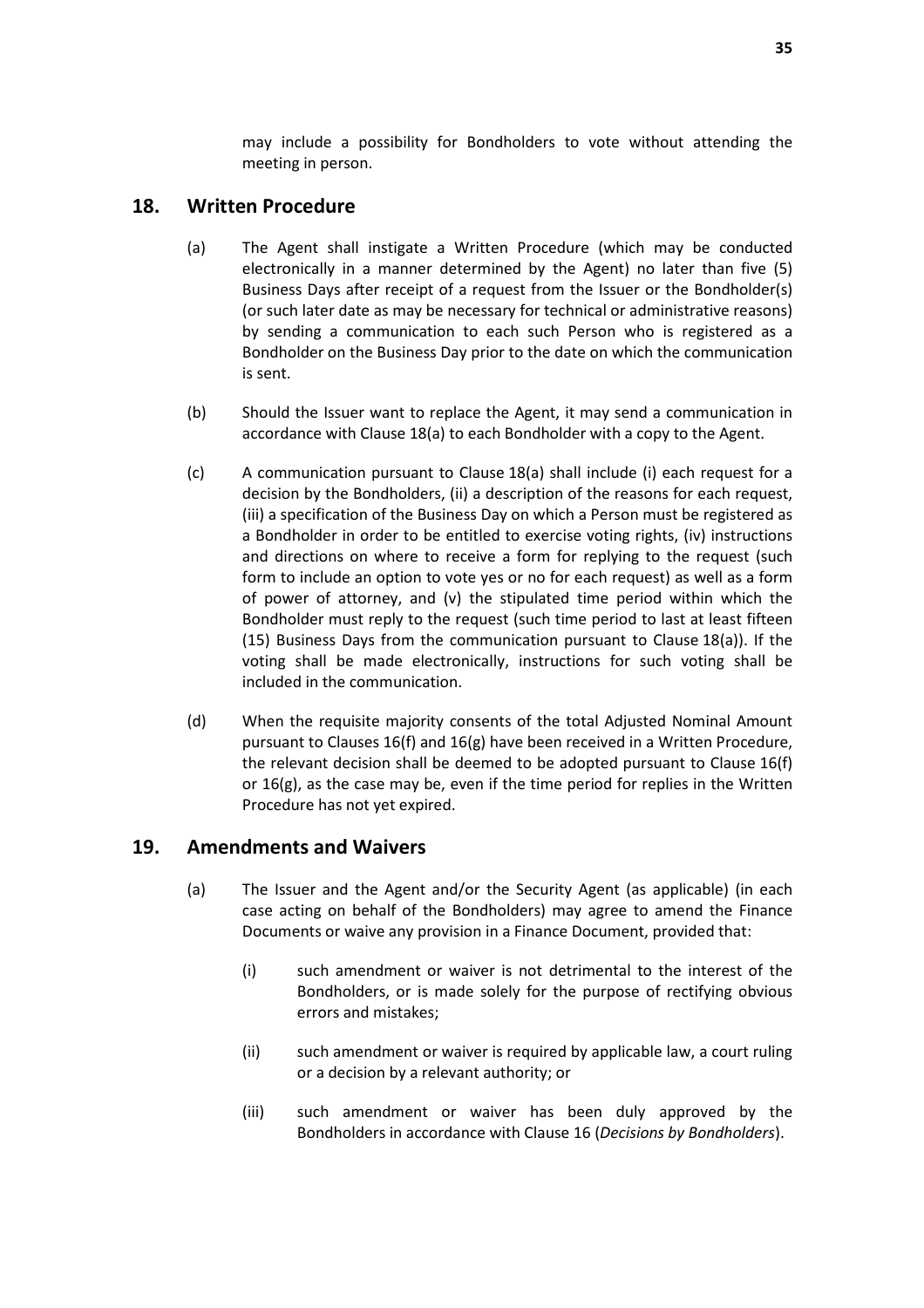may include a possibility for Bondholders to vote without attending the meeting in person.

## 18. Written Procedure

(a) The Agent shall instigate a Written Procedure (which may be conducted electronically in a manner determined by the Agent) no later than five (5) Business Days after receipt of a request from the Issuer or the Bondholder(s) (or such later date as may be necessary for technical or administrative reasons) by sending a communication to each such Person who is registered as a Bondholder on the Business Day prior to the date on which the communication is sent.

(b) Should the Issuer want to replace the Agent, it may send a communication in accordance with Clause 18(a) to each Bondholder with a copy to the Agent.

(c) A communication pursuant to Clause 18(a) shall include (i) each request for a decision by the Bondholders, (ii) a description of the reasons for each request, (iii) a specification of the Business Day on which a Person must be registered as a Bondholder in order to be entitled to exercise voting rights, (iv) instructions and directions on where to receive a form for replying to the request (such form to include an option to vote yes or no for each request) as well as a form of power of attorney, and (v) the stipulated time period within which the Bondholder must reply to the request (such time period to last at least fifteen (15) Business Days from the communication pursuant to Clause 18(a)). If the voting shall be made electronically, instructions for such voting shall be included in the communication.

(d) When the requisite majority consents of the total Adjusted Nominal Amount pursuant to Clauses 16(f) and 16(g) have been received in a Written Procedure, the relevant decision shall be deemed to be adopted pursuant to Clause 16(f) or 16(g), as the case may be, even if the time period for replies in the Written Procedure has not yet expired.

## 19. Amendments and Waivers

(a) The Issuer and the Agent and/or the Security Agent (as applicable) (in each case acting on behalf of the Bondholders) may agree to amend the Finance Documents or waive any provision in a Finance Document, provided that:

(i) such amendment or waiver is not detrimental to the interest of the Bondholders, or is made solely for the purpose of rectifying obvious errors and mistakes;

(ii) such amendment or waiver is required by applicable law, a court ruling or a decision by a relevant authority; or

(iii) such amendment or waiver has been duly approved by the Bondholders in accordance with Clause 16 (*Decisions by Bondholders*).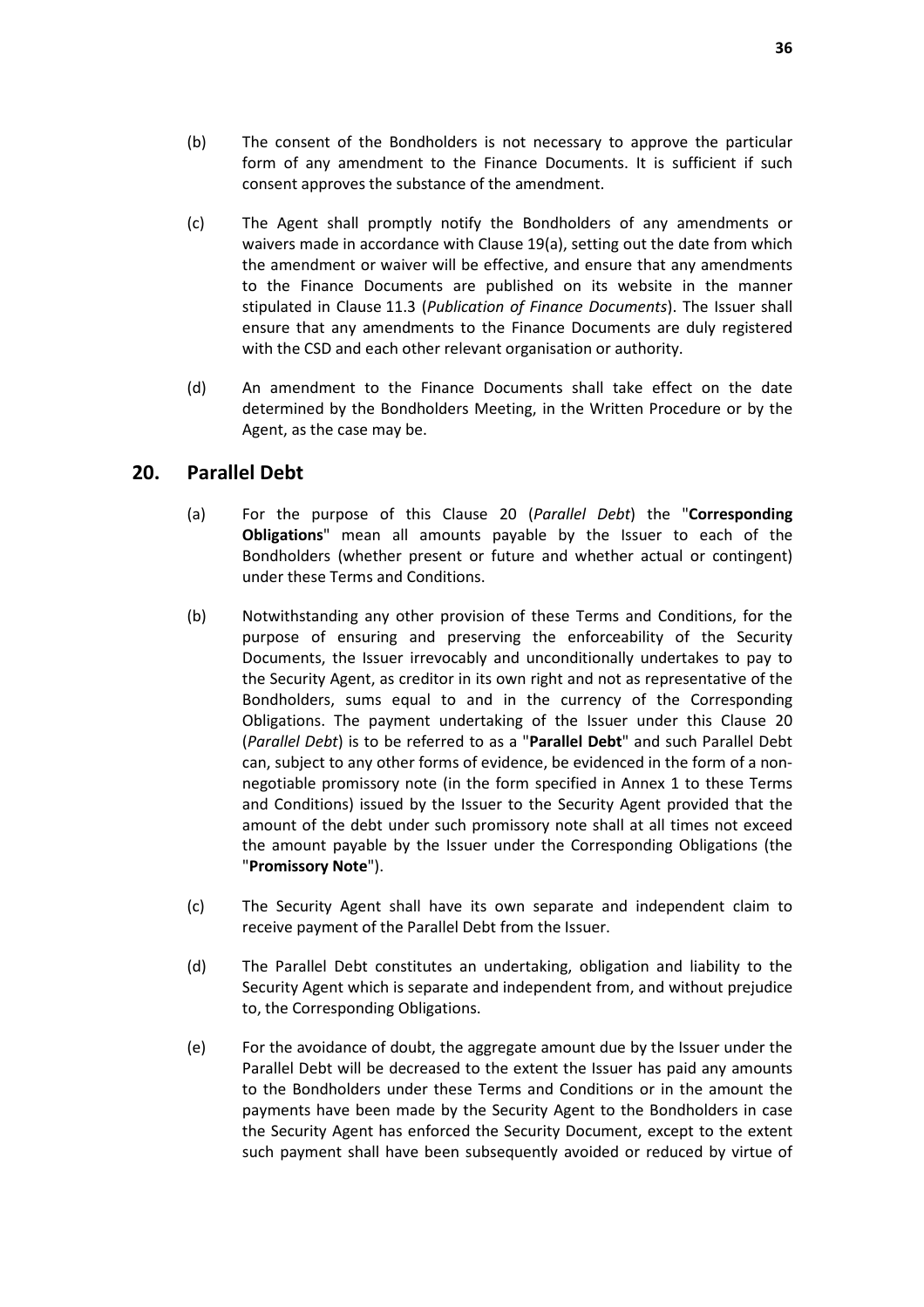(b) The consent of the Bondholders is not necessary to approve the particular form of any amendment to the Finance Documents. It is sufficient if such consent approves the substance of the amendment.

(c) The Agent shall promptly notify the Bondholders of any amendments or waivers made in accordance with Clause 19(a), setting out the date from which the amendment or waiver will be effective, and ensure that any amendments to the Finance Documents are published on its website in the manner stipulated in Clause 11.3 (*Publication of Finance Documents*). The Issuer shall ensure that any amendments to the Finance Documents are duly registered with the CSD and each other relevant organisation or authority.

(d) An amendment to the Finance Documents shall take effect on the date determined by the Bondholders Meeting, in the Written Procedure or by the Agent, as the case may be.

## 20. Parallel Debt

(a) For the purpose of this Clause 20 (*Parallel Debt*) the "**Corresponding Obligations**" mean all amounts payable by the Issuer to each of the Bondholders (whether present or future and whether actual or contingent) under these Terms and Conditions.

(b) Notwithstanding any other provision of these Terms and Conditions, for the purpose of ensuring and preserving the enforceability of the Security Documents, the Issuer irrevocably and unconditionally undertakes to pay to the Security Agent, as creditor in its own right and not as representative of the Bondholders, sums equal to and in the currency of the Corresponding Obligations. The payment undertaking of the Issuer under this Clause 20 (*Parallel Debt*) is to be referred to as a "**Parallel Debt**" and such Parallel Debt can, subject to any other forms of evidence, be evidenced in the form of a non-negotiable promissory note (in the form specified in Annex 1 to these Terms and Conditions) issued by the Issuer to the Security Agent provided that the amount of the debt under such promissory note shall at all times not exceed the amount payable by the Issuer under the Corresponding Obligations (the "**Promissory Note**").

(c) The Security Agent shall have its own separate and independent claim to receive payment of the Parallel Debt from the Issuer.

(d) The Parallel Debt constitutes an undertaking, obligation and liability to the Security Agent which is separate and independent from, and without prejudice to, the Corresponding Obligations.

(e) For the avoidance of doubt, the aggregate amount due by the Issuer under the Parallel Debt will be decreased to the extent the Issuer has paid any amounts to the Bondholders under these Terms and Conditions or in the amount the payments have been made by the Security Agent to the Bondholders in case the Security Agent has enforced the Security Document, except to the extent such payment shall have been subsequently avoided or reduced by virtue of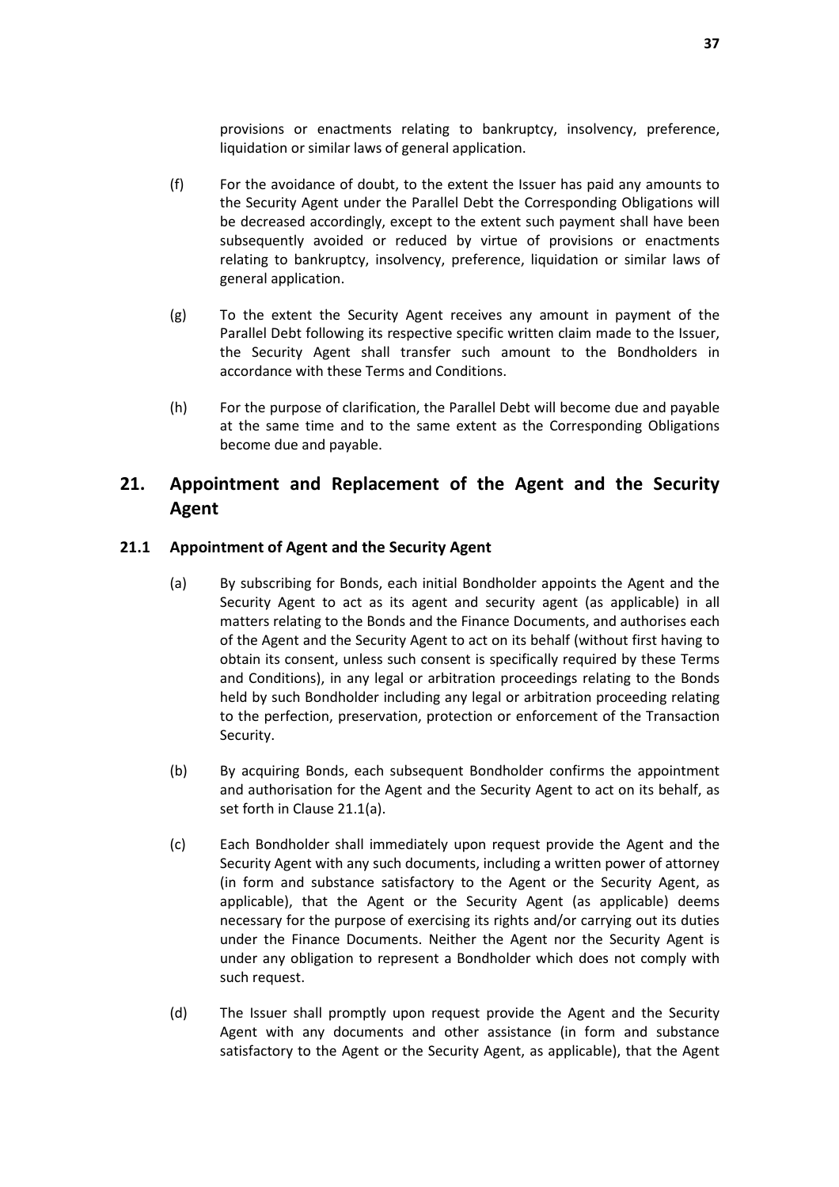provisions or enactments relating to bankruptcy, insolvency, preference, liquidation or similar laws of general application.

(f) For the avoidance of doubt, to the extent the Issuer has paid any amounts to the Security Agent under the Parallel Debt the Corresponding Obligations will be decreased accordingly, except to the extent such payment shall have been subsequently avoided or reduced by virtue of provisions or enactments relating to bankruptcy, insolvency, preference, liquidation or similar laws of general application.

(g) To the extent the Security Agent receives any amount in payment of the Parallel Debt following its respective specific written claim made to the Issuer, the Security Agent shall transfer such amount to the Bondholders in accordance with these Terms and Conditions.

(h) For the purpose of clarification, the Parallel Debt will become due and payable at the same time and to the same extent as the Corresponding Obligations become due and payable.

## 21. Appointment and Replacement of the Agent and the Security Agent

### 21.1 Appointment of Agent and the Security Agent

(a) By subscribing for Bonds, each initial Bondholder appoints the Agent and the Security Agent to act as its agent and security agent (as applicable) in all matters relating to the Bonds and the Finance Documents, and authorises each of the Agent and the Security Agent to act on its behalf (without first having to obtain its consent, unless such consent is specifically required by these Terms and Conditions), in any legal or arbitration proceedings relating to the Bonds held by such Bondholder including any legal or arbitration proceeding relating to the perfection, preservation, protection or enforcement of the Transaction Security.

(b) By acquiring Bonds, each subsequent Bondholder confirms the appointment and authorisation for the Agent and the Security Agent to act on its behalf, as set forth in Clause 21.1(a).

(c) Each Bondholder shall immediately upon request provide the Agent and the Security Agent with any such documents, including a written power of attorney (in form and substance satisfactory to the Agent or the Security Agent, as applicable), that the Agent or the Security Agent (as applicable) deems necessary for the purpose of exercising its rights and/or carrying out its duties under the Finance Documents. Neither the Agent nor the Security Agent is under any obligation to represent a Bondholder which does not comply with such request.

(d) The Issuer shall promptly upon request provide the Agent and the Security Agent with any documents and other assistance (in form and substance satisfactory to the Agent or the Security Agent, as applicable), that the Agent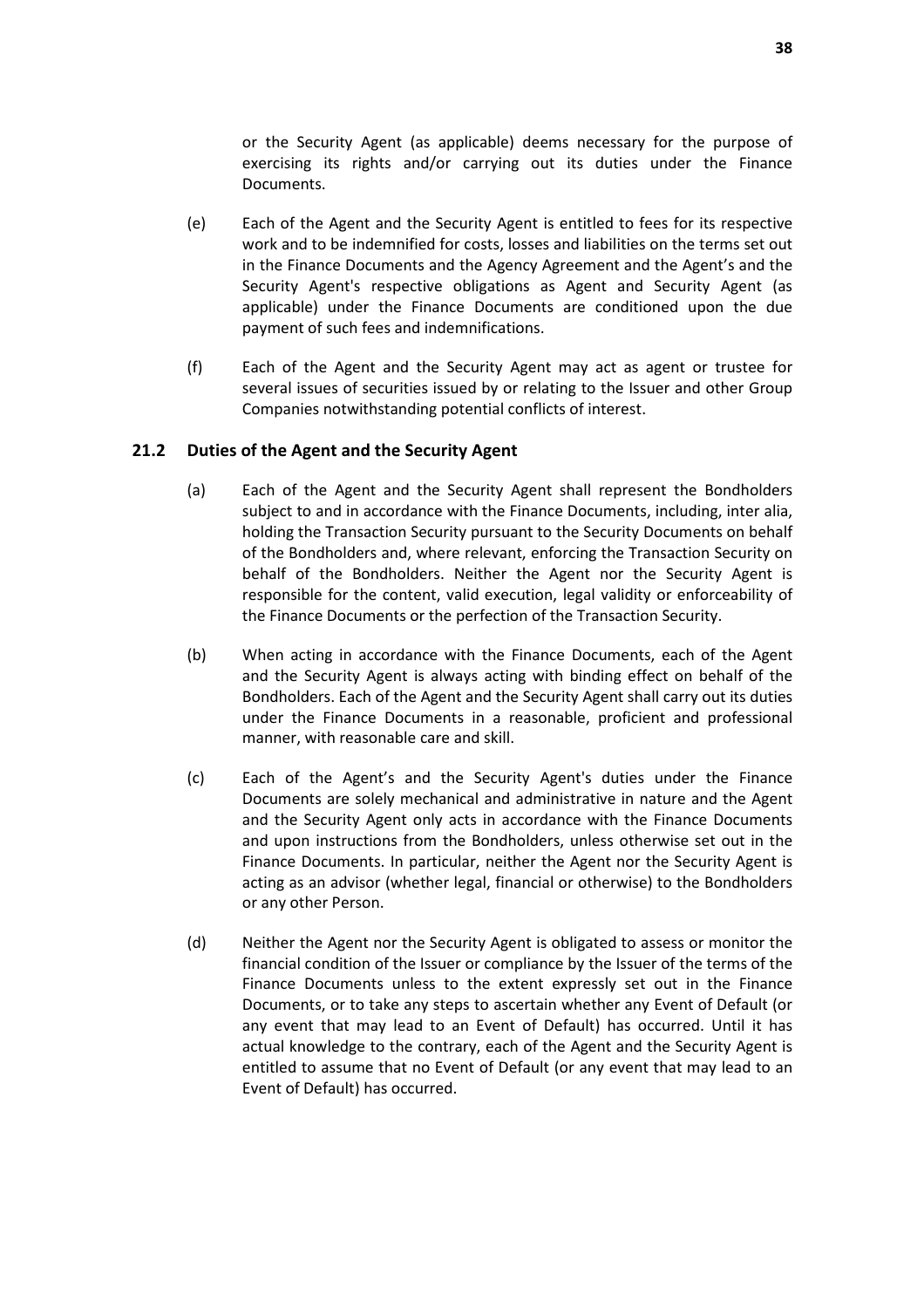or the Security Agent (as applicable) deems necessary for the purpose of exercising its rights and/or carrying out its duties under the Finance Documents.

(e) Each of the Agent and the Security Agent is entitled to fees for its respective work and to be indemnified for costs, losses and liabilities on the terms set out in the Finance Documents and the Agency Agreement and the Agent's and the Security Agent's respective obligations as Agent and Security Agent (as applicable) under the Finance Documents are conditioned upon the due payment of such fees and indemnifications.

(f) Each of the Agent and the Security Agent may act as agent or trustee for several issues of securities issued by or relating to the Issuer and other Group Companies notwithstanding potential conflicts of interest.

### 21.2 Duties of the Agent and the Security Agent

(a) Each of the Agent and the Security Agent shall represent the Bondholders subject to and in accordance with the Finance Documents, including, inter alia, holding the Transaction Security pursuant to the Security Documents on behalf of the Bondholders and, where relevant, enforcing the Transaction Security on behalf of the Bondholders. Neither the Agent nor the Security Agent is responsible for the content, valid execution, legal validity or enforceability of the Finance Documents or the perfection of the Transaction Security.

(b) When acting in accordance with the Finance Documents, each of the Agent and the Security Agent is always acting with binding effect on behalf of the Bondholders. Each of the Agent and the Security Agent shall carry out its duties under the Finance Documents in a reasonable, proficient and professional manner, with reasonable care and skill.

(c) Each of the Agent's and the Security Agent's duties under the Finance Documents are solely mechanical and administrative in nature and the Agent and the Security Agent only acts in accordance with the Finance Documents and upon instructions from the Bondholders, unless otherwise set out in the Finance Documents. In particular, neither the Agent nor the Security Agent is acting as an advisor (whether legal, financial or otherwise) to the Bondholders or any other Person.

(d) Neither the Agent nor the Security Agent is obligated to assess or monitor the financial condition of the Issuer or compliance by the Issuer of the terms of the Finance Documents unless to the extent expressly set out in the Finance Documents, or to take any steps to ascertain whether any Event of Default (or any event that may lead to an Event of Default) has occurred. Until it has actual knowledge to the contrary, each of the Agent and the Security Agent is entitled to assume that no Event of Default (or any event that may lead to an Event of Default) has occurred.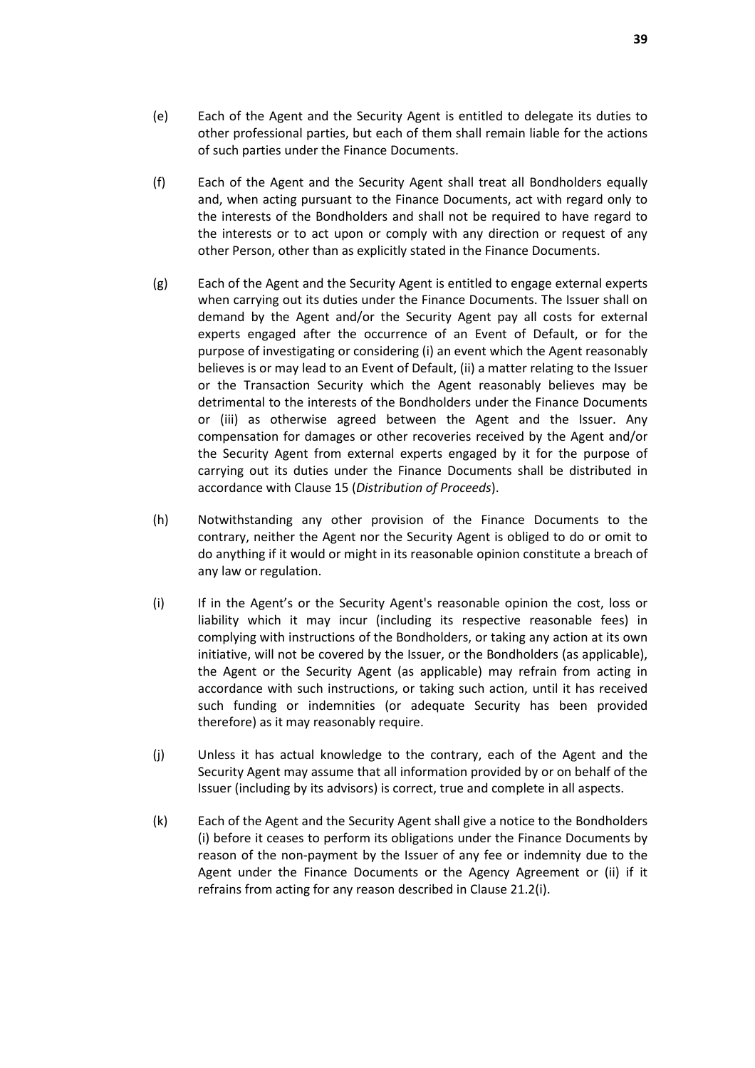(e) Each of the Agent and the Security Agent is entitled to delegate its duties to other professional parties, but each of them shall remain liable for the actions of such parties under the Finance Documents.

(f) Each of the Agent and the Security Agent shall treat all Bondholders equally and, when acting pursuant to the Finance Documents, act with regard only to the interests of the Bondholders and shall not be required to have regard to the interests or to act upon or comply with any direction or request of any other Person, other than as explicitly stated in the Finance Documents.

(g) Each of the Agent and the Security Agent is entitled to engage external experts when carrying out its duties under the Finance Documents. The Issuer shall on demand by the Agent and/or the Security Agent pay all costs for external experts engaged after the occurrence of an Event of Default, or for the purpose of investigating or considering (i) an event which the Agent reasonably believes is or may lead to an Event of Default, (ii) a matter relating to the Issuer or the Transaction Security which the Agent reasonably believes may be detrimental to the interests of the Bondholders under the Finance Documents or (iii) as otherwise agreed between the Agent and the Issuer. Any compensation for damages or other recoveries received by the Agent and/or the Security Agent from external experts engaged by it for the purpose of carrying out its duties under the Finance Documents shall be distributed in accordance with Clause 15 (*Distribution of Proceeds*).

(h) Notwithstanding any other provision of the Finance Documents to the contrary, neither the Agent nor the Security Agent is obliged to do or omit to do anything if it would or might in its reasonable opinion constitute a breach of any law or regulation.

(i) If in the Agent's or the Security Agent's reasonable opinion the cost, loss or liability which it may incur (including its respective reasonable fees) in complying with instructions of the Bondholders, or taking any action at its own initiative, will not be covered by the Issuer, or the Bondholders (as applicable), the Agent or the Security Agent (as applicable) may refrain from acting in accordance with such instructions, or taking such action, until it has received such funding or indemnities (or adequate Security has been provided therefore) as it may reasonably require.

(j) Unless it has actual knowledge to the contrary, each of the Agent and the Security Agent may assume that all information provided by or on behalf of the Issuer (including by its advisors) is correct, true and complete in all aspects.

(k) Each of the Agent and the Security Agent shall give a notice to the Bondholders (i) before it ceases to perform its obligations under the Finance Documents by reason of the non-payment by the Issuer of any fee or indemnity due to the Agent under the Finance Documents or the Agency Agreement or (ii) if it refrains from acting for any reason described in Clause 21.2(i).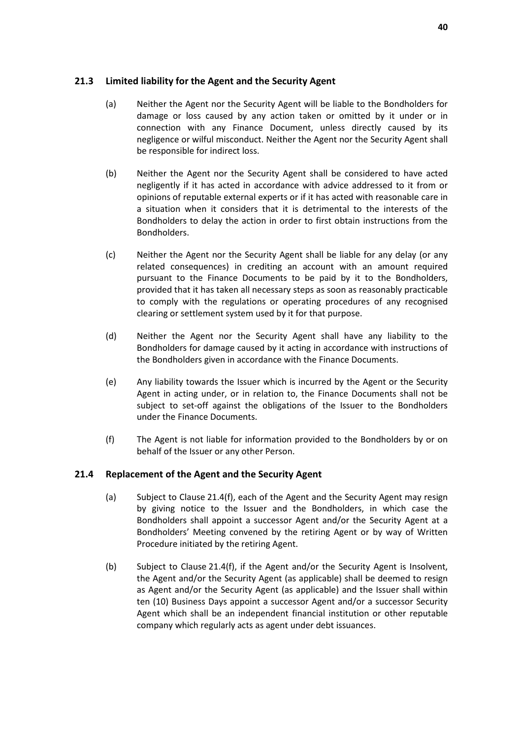### 21.3 Limited liability for the Agent and the Security Agent

(a) Neither the Agent nor the Security Agent will be liable to the Bondholders for damage or loss caused by any action taken or omitted by it under or in connection with any Finance Document, unless directly caused by its negligence or wilful misconduct. Neither the Agent nor the Security Agent shall be responsible for indirect loss.

(b) Neither the Agent nor the Security Agent shall be considered to have acted negligently if it has acted in accordance with advice addressed to it from or opinions of reputable external experts or if it has acted with reasonable care in a situation when it considers that it is detrimental to the interests of the Bondholders to delay the action in order to first obtain instructions from the Bondholders.

(c) Neither the Agent nor the Security Agent shall be liable for any delay (or any related consequences) in crediting an account with an amount required pursuant to the Finance Documents to be paid by it to the Bondholders, provided that it has taken all necessary steps as soon as reasonably practicable to comply with the regulations or operating procedures of any recognised clearing or settlement system used by it for that purpose.

(d) Neither the Agent nor the Security Agent shall have any liability to the Bondholders for damage caused by it acting in accordance with instructions of the Bondholders given in accordance with the Finance Documents.

(e) Any liability towards the Issuer which is incurred by the Agent or the Security Agent in acting under, or in relation to, the Finance Documents shall not be subject to set-off against the obligations of the Issuer to the Bondholders under the Finance Documents.

(f) The Agent is not liable for information provided to the Bondholders by or on behalf of the Issuer or any other Person.

### 21.4 Replacement of the Agent and the Security Agent

(a) Subject to Clause 21.4(f), each of the Agent and the Security Agent may resign by giving notice to the Issuer and the Bondholders, in which case the Bondholders shall appoint a successor Agent and/or the Security Agent at a Bondholders' Meeting convened by the retiring Agent or by way of Written Procedure initiated by the retiring Agent.

(b) Subject to Clause 21.4(f), if the Agent and/or the Security Agent is Insolvent, the Agent and/or the Security Agent (as applicable) shall be deemed to resign as Agent and/or the Security Agent (as applicable) and the Issuer shall within ten (10) Business Days appoint a successor Agent and/or a successor Security Agent which shall be an independent financial institution or other reputable company which regularly acts as agent under debt issuances.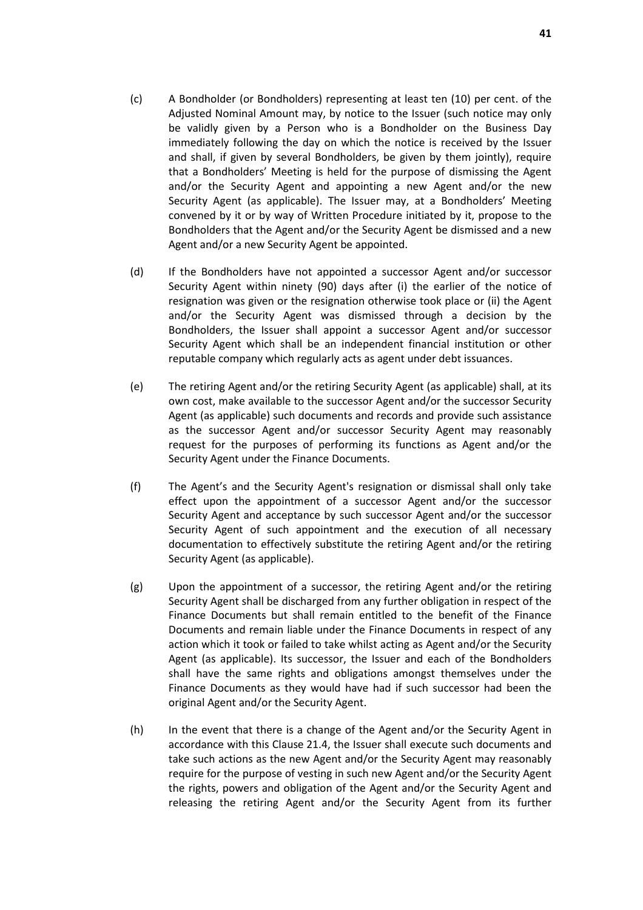(c) A Bondholder (or Bondholders) representing at least ten (10) per cent. of the Adjusted Nominal Amount may, by notice to the Issuer (such notice may only be validly given by a Person who is a Bondholder on the Business Day immediately following the day on which the notice is received by the Issuer and shall, if given by several Bondholders, be given by them jointly), require that a Bondholders' Meeting is held for the purpose of dismissing the Agent and/or the Security Agent and appointing a new Agent and/or the new Security Agent (as applicable). The Issuer may, at a Bondholders' Meeting convened by it or by way of Written Procedure initiated by it, propose to the Bondholders that the Agent and/or the Security Agent be dismissed and a new Agent and/or a new Security Agent be appointed.

(d) If the Bondholders have not appointed a successor Agent and/or successor Security Agent within ninety (90) days after (i) the earlier of the notice of resignation was given or the resignation otherwise took place or (ii) the Agent and/or the Security Agent was dismissed through a decision by the Bondholders, the Issuer shall appoint a successor Agent and/or successor Security Agent which shall be an independent financial institution or other reputable company which regularly acts as agent under debt issuances.

(e) The retiring Agent and/or the retiring Security Agent (as applicable) shall, at its own cost, make available to the successor Agent and/or the successor Security Agent (as applicable) such documents and records and provide such assistance as the successor Agent and/or successor Security Agent may reasonably request for the purposes of performing its functions as Agent and/or the Security Agent under the Finance Documents.

(f) The Agent's and the Security Agent's resignation or dismissal shall only take effect upon the appointment of a successor Agent and/or the successor Security Agent and acceptance by such successor Agent and/or the successor Security Agent of such appointment and the execution of all necessary documentation to effectively substitute the retiring Agent and/or the retiring Security Agent (as applicable).

(g) Upon the appointment of a successor, the retiring Agent and/or the retiring Security Agent shall be discharged from any further obligation in respect of the Finance Documents but shall remain entitled to the benefit of the Finance Documents and remain liable under the Finance Documents in respect of any action which it took or failed to take whilst acting as Agent and/or the Security Agent (as applicable). Its successor, the Issuer and each of the Bondholders shall have the same rights and obligations amongst themselves under the Finance Documents as they would have had if such successor had been the original Agent and/or the Security Agent.

(h) In the event that there is a change of the Agent and/or the Security Agent in accordance with this Clause 21.4, the Issuer shall execute such documents and take such actions as the new Agent and/or the Security Agent may reasonably require for the purpose of vesting in such new Agent and/or the Security Agent the rights, powers and obligation of the Agent and/or the Security Agent and releasing the retiring Agent and/or the Security Agent from its further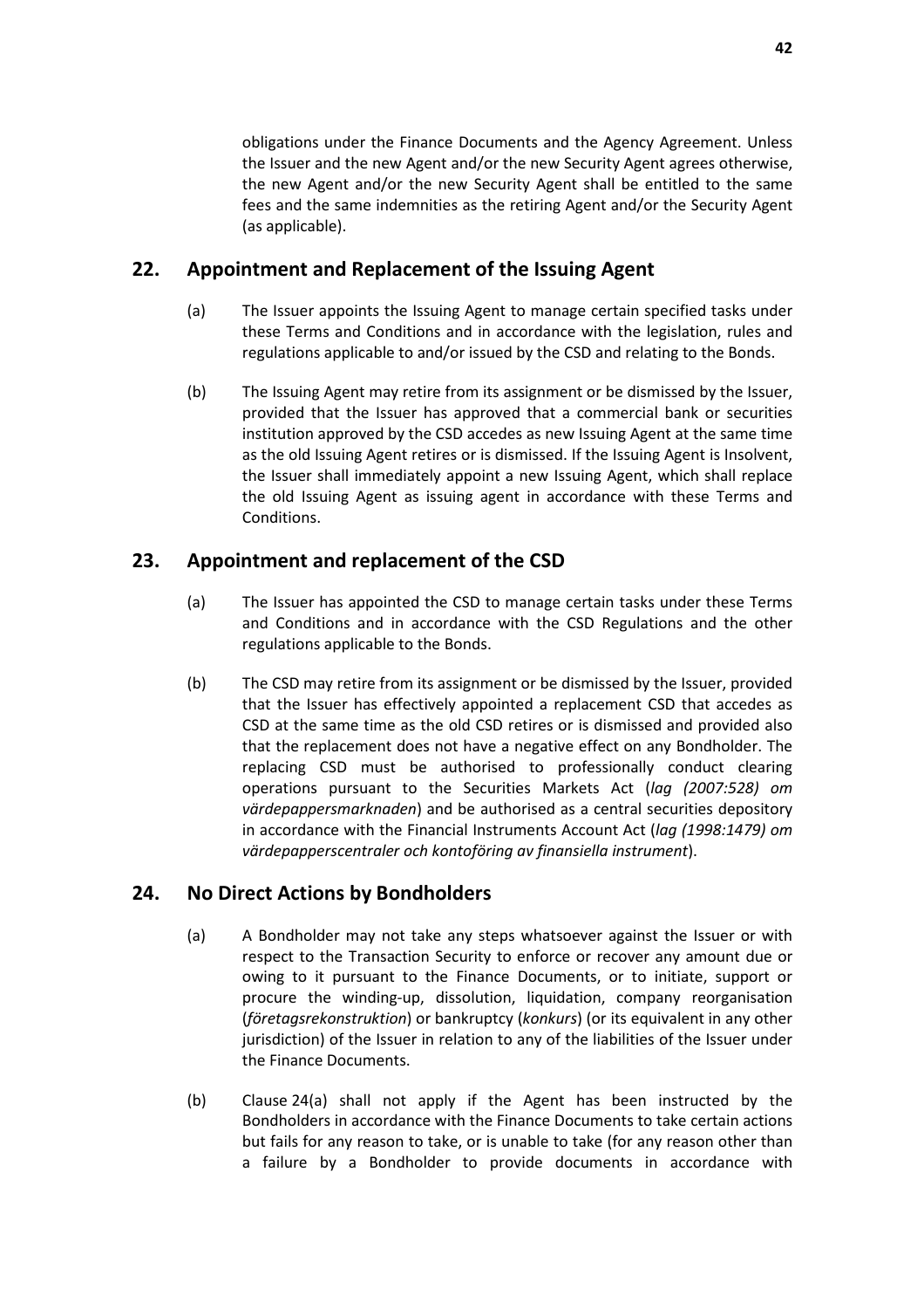obligations under the Finance Documents and the Agency Agreement. Unless the Issuer and the new Agent and/or the new Security Agent agrees otherwise, the new Agent and/or the new Security Agent shall be entitled to the same fees and the same indemnities as the retiring Agent and/or the Security Agent (as applicable).

## 22. Appointment and Replacement of the Issuing Agent

(a) The Issuer appoints the Issuing Agent to manage certain specified tasks under these Terms and Conditions and in accordance with the legislation, rules and regulations applicable to and/or issued by the CSD and relating to the Bonds.

(b) The Issuing Agent may retire from its assignment or be dismissed by the Issuer, provided that the Issuer has approved that a commercial bank or securities institution approved by the CSD accedes as new Issuing Agent at the same time as the old Issuing Agent retires or is dismissed. If the Issuing Agent is Insolvent, the Issuer shall immediately appoint a new Issuing Agent, which shall replace the old Issuing Agent as issuing agent in accordance with these Terms and Conditions.

## 23. Appointment and replacement of the CSD

(a) The Issuer has appointed the CSD to manage certain tasks under these Terms and Conditions and in accordance with the CSD Regulations and the other regulations applicable to the Bonds.

(b) The CSD may retire from its assignment or be dismissed by the Issuer, provided that the Issuer has effectively appointed a replacement CSD that accedes as CSD at the same time as the old CSD retires or is dismissed and provided also that the replacement does not have a negative effect on any Bondholder. The replacing CSD must be authorised to professionally conduct clearing operations pursuant to the Securities Markets Act (*lag (2007:528) om värdepappersmarknaden*) and be authorised as a central securities depository in accordance with the Financial Instruments Account Act (*lag (1998:1479) om värdepapperscentraler och kontoföring av finansiella instrument*).

## 24. No Direct Actions by Bondholders

(a) A Bondholder may not take any steps whatsoever against the Issuer or with respect to the Transaction Security to enforce or recover any amount due or owing to it pursuant to the Finance Documents, or to initiate, support or procure the winding-up, dissolution, liquidation, company reorganisation (*företagsrekonstruktion*) or bankruptcy (*konkurs*) (or its equivalent in any other jurisdiction) of the Issuer in relation to any of the liabilities of the Issuer under the Finance Documents.

(b) Clause 24(a) shall not apply if the Agent has been instructed by the Bondholders in accordance with the Finance Documents to take certain actions but fails for any reason to take, or is unable to take (for any reason other than a failure by a Bondholder to provide documents in accordance with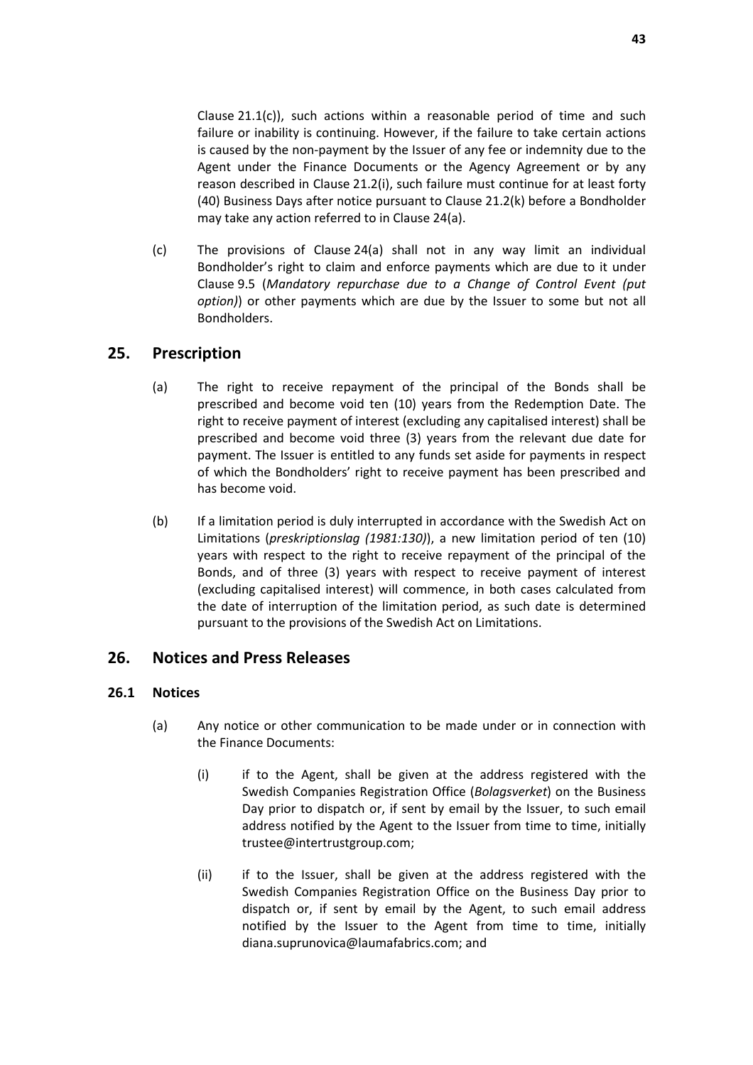Clause 21.1(c)), such actions within a reasonable period of time and such failure or inability is continuing. However, if the failure to take certain actions is caused by the non-payment by the Issuer of any fee or indemnity due to the Agent under the Finance Documents or the Agency Agreement or by any reason described in Clause 21.2(i), such failure must continue for at least forty (40) Business Days after notice pursuant to Clause 21.2(k) before a Bondholder may take any action referred to in Clause 24(a).

(c) The provisions of Clause 24(a) shall not in any way limit an individual Bondholder's right to claim and enforce payments which are due to it under Clause 9.5 (*Mandatory repurchase due to a Change of Control Event (put option)*) or other payments which are due by the Issuer to some but not all Bondholders.

## 25. Prescription

(a) The right to receive repayment of the principal of the Bonds shall be prescribed and become void ten (10) years from the Redemption Date. The right to receive payment of interest (excluding any capitalised interest) shall be prescribed and become void three (3) years from the relevant due date for payment. The Issuer is entitled to any funds set aside for payments in respect of which the Bondholders' right to receive payment has been prescribed and has become void.

(b) If a limitation period is duly interrupted in accordance with the Swedish Act on Limitations (*preskriptionslag (1981:130)*), a new limitation period of ten (10) years with respect to the right to receive repayment of the principal of the Bonds, and of three (3) years with respect to receive payment of interest (excluding capitalised interest) will commence, in both cases calculated from the date of interruption of the limitation period, as such date is determined pursuant to the provisions of the Swedish Act on Limitations.

## 26. Notices and Press Releases

### 26.1 Notices

(a) Any notice or other communication to be made under or in connection with the Finance Documents:

(i) if to the Agent, shall be given at the address registered with the Swedish Companies Registration Office (*Bolagsverket*) on the Business Day prior to dispatch or, if sent by email by the Issuer, to such email address notified by the Agent to the Issuer from time to time, initially trustee@intertrustgroup.com;

(ii) if to the Issuer, shall be given at the address registered with the Swedish Companies Registration Office on the Business Day prior to dispatch or, if sent by email by the Agent, to such email address notified by the Issuer to the Agent from time to time, initially diana.suprunovica@laumafabrics.com; and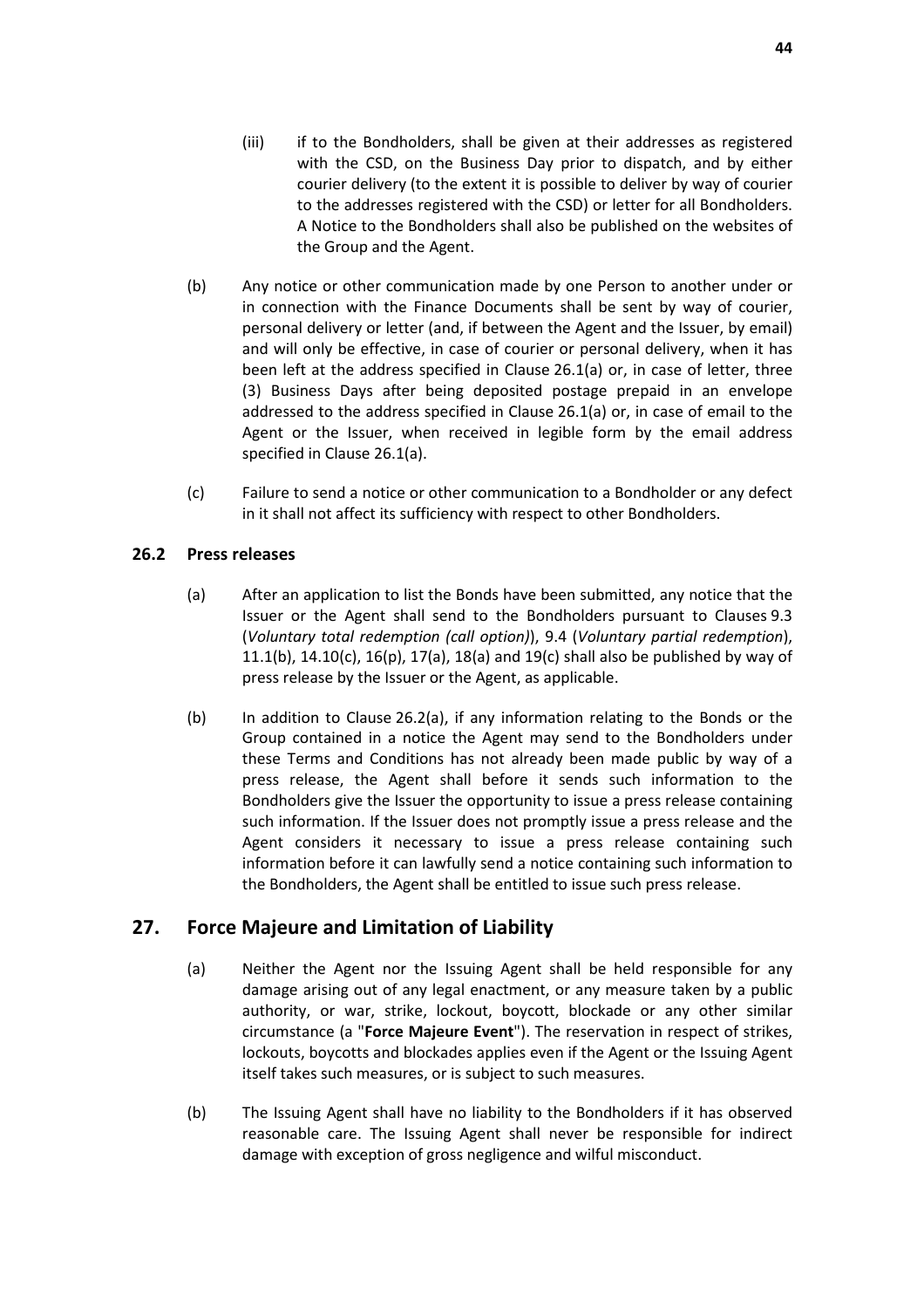(iii) if to the Bondholders, shall be given at their addresses as registered with the CSD, on the Business Day prior to dispatch, and by either courier delivery (to the extent it is possible to deliver by way of courier to the addresses registered with the CSD) or letter for all Bondholders. A Notice to the Bondholders shall also be published on the websites of the Group and the Agent.

(b) Any notice or other communication made by one Person to another under or in connection with the Finance Documents shall be sent by way of courier, personal delivery or letter (and, if between the Agent and the Issuer, by email) and will only be effective, in case of courier or personal delivery, when it has been left at the address specified in Clause 26.1(a) or, in case of letter, three (3) Business Days after being deposited postage prepaid in an envelope addressed to the address specified in Clause 26.1(a) or, in case of email to the Agent or the Issuer, when received in legible form by the email address specified in Clause 26.1(a).

(c) Failure to send a notice or other communication to a Bondholder or any defect in it shall not affect its sufficiency with respect to other Bondholders.

### 26.2 Press releases

(a) After an application to list the Bonds have been submitted, any notice that the Issuer or the Agent shall send to the Bondholders pursuant to Clauses 9.3 (*Voluntary total redemption (call option)*), 9.4 (*Voluntary partial redemption*), 11.1(b), 14.10(c), 16(p), 17(a), 18(a) and 19(c) shall also be published by way of press release by the Issuer or the Agent, as applicable.

(b) In addition to Clause 26.2(a), if any information relating to the Bonds or the Group contained in a notice the Agent may send to the Bondholders under these Terms and Conditions has not already been made public by way of a press release, the Agent shall before it sends such information to the Bondholders give the Issuer the opportunity to issue a press release containing such information. If the Issuer does not promptly issue a press release and the Agent considers it necessary to issue a press release containing such information before it can lawfully send a notice containing such information to the Bondholders, the Agent shall be entitled to issue such press release.

## 27. Force Majeure and Limitation of Liability

(a) Neither the Agent nor the Issuing Agent shall be held responsible for any damage arising out of any legal enactment, or any measure taken by a public authority, or war, strike, lockout, boycott, blockade or any other similar circumstance (a "**Force Majeure Event**"). The reservation in respect of strikes, lockouts, boycotts and blockades applies even if the Agent or the Issuing Agent itself takes such measures, or is subject to such measures.

(b) The Issuing Agent shall have no liability to the Bondholders if it has observed reasonable care. The Issuing Agent shall never be responsible for indirect damage with exception of gross negligence and wilful misconduct.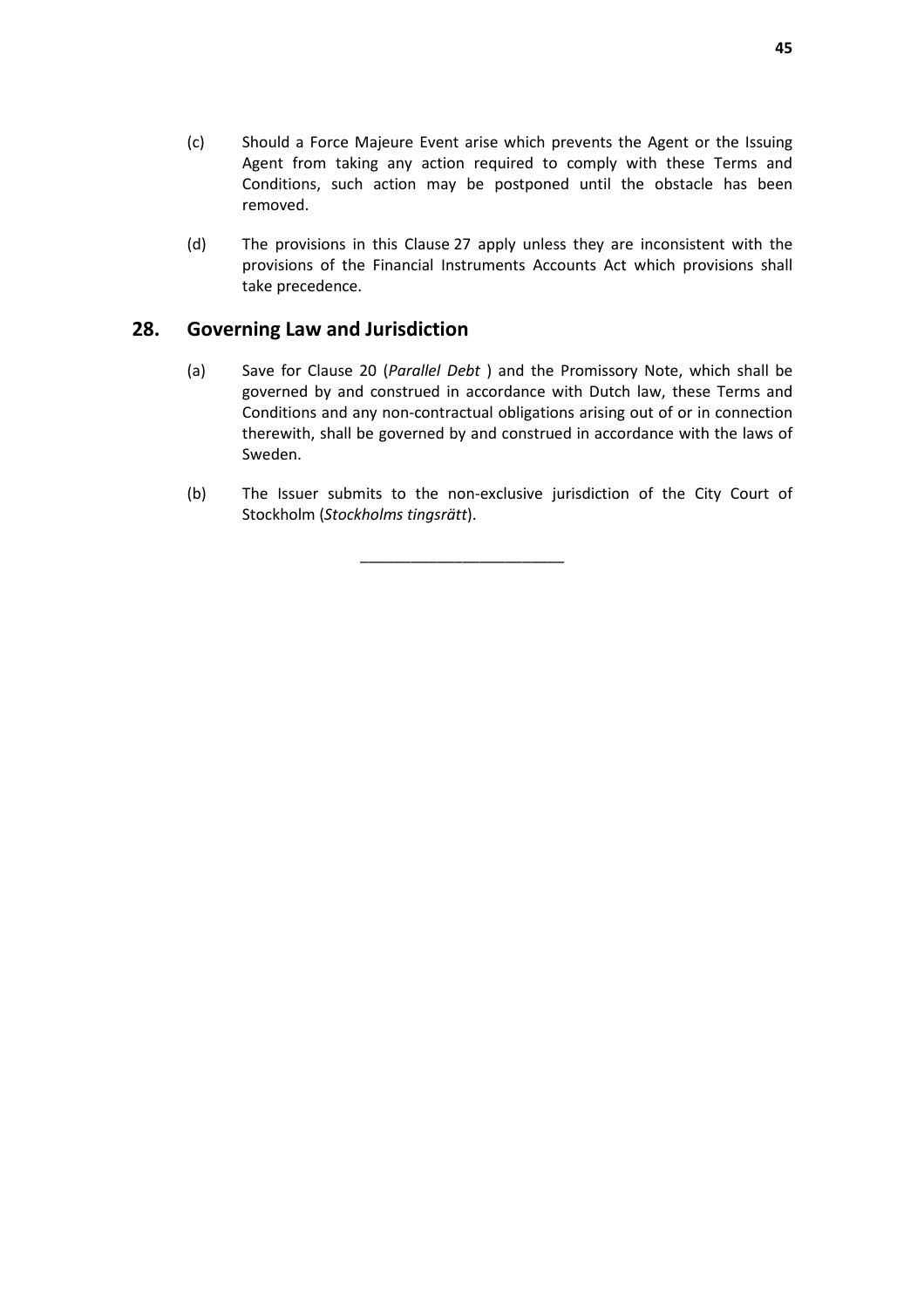(c) Should a Force Majeure Event arise which prevents the Agent or the Issuing Agent from taking any action required to comply with these Terms and Conditions, such action may be postponed until the obstacle has been removed.

(d) The provisions in this Clause 27 apply unless they are inconsistent with the provisions of the Financial Instruments Accounts Act which provisions shall take precedence.

## 28. Governing Law and Jurisdiction

(a) Save for Clause 20 (*Parallel Debt* ) and the Promissory Note, which shall be governed by and construed in accordance with Dutch law, these Terms and Conditions and any non-contractual obligations arising out of or in connection therewith, shall be governed by and construed in accordance with the laws of Sweden.

(b) The Issuer submits to the non-exclusive jurisdiction of the City Court of Stockholm (*Stockholms tingsrätt*).

\_\_\_\_\_\_\_\_\_\_\_\_\_\_\_\_\_\_\_\_\_\_\_\_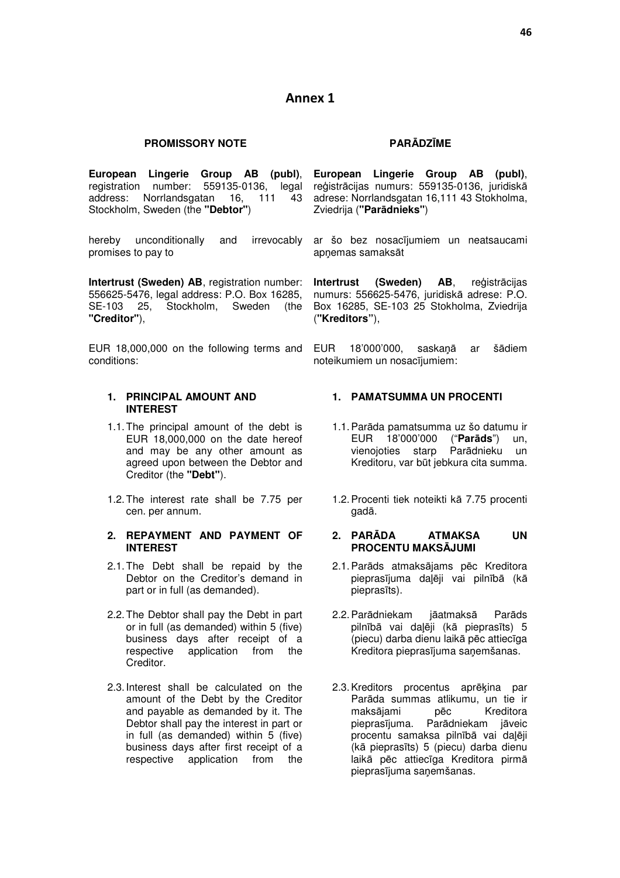## Annex 1

**PROMISSORY NOTE**

**European Lingerie Group AB (publ)**, registration number: 559135-0136, legal address: Norrlandsgatan 16, 111 43 Stockholm, Sweden (the **"Debtor"**)

hereby unconditionally and irrevocably promises to pay to

**Intertrust (Sweden) AB**, registration number: 556625-5476, legal address: P.O. Box 16285, SE-103 25, Stockholm, Sweden (the **"Creditor"**),

EUR 18,000,000 on the following terms and conditions:

**1. PRINCIPAL AMOUNT AND INTEREST**

1.1. The principal amount of the debt is EUR 18,000,000 on the date hereof and may be any other amount as agreed upon between the Debtor and Creditor (the **"Debt"**).

1.2. The interest rate shall be 7.75 per cen. per annum.

**2. REPAYMENT AND PAYMENT OF INTEREST**

2.1. The Debt shall be repaid by the Debtor on the Creditor's demand in part or in full (as demanded).

2.2. The Debtor shall pay the Debt in part or in full (as demanded) within 5 (five) business days after receipt of a respective application from the Creditor.

2.3. Interest shall be calculated on the amount of the Debt by the Creditor and payable as demanded by it. The Debtor shall pay the interest in part or in full (as demanded) within 5 (five) business days after first receipt of a respective application from the

**PARĀDZĪME**

**European Lingerie Group AB (publ)**, reģistrācijas numurs: 559135-0136, juridiskā adrese: Norrlandsgatan 16,111 43 Stokholma, Zviedrija (**"Parādnieks"**)

ar šo bez nosacījumiem un neatsaucami apņemas samaksāt

**Intertrust (Sweden) AB**, reģistrācijas numurs: 556625-5476, juridiskā adrese: P.O. Box 16285, SE-103 25 Stokholma, Zviedrija (**"Kreditors"**),

EUR 18'000'000, saskaņā ar šādiem noteikumiem un nosacījumiem:

**1. PAMATSUMMA UN PROCENTI**

1.1. Parāda pamatsumma uz šo datumu ir EUR 18'000'000 ("**Parāds**") un, vienojoties starp Parādnieku un Kreditoru, var būt jebkura cita summa.

1.2. Procenti tiek noteikti kā 7.75 procenti gadā.

**2. PARĀDA ATMAKSA UN PROCENTU MAKSĀJUMI**

2.1. Parāds atmaksājams pēc Kreditora pieprasījuma daļēji vai pilnībā (kā pieprasīts).

2.2. Parādniekam jāatmaksā Parāds pilnībā vai daļēji (kā pieprasīts) 5 (piecu) darba dienu laikā pēc attiecīga Kreditora pieprasījuma saņemšanas.

2.3. Kreditors procentus aprēķina par Parāda summas atlikumu, un tie ir maksājami pēc Kreditora pieprasījuma. Parādniekam jāveic procentu samaksa pilnībā vai daļēji (kā pieprasīts) 5 (piecu) darba dienu laikā pēc attiecīga Kreditora pirmā pieprasījuma saņemšanas.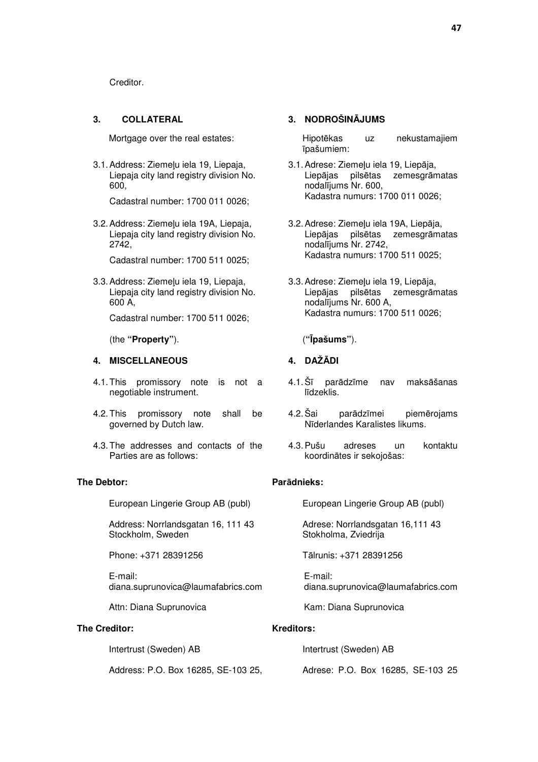Creditor.

## 3. COLLATERAL

Mortgage over the real estates:

3.1. Address: Ziemeļu iela 19, Liepaja, Liepaja city land registry division No. 600,

Cadastral number: 1700 011 0026;

3.2. Address: Ziemeļu iela 19A, Liepaja, Liepaja city land registry division No. 2742,

Cadastral number: 1700 511 0025;

3.3. Address: Ziemeļu iela 19, Liepaja, Liepaja city land registry division No. 600 A,

Cadastral number: 1700 511 0026;

(the **"Property"**).

## 4. MISCELLANEOUS

4.1. This promissory note is not a negotiable instrument.

4.2. This promissory note shall be governed by Dutch law.

4.3. The addresses and contacts of the Parties are as follows:

**The Debtor:**

European Lingerie Group AB (publ)

Address: Norrlandsgatan 16, 111 43 Stockholm, Sweden

Phone: +371 28391256

E-mail: diana.suprunovica@laumafabrics.com

Attn: Diana Suprunovica

**The Creditor:**

Intertrust (Sweden) AB

Address: P.O. Box 16285, SE-103 25,

## 3. NODROŠINĀJUMS

Hipotēkas uz nekustamajiem īpašumiem:

3.1. Adrese: Ziemeļu iela 19, Liepāja, Liepājas pilsētas zemesgrāmatas nodalījums Nr. 600, Kadastra numurs: 1700 011 0026;

3.2. Adrese: Ziemeļu iela 19A, Liepāja, Liepājas pilsētas zemesgrāmatas nodalījums Nr. 2742, Kadastra numurs: 1700 511 0025;

3.3. Adrese: Ziemeļu iela 19, Liepāja, Liepājas pilsētas zemesgrāmatas nodalījums Nr. 600 A, Kadastra numurs: 1700 511 0026;

(**"Īpašums"**).

## 4. DAŽĀDI

4.1. Šī parādzīme nav maksāšanas līdzeklis.

4.2. Šai parādzīmei piemērojams Nīderlandes Karalistes likums.

4.3. Pušu adreses un kontaktu koordinātes ir sekojošas:

**Parādnieks:**

European Lingerie Group AB (publ)

Adrese: Norrlandsgatan 16,111 43 Stokholma, Zviedrija

Tālrunis: +371 28391256

E-mail: diana.suprunovica@laumafabrics.com

Kam: Diana Suprunovica

**Kreditors:**

Intertrust (Sweden) AB

Adrese: P.O. Box 16285, SE-103 25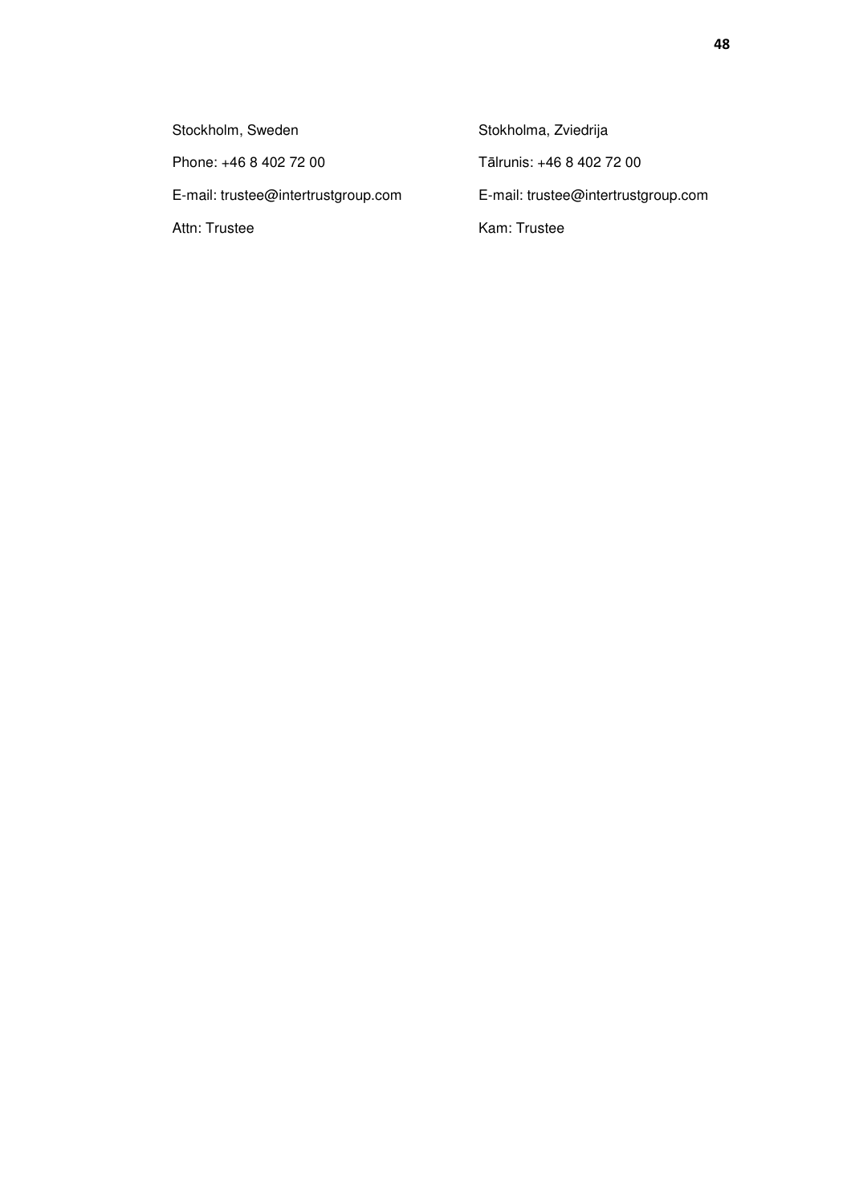| | |
|---|---|
| Stockholm, Sweden | Stokholma, Zviedrija |
| Phone: +46 8 402 72 00 | Tālrunis: +46 8 402 72 00 |
| E-mail: trustee@intertrustgroup.com | E-mail: trustee@intertrustgroup.com |
| Attn: Trustee | Kam: Trustee |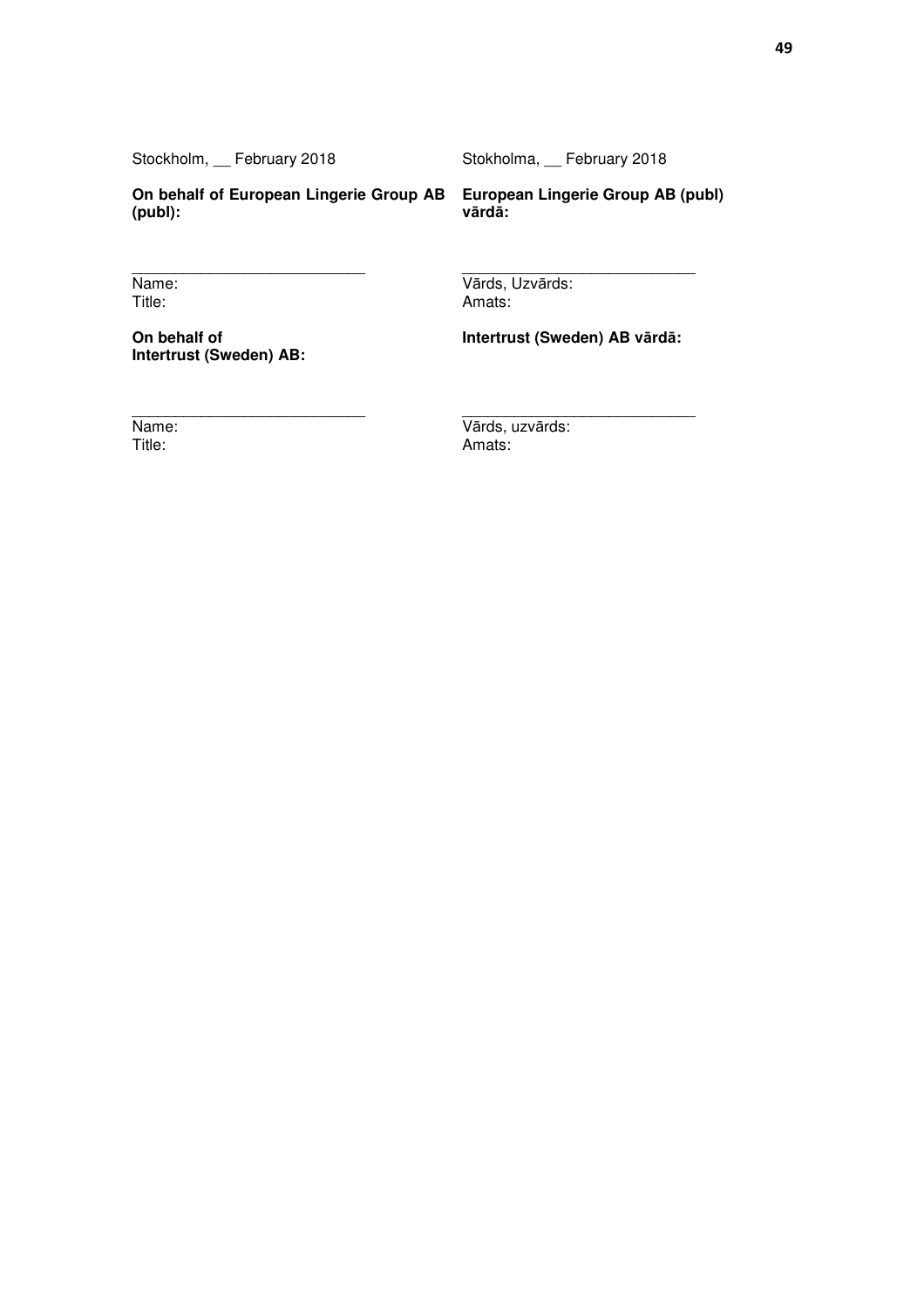Stockholm, __ February 2018

**On behalf of European Lingerie Group AB (publ):**

___________________________

Name:
Title:

**On behalf of Intertrust (Sweden) AB:**

___________________________

Name:
Title:

Stokholma, __ February 2018

**European Lingerie Group AB (publ) vārdā:**

___________________________

Vārds, Uzvārds:
Amats:

**Intertrust (Sweden) AB vārdā:**

___________________________

Vārds, uzvārds:
Amats: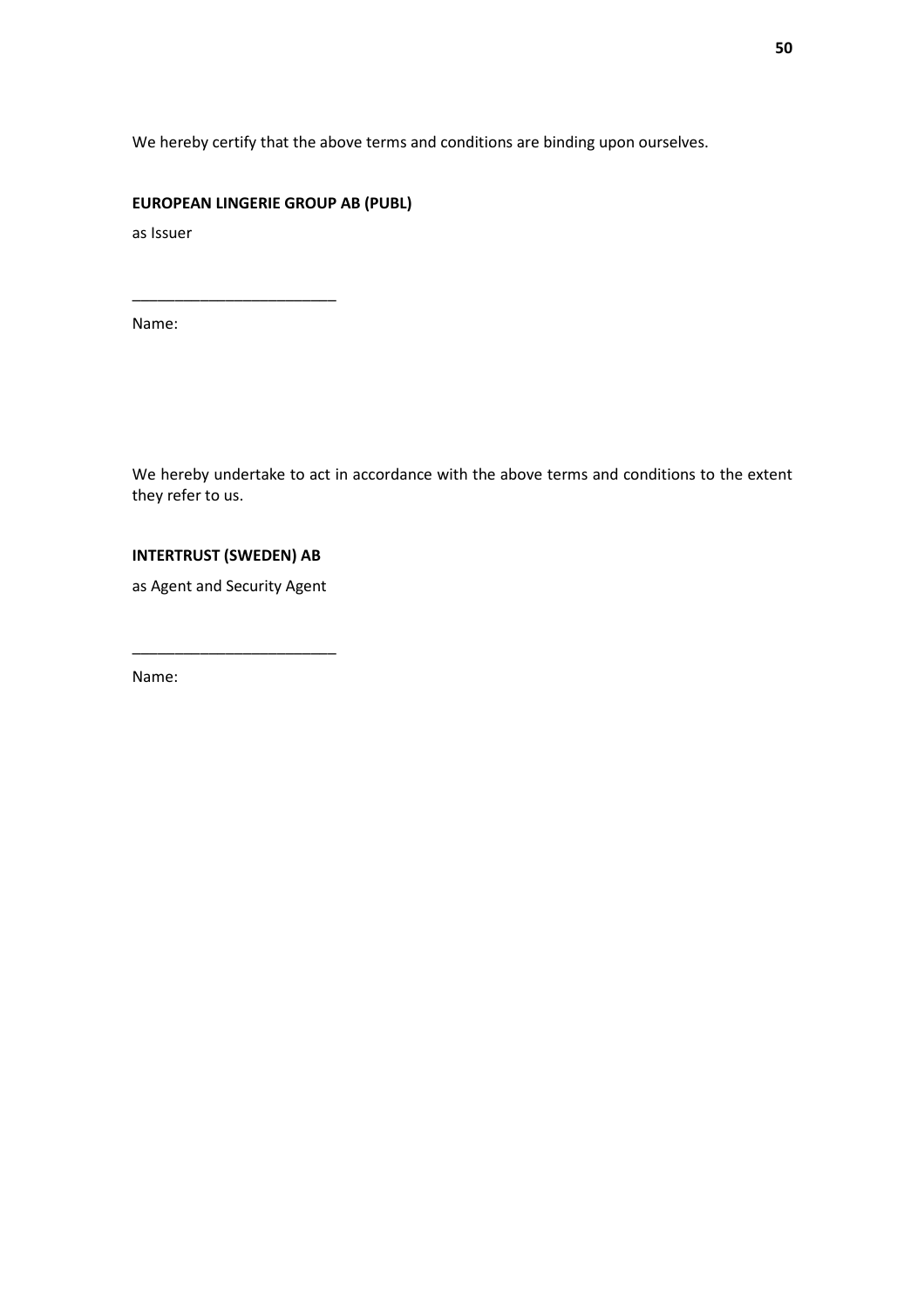We hereby certify that the above terms and conditions are binding upon ourselves.

**EUROPEAN LINGERIE GROUP AB (PUBL)**

as Issuer

________________________

Name:

We hereby undertake to act in accordance with the above terms and conditions to the extent they refer to us.

**INTERTRUST (SWEDEN) AB**

as Agent and Security Agent

________________________

Name: